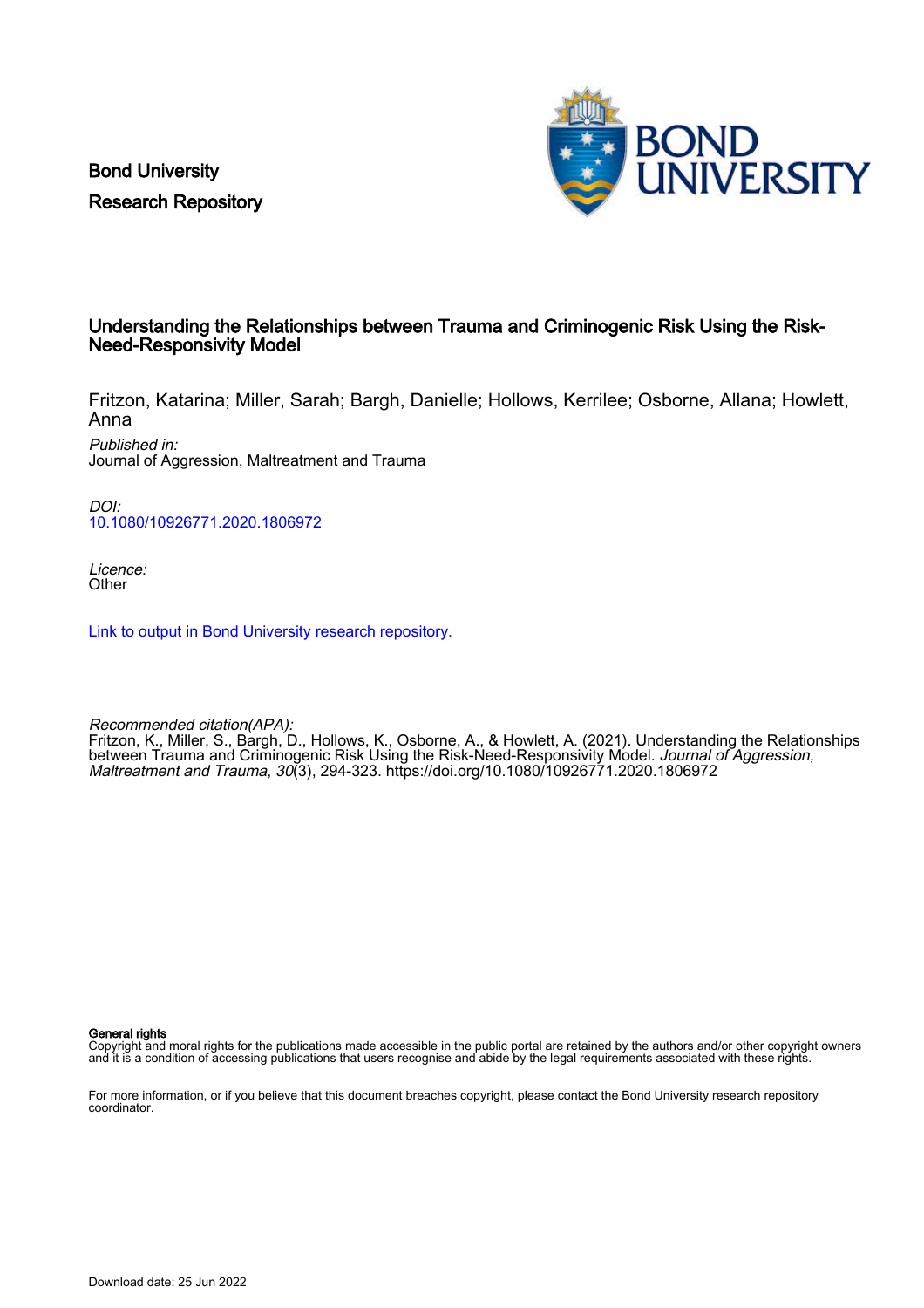Bond University
Research Repository

# Understanding the Relationships between Trauma and Criminogenic Risk Using the Risk-Need-Responsivity Model

Fritzon, Katarina; Miller, Sarah; Bargh, Danielle; Hollows, Kerrilee; Osborne, Allana; Howlett, Anna

*Published in:*
Journal of Aggression, Maltreatment and Trauma

*DOI:*
10.1080/10926771.2020.1806972

*Licence:*
Other

Link to output in Bond University research repository.

*Recommended citation(APA):*
Fritzon, K., Miller, S., Bargh, D., Hollows, K., Osborne, A., & Howlett, A. (2021). Understanding the Relationships between Trauma and Criminogenic Risk Using the Risk-Need-Responsivity Model. *Journal of Aggression, Maltreatment and Trauma*, *30*(3), 294-323. https://doi.org/10.1080/10926771.2020.1806972

**General rights**
Copyright and moral rights for the publications made accessible in the public portal are retained by the authors and/or other copyright owners and it is a condition of accessing publications that users recognise and abide by the legal requirements associated with these rights.

For more information, or if you believe that this document breaches copyright, please contact the Bond University research repository coordinator.

Download date: 25 Jun 2022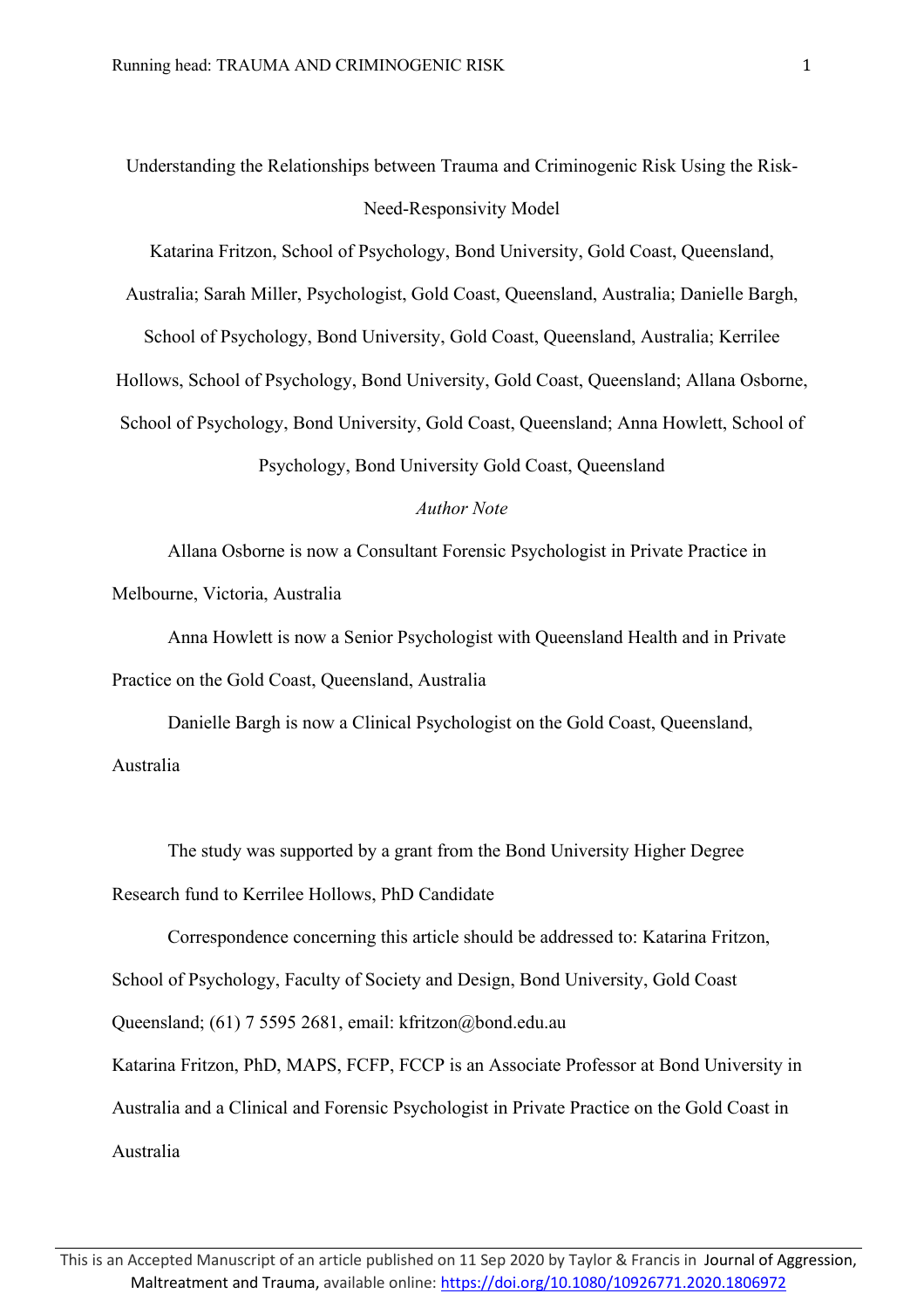Understanding the Relationships between Trauma and Criminogenic Risk Using the Risk-Need-Responsivity Model

Katarina Fritzon, School of Psychology, Bond University, Gold Coast, Queensland, Australia; Sarah Miller, Psychologist, Gold Coast, Queensland, Australia; Danielle Bargh, School of Psychology, Bond University, Gold Coast, Queensland, Australia; Kerrilee Hollows, School of Psychology, Bond University, Gold Coast, Queensland; Allana Osborne, School of Psychology, Bond University, Gold Coast, Queensland; Anna Howlett, School of Psychology, Bond University Gold Coast, Queensland

*Author Note*

Allana Osborne is now a Consultant Forensic Psychologist in Private Practice in Melbourne, Victoria, Australia

Anna Howlett is now a Senior Psychologist with Queensland Health and in Private Practice on the Gold Coast, Queensland, Australia

Danielle Bargh is now a Clinical Psychologist on the Gold Coast, Queensland, Australia

The study was supported by a grant from the Bond University Higher Degree Research fund to Kerrilee Hollows, PhD Candidate

Correspondence concerning this article should be addressed to: Katarina Fritzon, School of Psychology, Faculty of Society and Design, Bond University, Gold Coast Queensland; (61) 7 5595 2681, email: kfritzon@bond.edu.au

Katarina Fritzon, PhD, MAPS, FCFP, FCCP is an Associate Professor at Bond University in Australia and a Clinical and Forensic Psychologist in Private Practice on the Gold Coast in Australia

This is an Accepted Manuscript of an article published on 11 Sep 2020 by Taylor & Francis in Journal of Aggression, Maltreatment and Trauma, available online: https://doi.org/10.1080/10926771.2020.1806972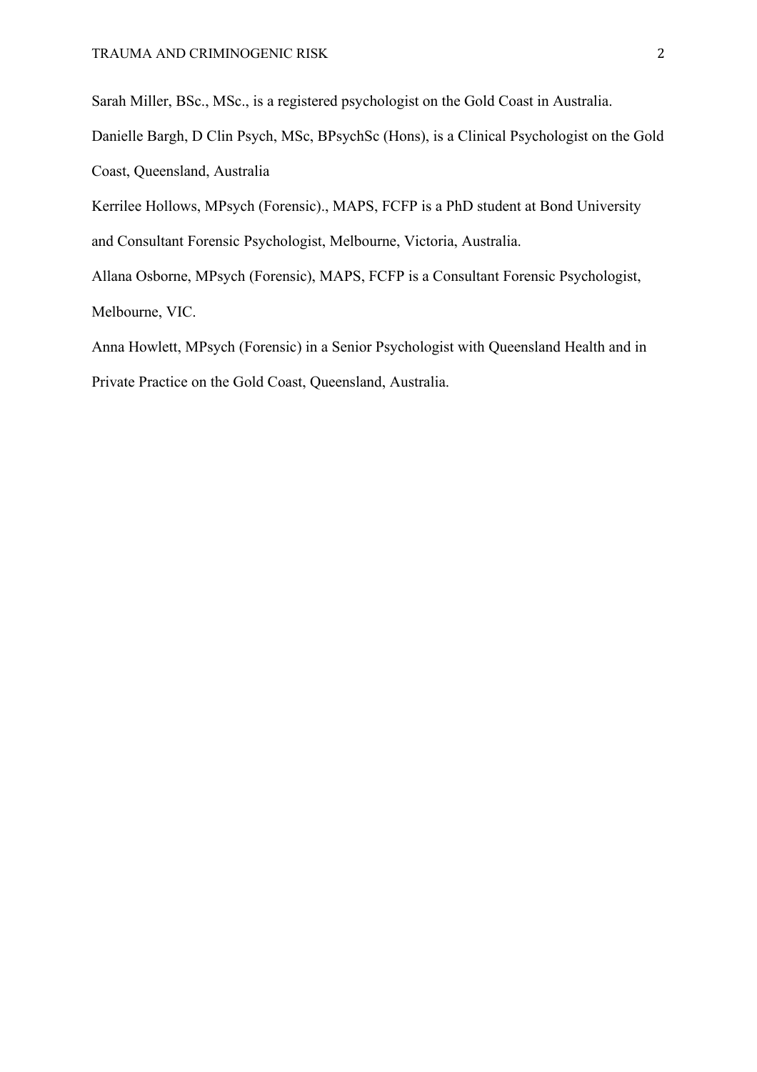Sarah Miller, BSc., MSc., is a registered psychologist on the Gold Coast in Australia.

Danielle Bargh, D Clin Psych, MSc, BPsychSc (Hons), is a Clinical Psychologist on the Gold Coast, Queensland, Australia

Kerrilee Hollows, MPsych (Forensic)., MAPS, FCFP is a PhD student at Bond University and Consultant Forensic Psychologist, Melbourne, Victoria, Australia.

Allana Osborne, MPsych (Forensic), MAPS, FCFP is a Consultant Forensic Psychologist, Melbourne, VIC.

Anna Howlett, MPsych (Forensic) in a Senior Psychologist with Queensland Health and in Private Practice on the Gold Coast, Queensland, Australia.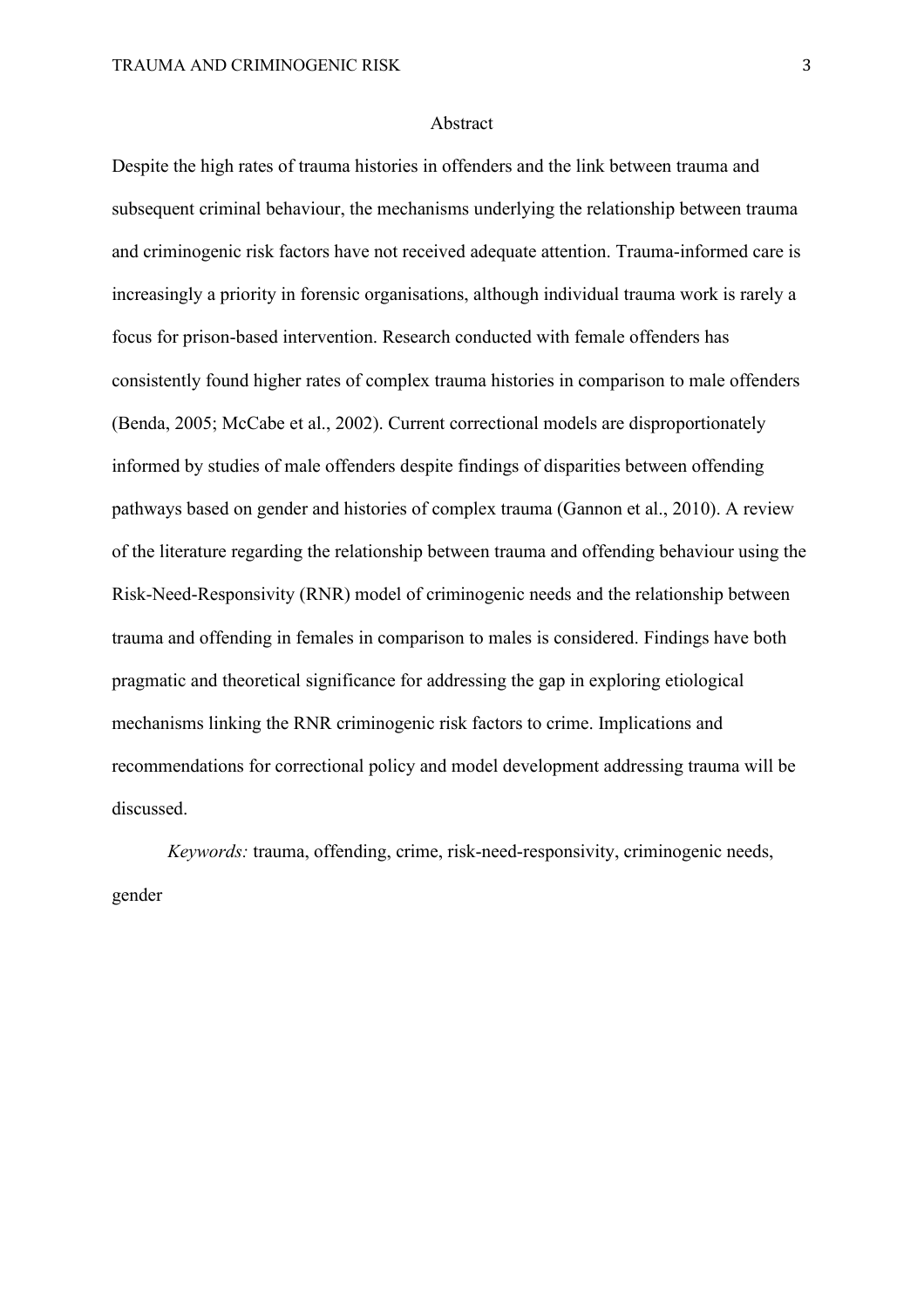## Abstract

Despite the high rates of trauma histories in offenders and the link between trauma and subsequent criminal behaviour, the mechanisms underlying the relationship between trauma and criminogenic risk factors have not received adequate attention. Trauma-informed care is increasingly a priority in forensic organisations, although individual trauma work is rarely a focus for prison-based intervention. Research conducted with female offenders has consistently found higher rates of complex trauma histories in comparison to male offenders (Benda, 2005; McCabe et al., 2002). Current correctional models are disproportionately informed by studies of male offenders despite findings of disparities between offending pathways based on gender and histories of complex trauma (Gannon et al., 2010). A review of the literature regarding the relationship between trauma and offending behaviour using the Risk-Need-Responsivity (RNR) model of criminogenic needs and the relationship between trauma and offending in females in comparison to males is considered. Findings have both pragmatic and theoretical significance for addressing the gap in exploring etiological mechanisms linking the RNR criminogenic risk factors to crime. Implications and recommendations for correctional policy and model development addressing trauma will be discussed.

*Keywords:* trauma, offending, crime, risk-need-responsivity, criminogenic needs, gender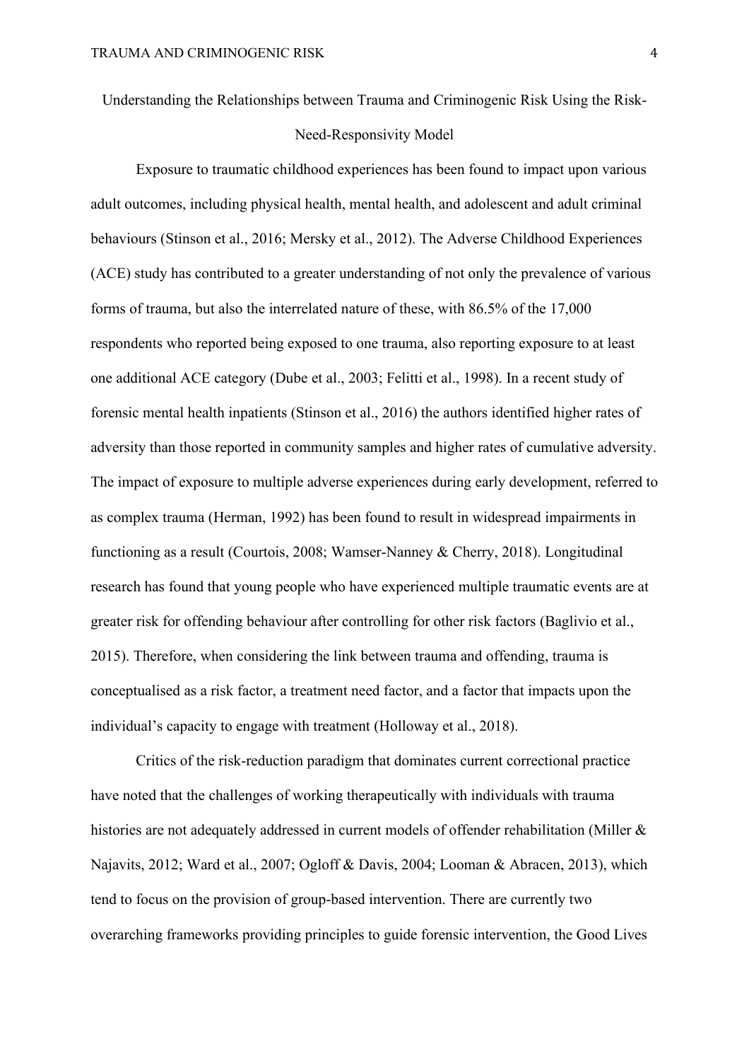# Understanding the Relationships between Trauma and Criminogenic Risk Using the Risk-Need-Responsivity Model

Exposure to traumatic childhood experiences has been found to impact upon various adult outcomes, including physical health, mental health, and adolescent and adult criminal behaviours (Stinson et al., 2016; Mersky et al., 2012). The Adverse Childhood Experiences (ACE) study has contributed to a greater understanding of not only the prevalence of various forms of trauma, but also the interrelated nature of these, with 86.5% of the 17,000 respondents who reported being exposed to one trauma, also reporting exposure to at least one additional ACE category (Dube et al., 2003; Felitti et al., 1998). In a recent study of forensic mental health inpatients (Stinson et al., 2016) the authors identified higher rates of adversity than those reported in community samples and higher rates of cumulative adversity. The impact of exposure to multiple adverse experiences during early development, referred to as complex trauma (Herman, 1992) has been found to result in widespread impairments in functioning as a result (Courtois, 2008; Wamser-Nanney & Cherry, 2018). Longitudinal research has found that young people who have experienced multiple traumatic events are at greater risk for offending behaviour after controlling for other risk factors (Baglivio et al., 2015). Therefore, when considering the link between trauma and offending, trauma is conceptualised as a risk factor, a treatment need factor, and a factor that impacts upon the individual's capacity to engage with treatment (Holloway et al., 2018).

Critics of the risk-reduction paradigm that dominates current correctional practice have noted that the challenges of working therapeutically with individuals with trauma histories are not adequately addressed in current models of offender rehabilitation (Miller & Najavits, 2012; Ward et al., 2007; Ogloff & Davis, 2004; Looman & Abracen, 2013), which tend to focus on the provision of group-based intervention. There are currently two overarching frameworks providing principles to guide forensic intervention, the Good Lives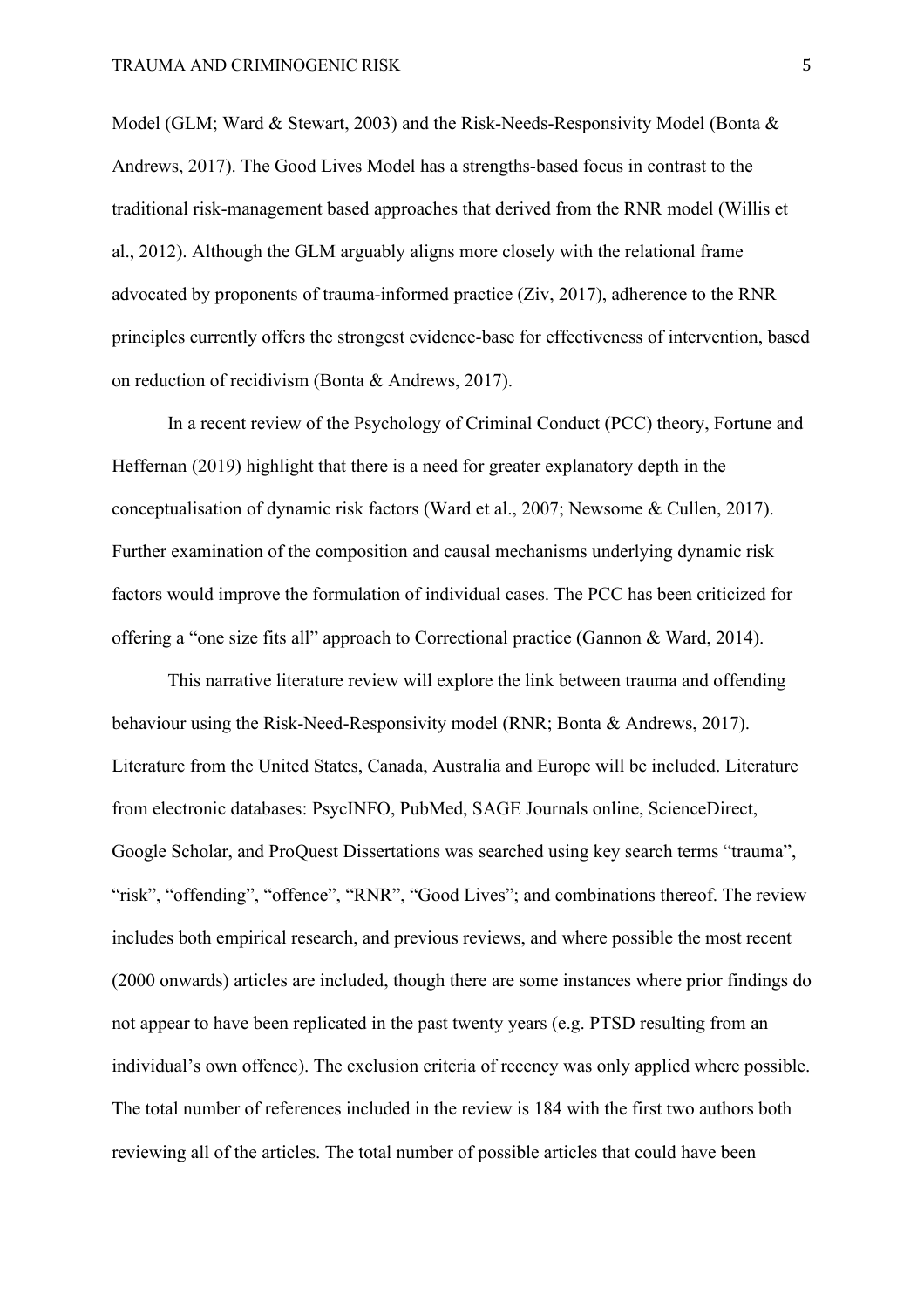Model (GLM; Ward & Stewart, 2003) and the Risk-Needs-Responsivity Model (Bonta & Andrews, 2017). The Good Lives Model has a strengths-based focus in contrast to the traditional risk-management based approaches that derived from the RNR model (Willis et al., 2012). Although the GLM arguably aligns more closely with the relational frame advocated by proponents of trauma-informed practice (Ziv, 2017), adherence to the RNR principles currently offers the strongest evidence-base for effectiveness of intervention, based on reduction of recidivism (Bonta & Andrews, 2017).

In a recent review of the Psychology of Criminal Conduct (PCC) theory, Fortune and Heffernan (2019) highlight that there is a need for greater explanatory depth in the conceptualisation of dynamic risk factors (Ward et al., 2007; Newsome & Cullen, 2017). Further examination of the composition and causal mechanisms underlying dynamic risk factors would improve the formulation of individual cases. The PCC has been criticized for offering a "one size fits all" approach to Correctional practice (Gannon & Ward, 2014).

This narrative literature review will explore the link between trauma and offending behaviour using the Risk-Need-Responsivity model (RNR; Bonta & Andrews, 2017). Literature from the United States, Canada, Australia and Europe will be included. Literature from electronic databases: PsycINFO, PubMed, SAGE Journals online, ScienceDirect, Google Scholar, and ProQuest Dissertations was searched using key search terms "trauma", "risk", "offending", "offence", "RNR", "Good Lives"; and combinations thereof. The review includes both empirical research, and previous reviews, and where possible the most recent (2000 onwards) articles are included, though there are some instances where prior findings do not appear to have been replicated in the past twenty years (e.g. PTSD resulting from an individual's own offence). The exclusion criteria of recency was only applied where possible. The total number of references included in the review is 184 with the first two authors both reviewing all of the articles. The total number of possible articles that could have been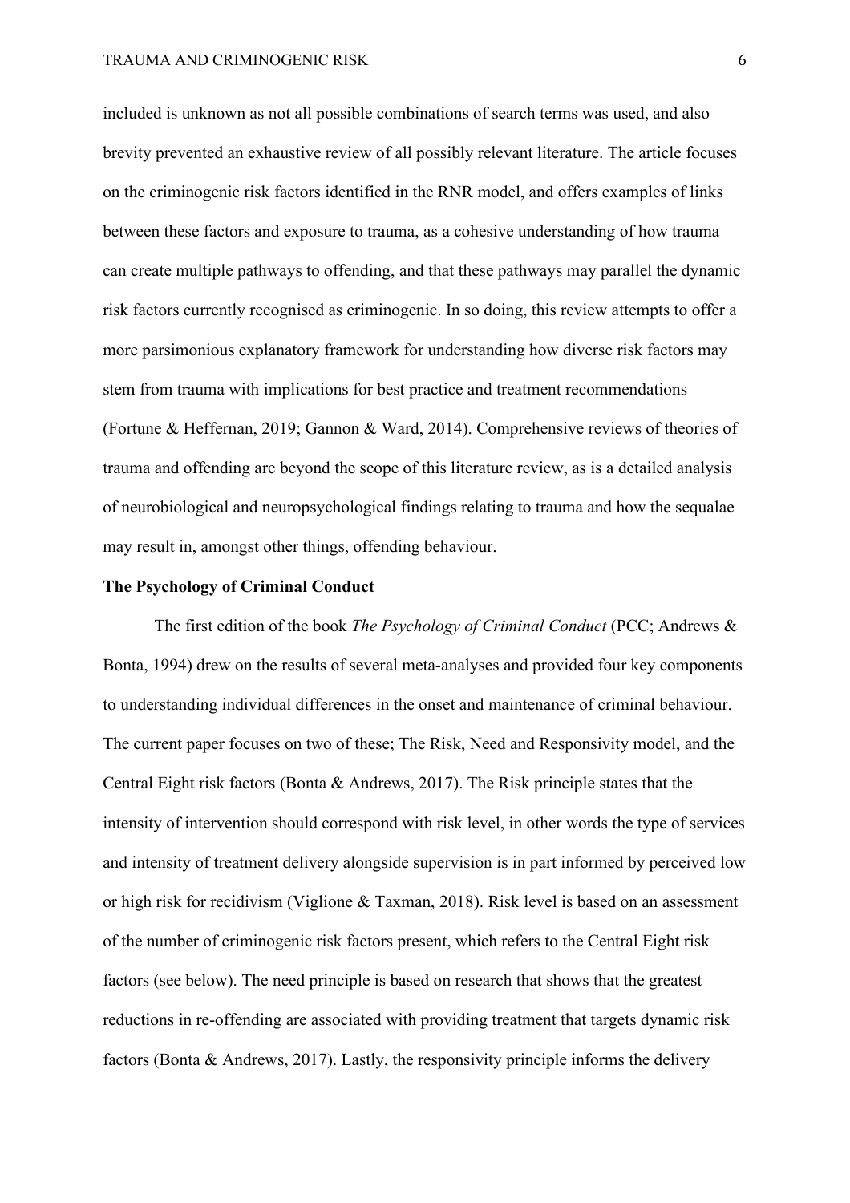included is unknown as not all possible combinations of search terms was used, and also brevity prevented an exhaustive review of all possibly relevant literature. The article focuses on the criminogenic risk factors identified in the RNR model, and offers examples of links between these factors and exposure to trauma, as a cohesive understanding of how trauma can create multiple pathways to offending, and that these pathways may parallel the dynamic risk factors currently recognised as criminogenic. In so doing, this review attempts to offer a more parsimonious explanatory framework for understanding how diverse risk factors may stem from trauma with implications for best practice and treatment recommendations (Fortune & Heffernan, 2019; Gannon & Ward, 2014). Comprehensive reviews of theories of trauma and offending are beyond the scope of this literature review, as is a detailed analysis of neurobiological and neuropsychological findings relating to trauma and how the sequalae may result in, amongst other things, offending behaviour.

**The Psychology of Criminal Conduct**

The first edition of the book *The Psychology of Criminal Conduct* (PCC; Andrews & Bonta, 1994) drew on the results of several meta-analyses and provided four key components to understanding individual differences in the onset and maintenance of criminal behaviour. The current paper focuses on two of these; The Risk, Need and Responsivity model, and the Central Eight risk factors (Bonta & Andrews, 2017). The Risk principle states that the intensity of intervention should correspond with risk level, in other words the type of services and intensity of treatment delivery alongside supervision is in part informed by perceived low or high risk for recidivism (Viglione & Taxman, 2018). Risk level is based on an assessment of the number of criminogenic risk factors present, which refers to the Central Eight risk factors (see below). The need principle is based on research that shows that the greatest reductions in re-offending are associated with providing treatment that targets dynamic risk factors (Bonta & Andrews, 2017). Lastly, the responsivity principle informs the delivery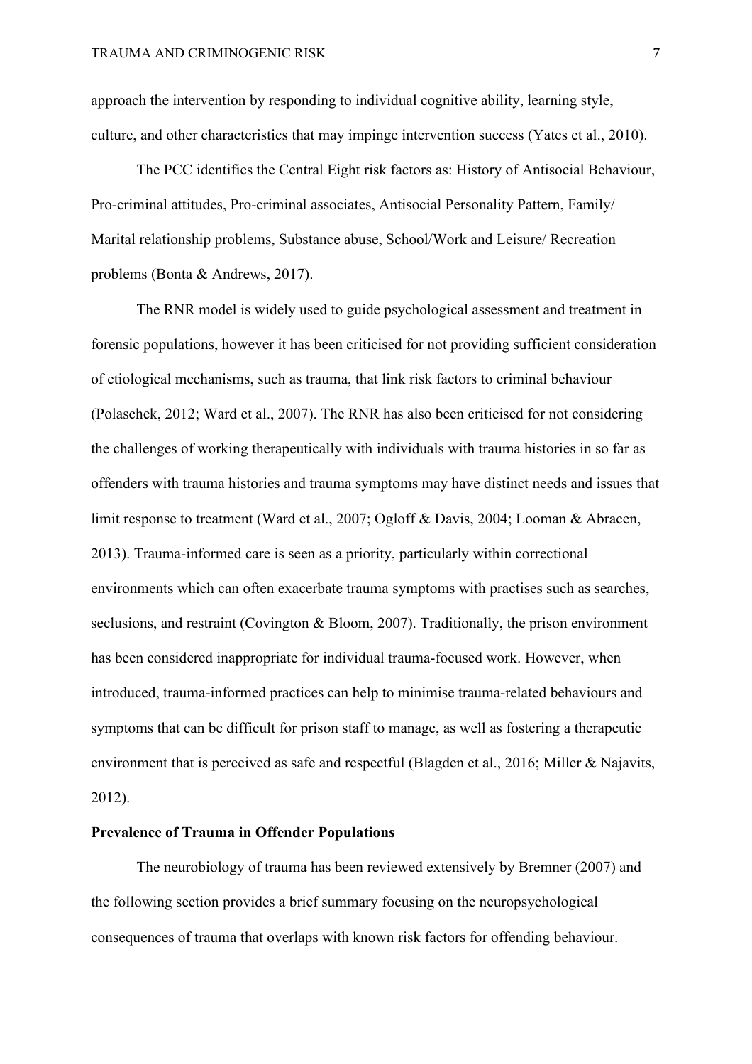approach the intervention by responding to individual cognitive ability, learning style, culture, and other characteristics that may impinge intervention success (Yates et al., 2010).

The PCC identifies the Central Eight risk factors as: History of Antisocial Behaviour, Pro-criminal attitudes, Pro-criminal associates, Antisocial Personality Pattern, Family/ Marital relationship problems, Substance abuse, School/Work and Leisure/ Recreation problems (Bonta & Andrews, 2017).

The RNR model is widely used to guide psychological assessment and treatment in forensic populations, however it has been criticised for not providing sufficient consideration of etiological mechanisms, such as trauma, that link risk factors to criminal behaviour (Polaschek, 2012; Ward et al., 2007). The RNR has also been criticised for not considering the challenges of working therapeutically with individuals with trauma histories in so far as offenders with trauma histories and trauma symptoms may have distinct needs and issues that limit response to treatment (Ward et al., 2007; Ogloff & Davis, 2004; Looman & Abracen, 2013). Trauma-informed care is seen as a priority, particularly within correctional environments which can often exacerbate trauma symptoms with practises such as searches, seclusions, and restraint (Covington & Bloom, 2007). Traditionally, the prison environment has been considered inappropriate for individual trauma-focused work. However, when introduced, trauma-informed practices can help to minimise trauma-related behaviours and symptoms that can be difficult for prison staff to manage, as well as fostering a therapeutic environment that is perceived as safe and respectful (Blagden et al., 2016; Miller & Najavits, 2012).

**Prevalence of Trauma in Offender Populations**

The neurobiology of trauma has been reviewed extensively by Bremner (2007) and the following section provides a brief summary focusing on the neuropsychological consequences of trauma that overlaps with known risk factors for offending behaviour.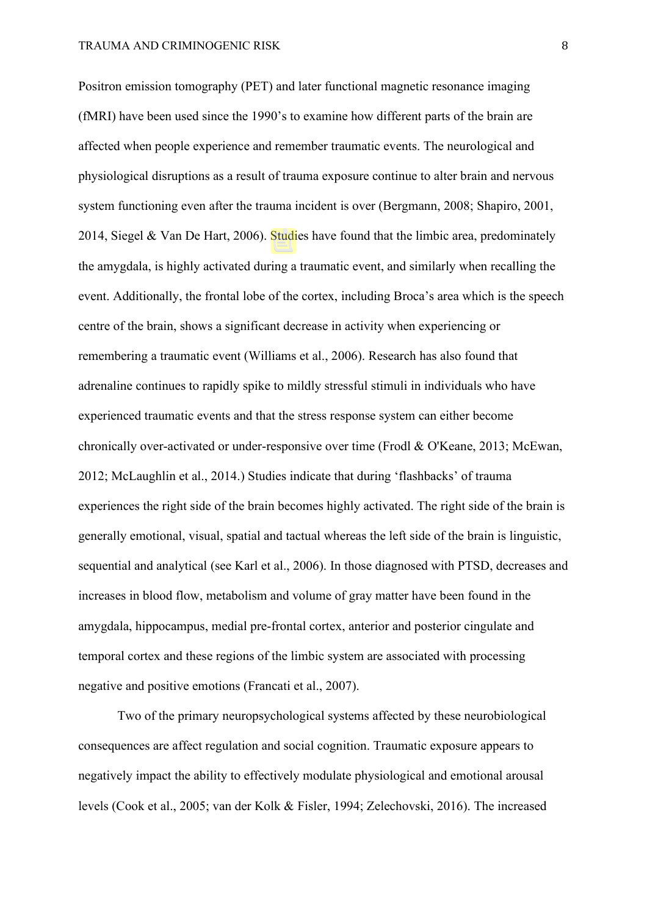Positron emission tomography (PET) and later functional magnetic resonance imaging (fMRI) have been used since the 1990's to examine how different parts of the brain are affected when people experience and remember traumatic events. The neurological and physiological disruptions as a result of trauma exposure continue to alter brain and nervous system functioning even after the trauma incident is over (Bergmann, 2008; Shapiro, 2001, 2014, Siegel & Van De Hart, 2006). Studies have found that the limbic area, predominately the amygdala, is highly activated during a traumatic event, and similarly when recalling the event. Additionally, the frontal lobe of the cortex, including Broca's area which is the speech centre of the brain, shows a significant decrease in activity when experiencing or remembering a traumatic event (Williams et al., 2006). Research has also found that adrenaline continues to rapidly spike to mildly stressful stimuli in individuals who have experienced traumatic events and that the stress response system can either become chronically over-activated or under-responsive over time (Frodl & O'Keane, 2013; McEwan, 2012; McLaughlin et al., 2014.) Studies indicate that during 'flashbacks' of trauma experiences the right side of the brain becomes highly activated. The right side of the brain is generally emotional, visual, spatial and tactual whereas the left side of the brain is linguistic, sequential and analytical (see Karl et al., 2006). In those diagnosed with PTSD, decreases and increases in blood flow, metabolism and volume of gray matter have been found in the amygdala, hippocampus, medial pre-frontal cortex, anterior and posterior cingulate and temporal cortex and these regions of the limbic system are associated with processing negative and positive emotions (Francati et al., 2007).

Two of the primary neuropsychological systems affected by these neurobiological consequences are affect regulation and social cognition. Traumatic exposure appears to negatively impact the ability to effectively modulate physiological and emotional arousal levels (Cook et al., 2005; van der Kolk & Fisler, 1994; Zelechovski, 2016). The increased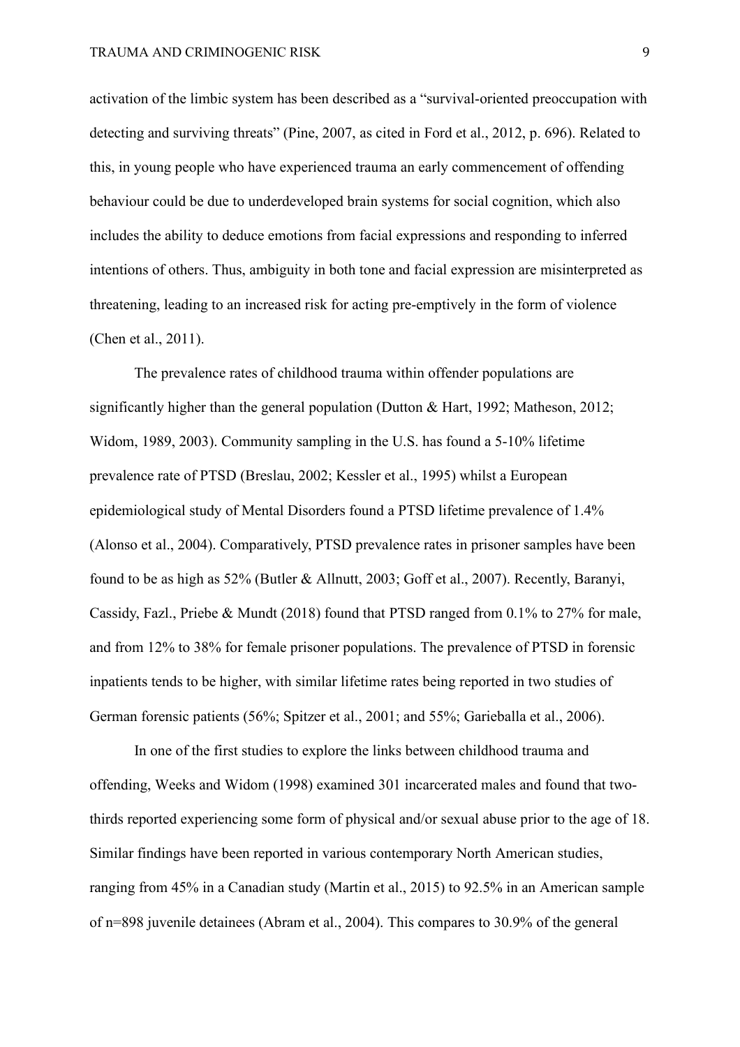activation of the limbic system has been described as a "survival-oriented preoccupation with detecting and surviving threats" (Pine, 2007, as cited in Ford et al., 2012, p. 696). Related to this, in young people who have experienced trauma an early commencement of offending behaviour could be due to underdeveloped brain systems for social cognition, which also includes the ability to deduce emotions from facial expressions and responding to inferred intentions of others. Thus, ambiguity in both tone and facial expression are misinterpreted as threatening, leading to an increased risk for acting pre-emptively in the form of violence (Chen et al., 2011).

The prevalence rates of childhood trauma within offender populations are significantly higher than the general population (Dutton & Hart, 1992; Matheson, 2012; Widom, 1989, 2003). Community sampling in the U.S. has found a 5-10% lifetime prevalence rate of PTSD (Breslau, 2002; Kessler et al., 1995) whilst a European epidemiological study of Mental Disorders found a PTSD lifetime prevalence of 1.4% (Alonso et al., 2004). Comparatively, PTSD prevalence rates in prisoner samples have been found to be as high as 52% (Butler & Allnutt, 2003; Goff et al., 2007). Recently, Baranyi, Cassidy, Fazl., Priebe & Mundt (2018) found that PTSD ranged from 0.1% to 27% for male, and from 12% to 38% for female prisoner populations. The prevalence of PTSD in forensic inpatients tends to be higher, with similar lifetime rates being reported in two studies of German forensic patients (56%; Spitzer et al., 2001; and 55%; Garieballa et al., 2006).

In one of the first studies to explore the links between childhood trauma and offending, Weeks and Widom (1998) examined 301 incarcerated males and found that two-thirds reported experiencing some form of physical and/or sexual abuse prior to the age of 18. Similar findings have been reported in various contemporary North American studies, ranging from 45% in a Canadian study (Martin et al., 2015) to 92.5% in an American sample of n=898 juvenile detainees (Abram et al., 2004). This compares to 30.9% of the general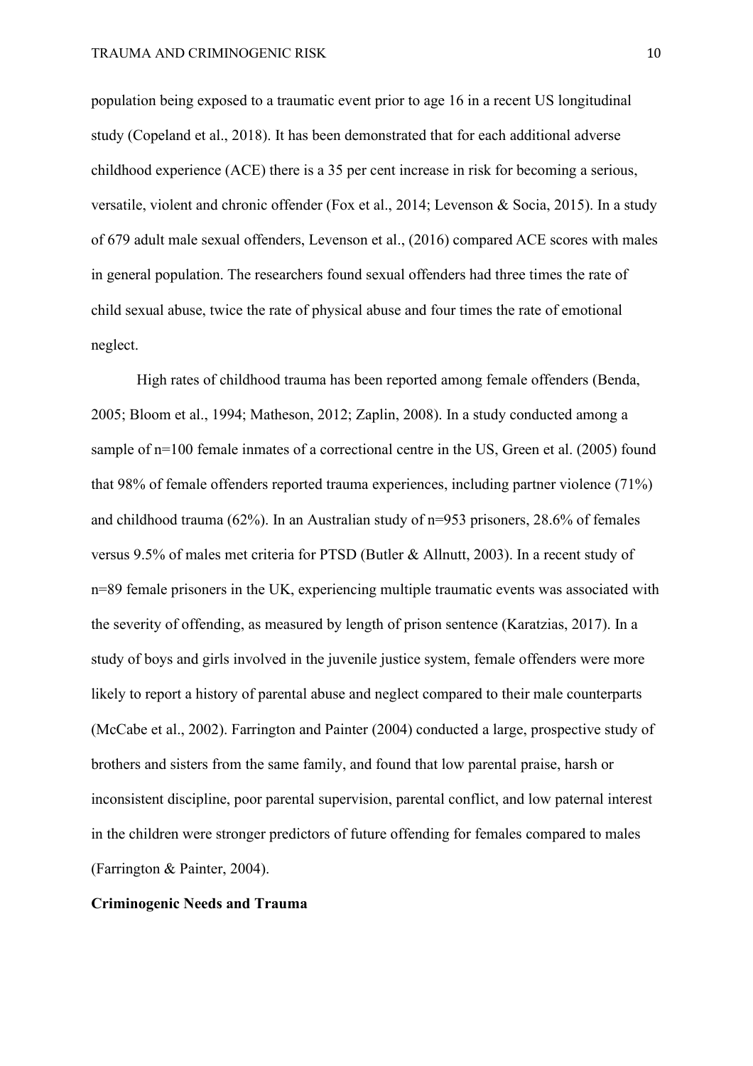population being exposed to a traumatic event prior to age 16 in a recent US longitudinal study (Copeland et al., 2018). It has been demonstrated that for each additional adverse childhood experience (ACE) there is a 35 per cent increase in risk for becoming a serious, versatile, violent and chronic offender (Fox et al., 2014; Levenson & Socia, 2015). In a study of 679 adult male sexual offenders, Levenson et al., (2016) compared ACE scores with males in general population. The researchers found sexual offenders had three times the rate of child sexual abuse, twice the rate of physical abuse and four times the rate of emotional neglect.

High rates of childhood trauma has been reported among female offenders (Benda, 2005; Bloom et al., 1994; Matheson, 2012; Zaplin, 2008). In a study conducted among a sample of n=100 female inmates of a correctional centre in the US, Green et al. (2005) found that 98% of female offenders reported trauma experiences, including partner violence (71%) and childhood trauma (62%). In an Australian study of n=953 prisoners, 28.6% of females versus 9.5% of males met criteria for PTSD (Butler & Allnutt, 2003). In a recent study of n=89 female prisoners in the UK, experiencing multiple traumatic events was associated with the severity of offending, as measured by length of prison sentence (Karatzias, 2017). In a study of boys and girls involved in the juvenile justice system, female offenders were more likely to report a history of parental abuse and neglect compared to their male counterparts (McCabe et al., 2002). Farrington and Painter (2004) conducted a large, prospective study of brothers and sisters from the same family, and found that low parental praise, harsh or inconsistent discipline, poor parental supervision, parental conflict, and low paternal interest in the children were stronger predictors of future offending for females compared to males (Farrington & Painter, 2004).

**Criminogenic Needs and Trauma**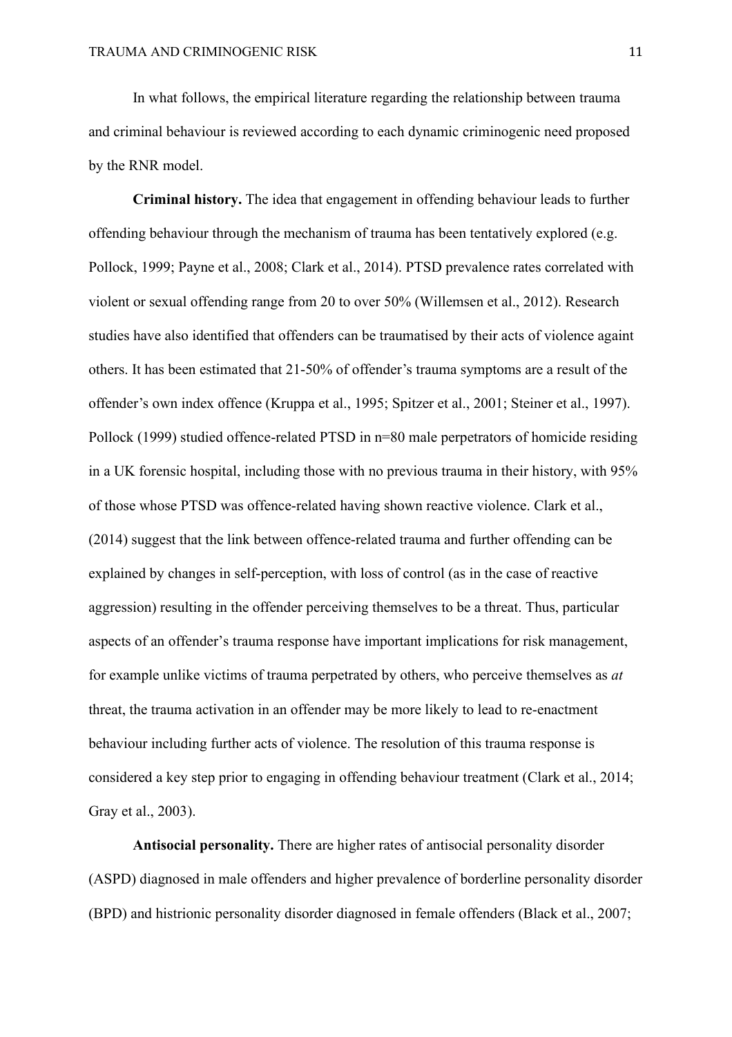In what follows, the empirical literature regarding the relationship between trauma and criminal behaviour is reviewed according to each dynamic criminogenic need proposed by the RNR model.

**Criminal history.** The idea that engagement in offending behaviour leads to further offending behaviour through the mechanism of trauma has been tentatively explored (e.g. Pollock, 1999; Payne et al., 2008; Clark et al., 2014). PTSD prevalence rates correlated with violent or sexual offending range from 20 to over 50% (Willemsen et al., 2012). Research studies have also identified that offenders can be traumatised by their acts of violence againt others. It has been estimated that 21-50% of offender's trauma symptoms are a result of the offender's own index offence (Kruppa et al., 1995; Spitzer et al., 2001; Steiner et al., 1997). Pollock (1999) studied offence-related PTSD in n=80 male perpetrators of homicide residing in a UK forensic hospital, including those with no previous trauma in their history, with 95% of those whose PTSD was offence-related having shown reactive violence. Clark et al., (2014) suggest that the link between offence-related trauma and further offending can be explained by changes in self-perception, with loss of control (as in the case of reactive aggression) resulting in the offender perceiving themselves to be a threat. Thus, particular aspects of an offender's trauma response have important implications for risk management, for example unlike victims of trauma perpetrated by others, who perceive themselves as *at* threat, the trauma activation in an offender may be more likely to lead to re-enactment behaviour including further acts of violence. The resolution of this trauma response is considered a key step prior to engaging in offending behaviour treatment (Clark et al., 2014; Gray et al., 2003).

**Antisocial personality.** There are higher rates of antisocial personality disorder (ASPD) diagnosed in male offenders and higher prevalence of borderline personality disorder (BPD) and histrionic personality disorder diagnosed in female offenders (Black et al., 2007;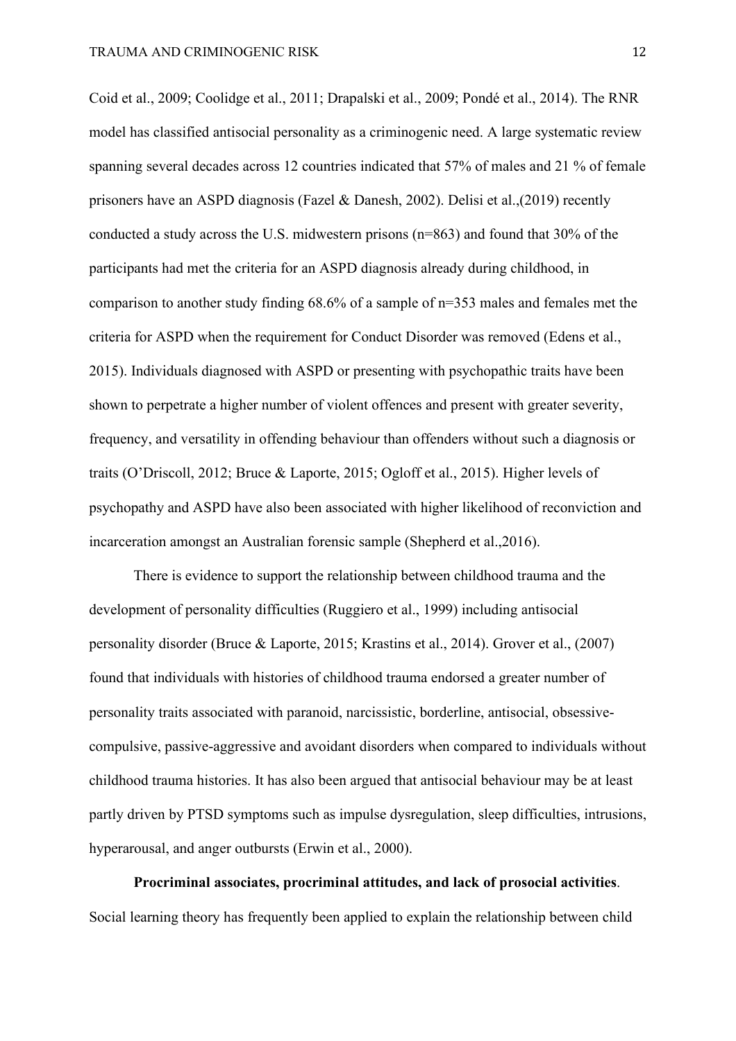Coid et al., 2009; Coolidge et al., 2011; Drapalski et al., 2009; Pondé et al., 2014). The RNR model has classified antisocial personality as a criminogenic need. A large systematic review spanning several decades across 12 countries indicated that 57% of males and 21 % of female prisoners have an ASPD diagnosis (Fazel & Danesh, 2002). Delisi et al.,(2019) recently conducted a study across the U.S. midwestern prisons (n=863) and found that 30% of the participants had met the criteria for an ASPD diagnosis already during childhood, in comparison to another study finding 68.6% of a sample of n=353 males and females met the criteria for ASPD when the requirement for Conduct Disorder was removed (Edens et al., 2015). Individuals diagnosed with ASPD or presenting with psychopathic traits have been shown to perpetrate a higher number of violent offences and present with greater severity, frequency, and versatility in offending behaviour than offenders without such a diagnosis or traits (O'Driscoll, 2012; Bruce & Laporte, 2015; Ogloff et al., 2015). Higher levels of psychopathy and ASPD have also been associated with higher likelihood of reconviction and incarceration amongst an Australian forensic sample (Shepherd et al.,2016).

There is evidence to support the relationship between childhood trauma and the development of personality difficulties (Ruggiero et al., 1999) including antisocial personality disorder (Bruce & Laporte, 2015; Krastins et al., 2014). Grover et al., (2007) found that individuals with histories of childhood trauma endorsed a greater number of personality traits associated with paranoid, narcissistic, borderline, antisocial, obsessive-compulsive, passive-aggressive and avoidant disorders when compared to individuals without childhood trauma histories. It has also been argued that antisocial behaviour may be at least partly driven by PTSD symptoms such as impulse dysregulation, sleep difficulties, intrusions, hyperarousal, and anger outbursts (Erwin et al., 2000).

**Procriminal associates, procriminal attitudes, and lack of prosocial activities**. Social learning theory has frequently been applied to explain the relationship between child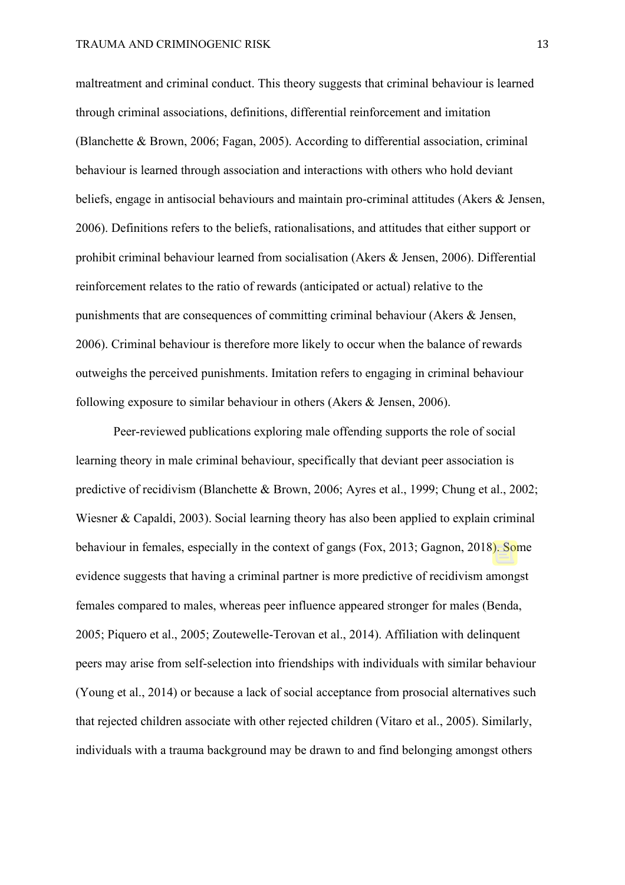maltreatment and criminal conduct. This theory suggests that criminal behaviour is learned through criminal associations, definitions, differential reinforcement and imitation (Blanchette & Brown, 2006; Fagan, 2005). According to differential association, criminal behaviour is learned through association and interactions with others who hold deviant beliefs, engage in antisocial behaviours and maintain pro-criminal attitudes (Akers & Jensen, 2006). Definitions refers to the beliefs, rationalisations, and attitudes that either support or prohibit criminal behaviour learned from socialisation (Akers & Jensen, 2006). Differential reinforcement relates to the ratio of rewards (anticipated or actual) relative to the punishments that are consequences of committing criminal behaviour (Akers & Jensen, 2006). Criminal behaviour is therefore more likely to occur when the balance of rewards outweighs the perceived punishments. Imitation refers to engaging in criminal behaviour following exposure to similar behaviour in others (Akers & Jensen, 2006).

Peer-reviewed publications exploring male offending supports the role of social learning theory in male criminal behaviour, specifically that deviant peer association is predictive of recidivism (Blanchette & Brown, 2006; Ayres et al., 1999; Chung et al., 2002; Wiesner & Capaldi, 2003). Social learning theory has also been applied to explain criminal behaviour in females, especially in the context of gangs (Fox, 2013; Gagnon, 2018). Some evidence suggests that having a criminal partner is more predictive of recidivism amongst females compared to males, whereas peer influence appeared stronger for males (Benda, 2005; Piquero et al., 2005; Zoutewelle-Terovan et al., 2014). Affiliation with delinquent peers may arise from self-selection into friendships with individuals with similar behaviour (Young et al., 2014) or because a lack of social acceptance from prosocial alternatives such that rejected children associate with other rejected children (Vitaro et al., 2005). Similarly, individuals with a trauma background may be drawn to and find belonging amongst others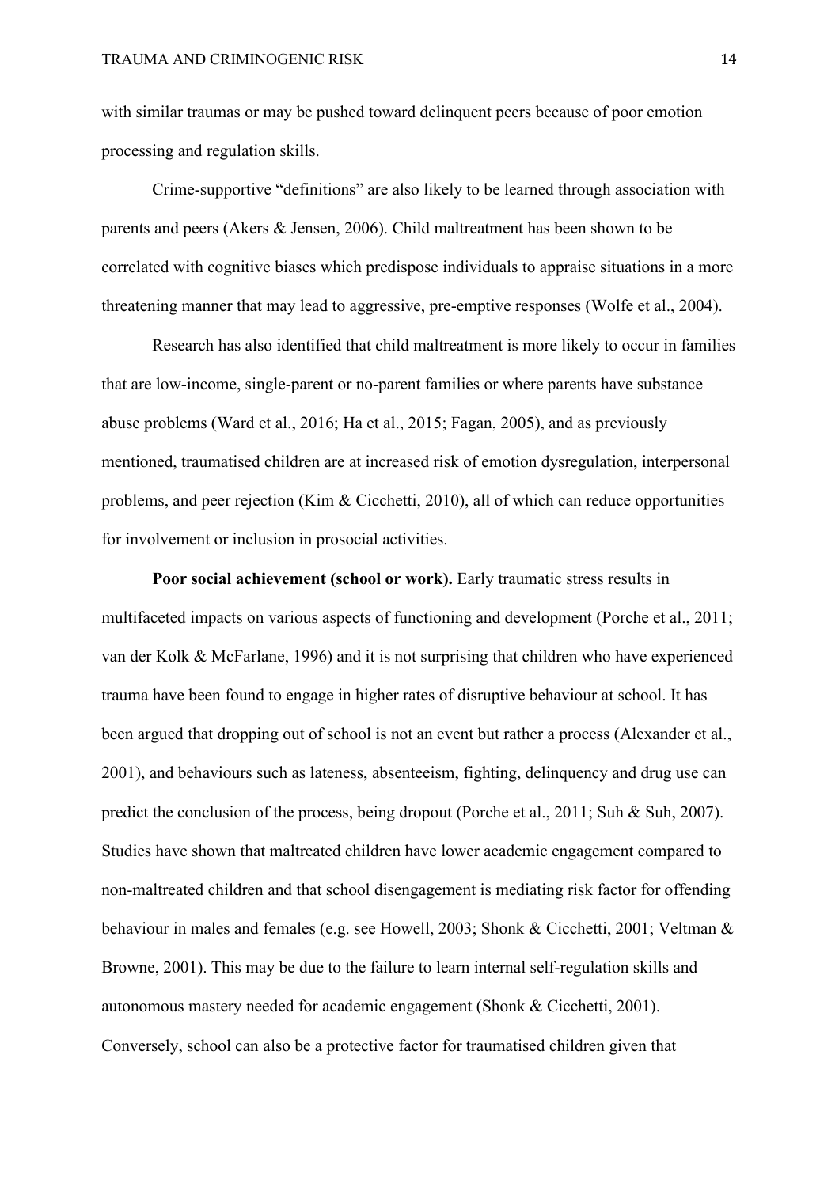with similar traumas or may be pushed toward delinquent peers because of poor emotion processing and regulation skills.

Crime-supportive "definitions" are also likely to be learned through association with parents and peers (Akers & Jensen, 2006). Child maltreatment has been shown to be correlated with cognitive biases which predispose individuals to appraise situations in a more threatening manner that may lead to aggressive, pre-emptive responses (Wolfe et al., 2004).

Research has also identified that child maltreatment is more likely to occur in families that are low-income, single-parent or no-parent families or where parents have substance abuse problems (Ward et al., 2016; Ha et al., 2015; Fagan, 2005), and as previously mentioned, traumatised children are at increased risk of emotion dysregulation, interpersonal problems, and peer rejection (Kim & Cicchetti, 2010), all of which can reduce opportunities for involvement or inclusion in prosocial activities.

**Poor social achievement (school or work).** Early traumatic stress results in multifaceted impacts on various aspects of functioning and development (Porche et al., 2011; van der Kolk & McFarlane, 1996) and it is not surprising that children who have experienced trauma have been found to engage in higher rates of disruptive behaviour at school. It has been argued that dropping out of school is not an event but rather a process (Alexander et al., 2001), and behaviours such as lateness, absenteeism, fighting, delinquency and drug use can predict the conclusion of the process, being dropout (Porche et al., 2011; Suh & Suh, 2007). Studies have shown that maltreated children have lower academic engagement compared to non-maltreated children and that school disengagement is mediating risk factor for offending behaviour in males and females (e.g. see Howell, 2003; Shonk & Cicchetti, 2001; Veltman & Browne, 2001). This may be due to the failure to learn internal self-regulation skills and autonomous mastery needed for academic engagement (Shonk & Cicchetti, 2001). Conversely, school can also be a protective factor for traumatised children given that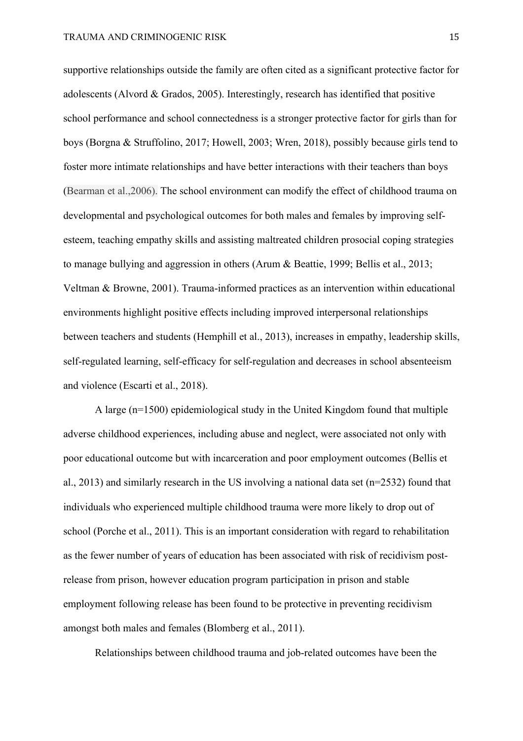supportive relationships outside the family are often cited as a significant protective factor for adolescents (Alvord & Grados, 2005). Interestingly, research has identified that positive school performance and school connectedness is a stronger protective factor for girls than for boys (Borgna & Struffolino, 2017; Howell, 2003; Wren, 2018), possibly because girls tend to foster more intimate relationships and have better interactions with their teachers than boys (Bearman et al.,2006). The school environment can modify the effect of childhood trauma on developmental and psychological outcomes for both males and females by improving self-esteem, teaching empathy skills and assisting maltreated children prosocial coping strategies to manage bullying and aggression in others (Arum & Beattie, 1999; Bellis et al., 2013; Veltman & Browne, 2001). Trauma-informed practices as an intervention within educational environments highlight positive effects including improved interpersonal relationships between teachers and students (Hemphill et al., 2013), increases in empathy, leadership skills, self-regulated learning, self-efficacy for self-regulation and decreases in school absenteeism and violence (Escarti et al., 2018).

A large (n=1500) epidemiological study in the United Kingdom found that multiple adverse childhood experiences, including abuse and neglect, were associated not only with poor educational outcome but with incarceration and poor employment outcomes (Bellis et al., 2013) and similarly research in the US involving a national data set (n=2532) found that individuals who experienced multiple childhood trauma were more likely to drop out of school (Porche et al., 2011). This is an important consideration with regard to rehabilitation as the fewer number of years of education has been associated with risk of recidivism post-release from prison, however education program participation in prison and stable employment following release has been found to be protective in preventing recidivism amongst both males and females (Blomberg et al., 2011).

Relationships between childhood trauma and job-related outcomes have been the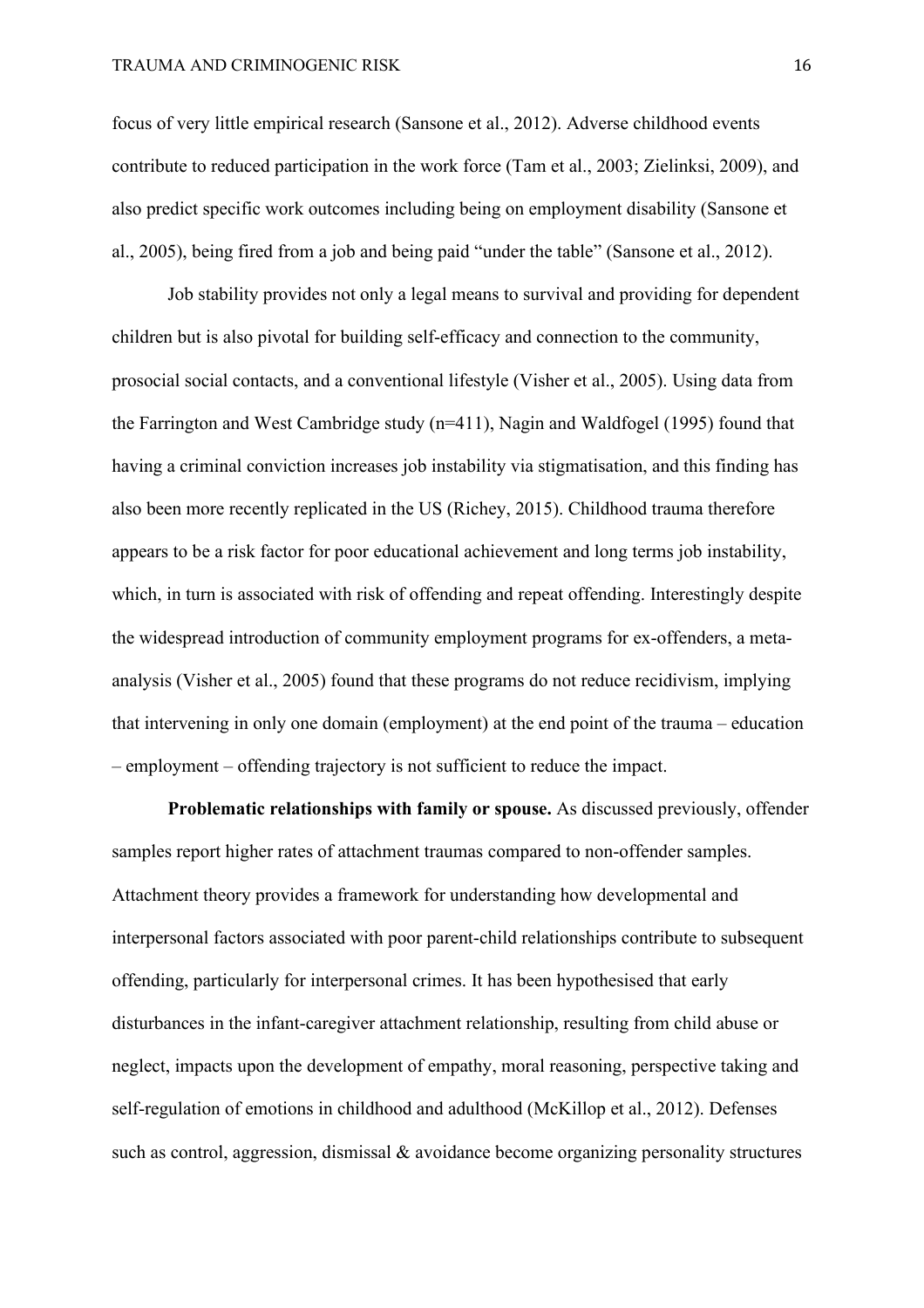focus of very little empirical research (Sansone et al., 2012). Adverse childhood events contribute to reduced participation in the work force (Tam et al., 2003; Zielinksi, 2009), and also predict specific work outcomes including being on employment disability (Sansone et al., 2005), being fired from a job and being paid "under the table" (Sansone et al., 2012).

Job stability provides not only a legal means to survival and providing for dependent children but is also pivotal for building self-efficacy and connection to the community, prosocial social contacts, and a conventional lifestyle (Visher et al., 2005). Using data from the Farrington and West Cambridge study (n=411), Nagin and Waldfogel (1995) found that having a criminal conviction increases job instability via stigmatisation, and this finding has also been more recently replicated in the US (Richey, 2015). Childhood trauma therefore appears to be a risk factor for poor educational achievement and long terms job instability, which, in turn is associated with risk of offending and repeat offending. Interestingly despite the widespread introduction of community employment programs for ex-offenders, a meta-analysis (Visher et al., 2005) found that these programs do not reduce recidivism, implying that intervening in only one domain (employment) at the end point of the trauma – education – employment – offending trajectory is not sufficient to reduce the impact.

**Problematic relationships with family or spouse.** As discussed previously, offender samples report higher rates of attachment traumas compared to non-offender samples. Attachment theory provides a framework for understanding how developmental and interpersonal factors associated with poor parent-child relationships contribute to subsequent offending, particularly for interpersonal crimes. It has been hypothesised that early disturbances in the infant-caregiver attachment relationship, resulting from child abuse or neglect, impacts upon the development of empathy, moral reasoning, perspective taking and self-regulation of emotions in childhood and adulthood (McKillop et al., 2012). Defenses such as control, aggression, dismissal & avoidance become organizing personality structures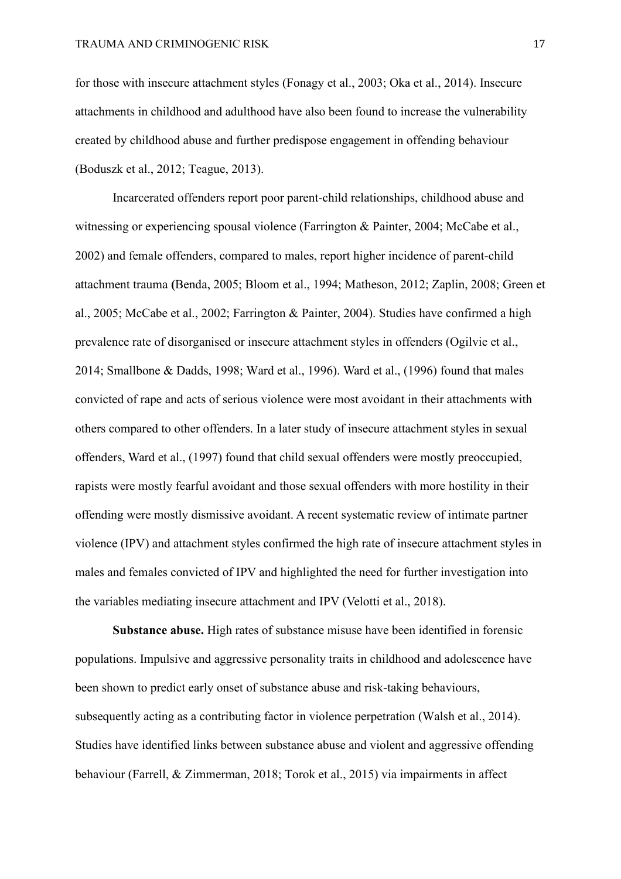for those with insecure attachment styles (Fonagy et al., 2003; Oka et al., 2014). Insecure attachments in childhood and adulthood have also been found to increase the vulnerability created by childhood abuse and further predispose engagement in offending behaviour (Boduszk et al., 2012; Teague, 2013).

Incarcerated offenders report poor parent-child relationships, childhood abuse and witnessing or experiencing spousal violence (Farrington & Painter, 2004; McCabe et al., 2002) and female offenders, compared to males, report higher incidence of parent-child attachment trauma **(**Benda, 2005; Bloom et al., 1994; Matheson, 2012; Zaplin, 2008; Green et al., 2005; McCabe et al., 2002; Farrington & Painter, 2004). Studies have confirmed a high prevalence rate of disorganised or insecure attachment styles in offenders (Ogilvie et al., 2014; Smallbone & Dadds, 1998; Ward et al., 1996). Ward et al., (1996) found that males convicted of rape and acts of serious violence were most avoidant in their attachments with others compared to other offenders. In a later study of insecure attachment styles in sexual offenders, Ward et al., (1997) found that child sexual offenders were mostly preoccupied, rapists were mostly fearful avoidant and those sexual offenders with more hostility in their offending were mostly dismissive avoidant. A recent systematic review of intimate partner violence (IPV) and attachment styles confirmed the high rate of insecure attachment styles in males and females convicted of IPV and highlighted the need for further investigation into the variables mediating insecure attachment and IPV (Velotti et al., 2018).

**Substance abuse.** High rates of substance misuse have been identified in forensic populations. Impulsive and aggressive personality traits in childhood and adolescence have been shown to predict early onset of substance abuse and risk-taking behaviours, subsequently acting as a contributing factor in violence perpetration (Walsh et al., 2014). Studies have identified links between substance abuse and violent and aggressive offending behaviour (Farrell, & Zimmerman, 2018; Torok et al., 2015) via impairments in affect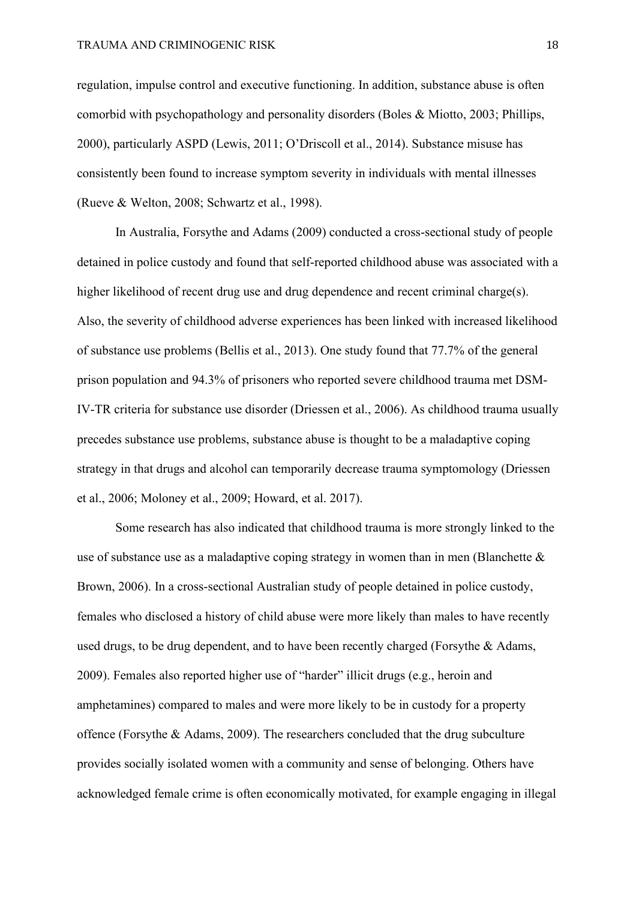regulation, impulse control and executive functioning. In addition, substance abuse is often comorbid with psychopathology and personality disorders (Boles & Miotto, 2003; Phillips, 2000), particularly ASPD (Lewis, 2011; O'Driscoll et al., 2014). Substance misuse has consistently been found to increase symptom severity in individuals with mental illnesses (Rueve & Welton, 2008; Schwartz et al., 1998).

In Australia, Forsythe and Adams (2009) conducted a cross-sectional study of people detained in police custody and found that self-reported childhood abuse was associated with a higher likelihood of recent drug use and drug dependence and recent criminal charge(s). Also, the severity of childhood adverse experiences has been linked with increased likelihood of substance use problems (Bellis et al., 2013). One study found that 77.7% of the general prison population and 94.3% of prisoners who reported severe childhood trauma met DSM-IV-TR criteria for substance use disorder (Driessen et al., 2006). As childhood trauma usually precedes substance use problems, substance abuse is thought to be a maladaptive coping strategy in that drugs and alcohol can temporarily decrease trauma symptomology (Driessen et al., 2006; Moloney et al., 2009; Howard, et al. 2017).

Some research has also indicated that childhood trauma is more strongly linked to the use of substance use as a maladaptive coping strategy in women than in men (Blanchette & Brown, 2006). In a cross-sectional Australian study of people detained in police custody, females who disclosed a history of child abuse were more likely than males to have recently used drugs, to be drug dependent, and to have been recently charged (Forsythe & Adams, 2009). Females also reported higher use of "harder" illicit drugs (e.g., heroin and amphetamines) compared to males and were more likely to be in custody for a property offence (Forsythe & Adams, 2009). The researchers concluded that the drug subculture provides socially isolated women with a community and sense of belonging. Others have acknowledged female crime is often economically motivated, for example engaging in illegal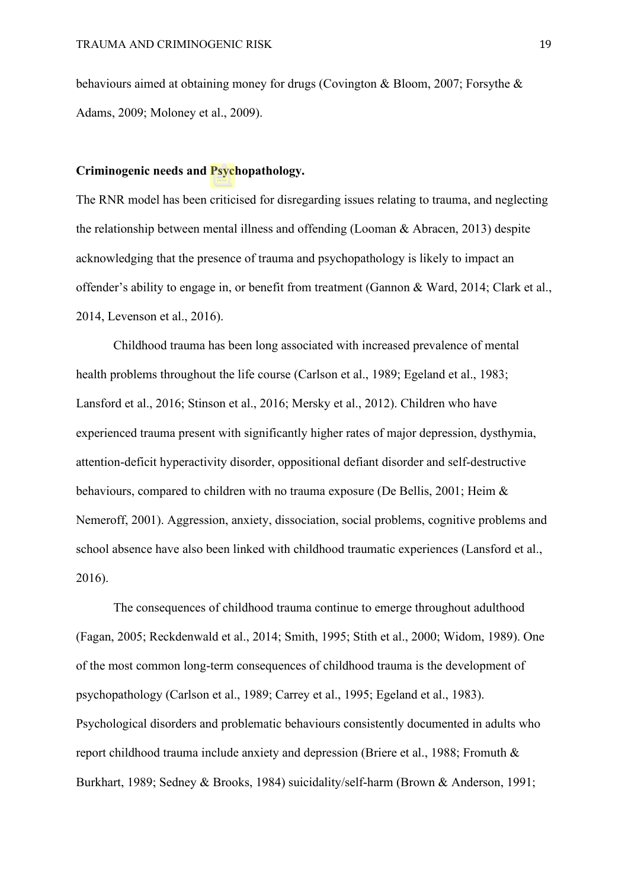behaviours aimed at obtaining money for drugs (Covington & Bloom, 2007; Forsythe & Adams, 2009; Moloney et al., 2009).

### Criminogenic needs and Psychopathology.

The RNR model has been criticised for disregarding issues relating to trauma, and neglecting the relationship between mental illness and offending (Looman & Abracen, 2013) despite acknowledging that the presence of trauma and psychopathology is likely to impact an offender's ability to engage in, or benefit from treatment (Gannon & Ward, 2014; Clark et al., 2014, Levenson et al., 2016).

Childhood trauma has been long associated with increased prevalence of mental health problems throughout the life course (Carlson et al., 1989; Egeland et al., 1983; Lansford et al., 2016; Stinson et al., 2016; Mersky et al., 2012). Children who have experienced trauma present with significantly higher rates of major depression, dysthymia, attention-deficit hyperactivity disorder, oppositional defiant disorder and self-destructive behaviours, compared to children with no trauma exposure (De Bellis, 2001; Heim & Nemeroff, 2001). Aggression, anxiety, dissociation, social problems, cognitive problems and school absence have also been linked with childhood traumatic experiences (Lansford et al., 2016).

The consequences of childhood trauma continue to emerge throughout adulthood (Fagan, 2005; Reckdenwald et al., 2014; Smith, 1995; Stith et al., 2000; Widom, 1989). One of the most common long-term consequences of childhood trauma is the development of psychopathology (Carlson et al., 1989; Carrey et al., 1995; Egeland et al., 1983). Psychological disorders and problematic behaviours consistently documented in adults who report childhood trauma include anxiety and depression (Briere et al., 1988; Fromuth & Burkhart, 1989; Sedney & Brooks, 1984) suicidality/self-harm (Brown & Anderson, 1991;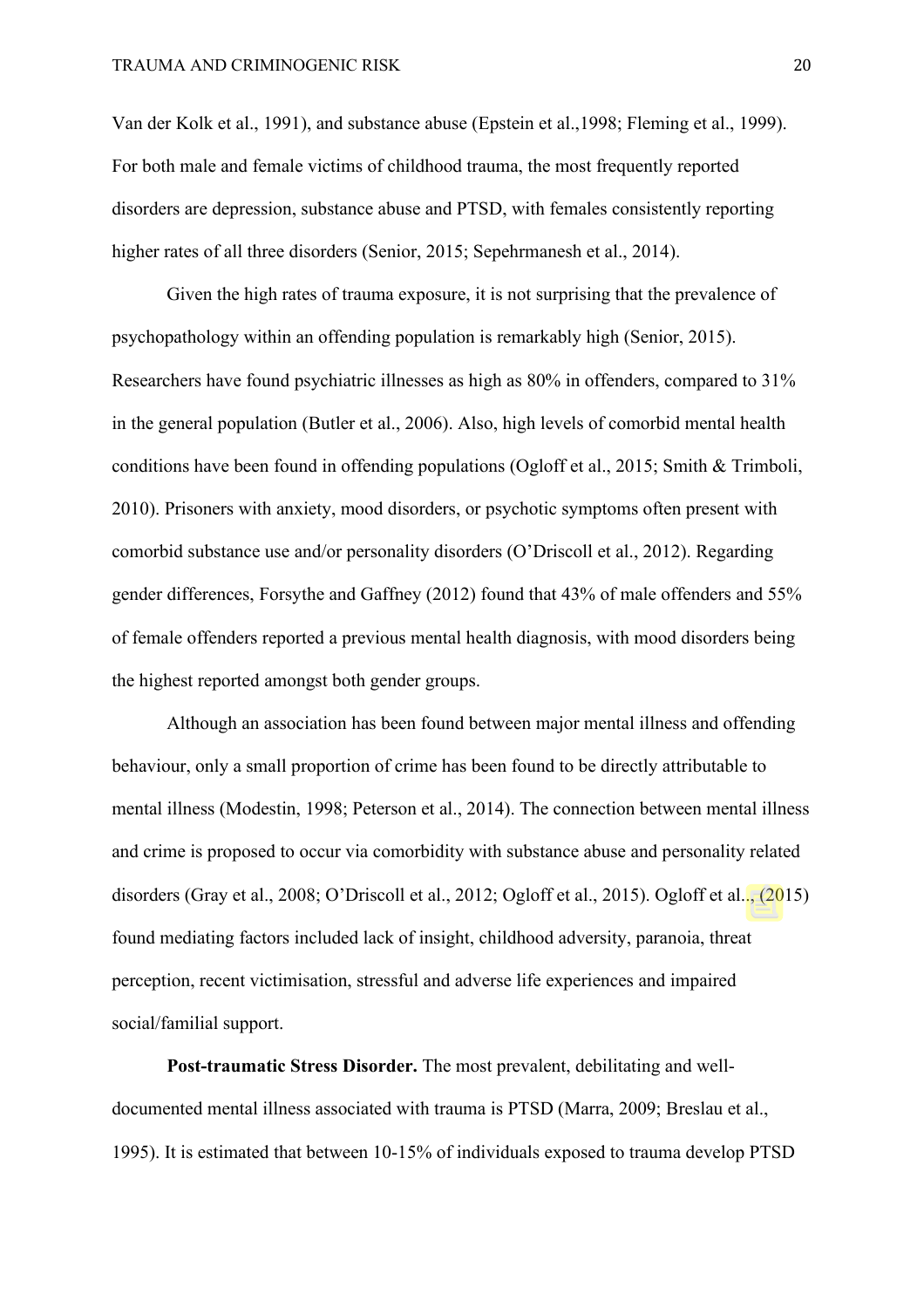Van der Kolk et al., 1991), and substance abuse (Epstein et al.,1998; Fleming et al., 1999). For both male and female victims of childhood trauma, the most frequently reported disorders are depression, substance abuse and PTSD, with females consistently reporting higher rates of all three disorders (Senior, 2015; Sepehrmanesh et al., 2014).

Given the high rates of trauma exposure, it is not surprising that the prevalence of psychopathology within an offending population is remarkably high (Senior, 2015). Researchers have found psychiatric illnesses as high as 80% in offenders, compared to 31% in the general population (Butler et al., 2006). Also, high levels of comorbid mental health conditions have been found in offending populations (Ogloff et al., 2015; Smith & Trimboli, 2010). Prisoners with anxiety, mood disorders, or psychotic symptoms often present with comorbid substance use and/or personality disorders (O'Driscoll et al., 2012). Regarding gender differences, Forsythe and Gaffney (2012) found that 43% of male offenders and 55% of female offenders reported a previous mental health diagnosis, with mood disorders being the highest reported amongst both gender groups.

Although an association has been found between major mental illness and offending behaviour, only a small proportion of crime has been found to be directly attributable to mental illness (Modestin, 1998; Peterson et al., 2014). The connection between mental illness and crime is proposed to occur via comorbidity with substance abuse and personality related disorders (Gray et al., 2008; O'Driscoll et al., 2012; Ogloff et al., 2015). Ogloff et al., (2015) found mediating factors included lack of insight, childhood adversity, paranoia, threat perception, recent victimisation, stressful and adverse life experiences and impaired social/familial support.

**Post-traumatic Stress Disorder.** The most prevalent, debilitating and well-documented mental illness associated with trauma is PTSD (Marra, 2009; Breslau et al., 1995). It is estimated that between 10-15% of individuals exposed to trauma develop PTSD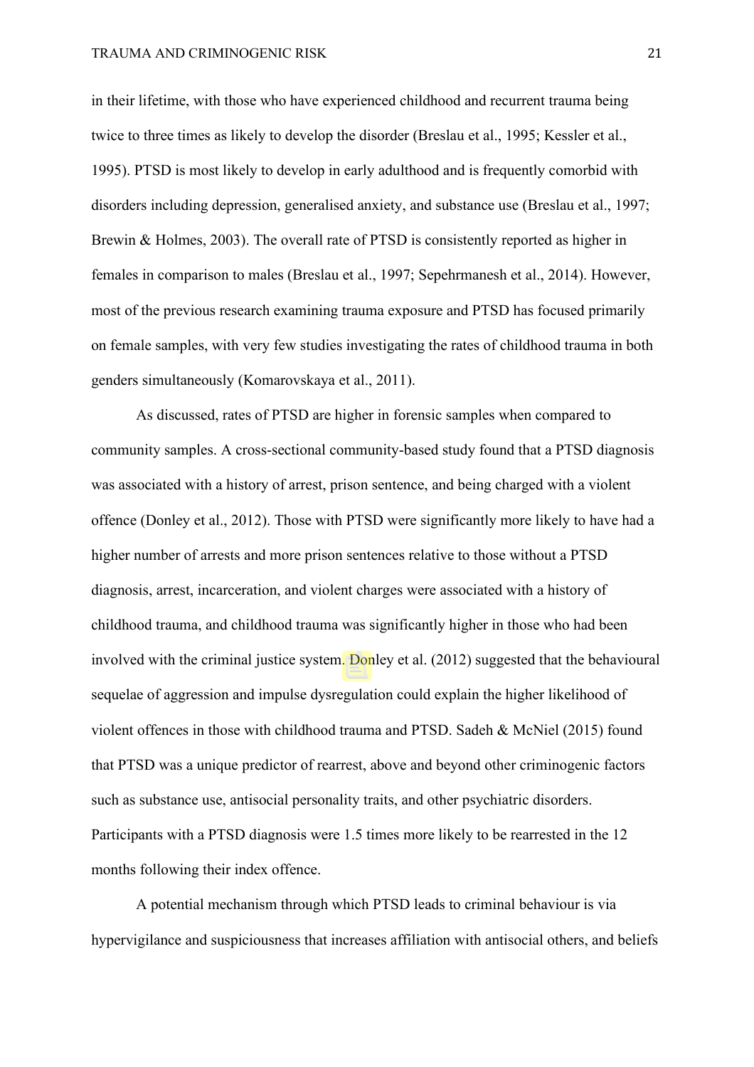in their lifetime, with those who have experienced childhood and recurrent trauma being twice to three times as likely to develop the disorder (Breslau et al., 1995; Kessler et al., 1995). PTSD is most likely to develop in early adulthood and is frequently comorbid with disorders including depression, generalised anxiety, and substance use (Breslau et al., 1997; Brewin & Holmes, 2003). The overall rate of PTSD is consistently reported as higher in females in comparison to males (Breslau et al., 1997; Sepehrmanesh et al., 2014). However, most of the previous research examining trauma exposure and PTSD has focused primarily on female samples, with very few studies investigating the rates of childhood trauma in both genders simultaneously (Komarovskaya et al., 2011).

As discussed, rates of PTSD are higher in forensic samples when compared to community samples. A cross-sectional community-based study found that a PTSD diagnosis was associated with a history of arrest, prison sentence, and being charged with a violent offence (Donley et al., 2012). Those with PTSD were significantly more likely to have had a higher number of arrests and more prison sentences relative to those without a PTSD diagnosis, arrest, incarceration, and violent charges were associated with a history of childhood trauma, and childhood trauma was significantly higher in those who had been involved with the criminal justice system. Donley et al. (2012) suggested that the behavioural sequelae of aggression and impulse dysregulation could explain the higher likelihood of violent offences in those with childhood trauma and PTSD. Sadeh & McNiel (2015) found that PTSD was a unique predictor of rearrest, above and beyond other criminogenic factors such as substance use, antisocial personality traits, and other psychiatric disorders. Participants with a PTSD diagnosis were 1.5 times more likely to be rearrested in the 12 months following their index offence.

A potential mechanism through which PTSD leads to criminal behaviour is via hypervigilance and suspiciousness that increases affiliation with antisocial others, and beliefs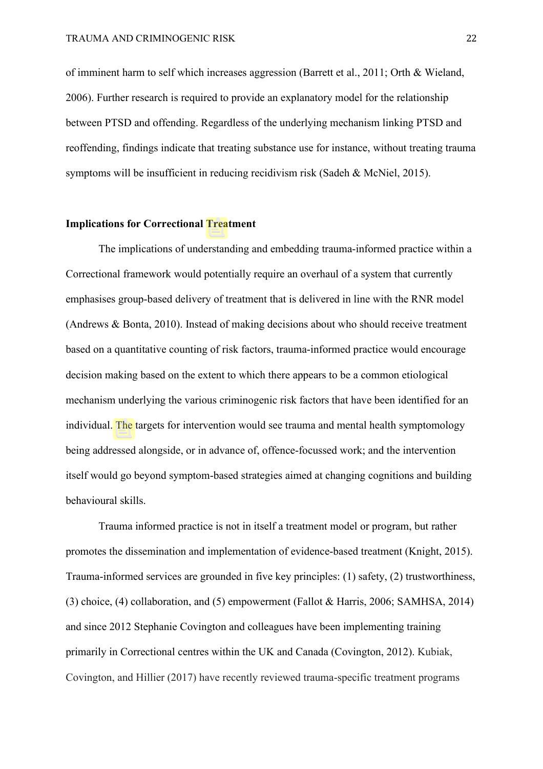of imminent harm to self which increases aggression (Barrett et al., 2011; Orth & Wieland, 2006). Further research is required to provide an explanatory model for the relationship between PTSD and offending. Regardless of the underlying mechanism linking PTSD and reoffending, findings indicate that treating substance use for instance, without treating trauma symptoms will be insufficient in reducing recidivism risk (Sadeh & McNiel, 2015).

## Implications for Correctional Treatment

The implications of understanding and embedding trauma-informed practice within a Correctional framework would potentially require an overhaul of a system that currently emphasises group-based delivery of treatment that is delivered in line with the RNR model (Andrews & Bonta, 2010). Instead of making decisions about who should receive treatment based on a quantitative counting of risk factors, trauma-informed practice would encourage decision making based on the extent to which there appears to be a common etiological mechanism underlying the various criminogenic risk factors that have been identified for an individual. The targets for intervention would see trauma and mental health symptomology being addressed alongside, or in advance of, offence-focussed work; and the intervention itself would go beyond symptom-based strategies aimed at changing cognitions and building behavioural skills.

Trauma informed practice is not in itself a treatment model or program, but rather promotes the dissemination and implementation of evidence-based treatment (Knight, 2015). Trauma-informed services are grounded in five key principles: (1) safety, (2) trustworthiness, (3) choice, (4) collaboration, and (5) empowerment (Fallot & Harris, 2006; SAMHSA, 2014) and since 2012 Stephanie Covington and colleagues have been implementing training primarily in Correctional centres within the UK and Canada (Covington, 2012). Kubiak, Covington, and Hillier (2017) have recently reviewed trauma-specific treatment programs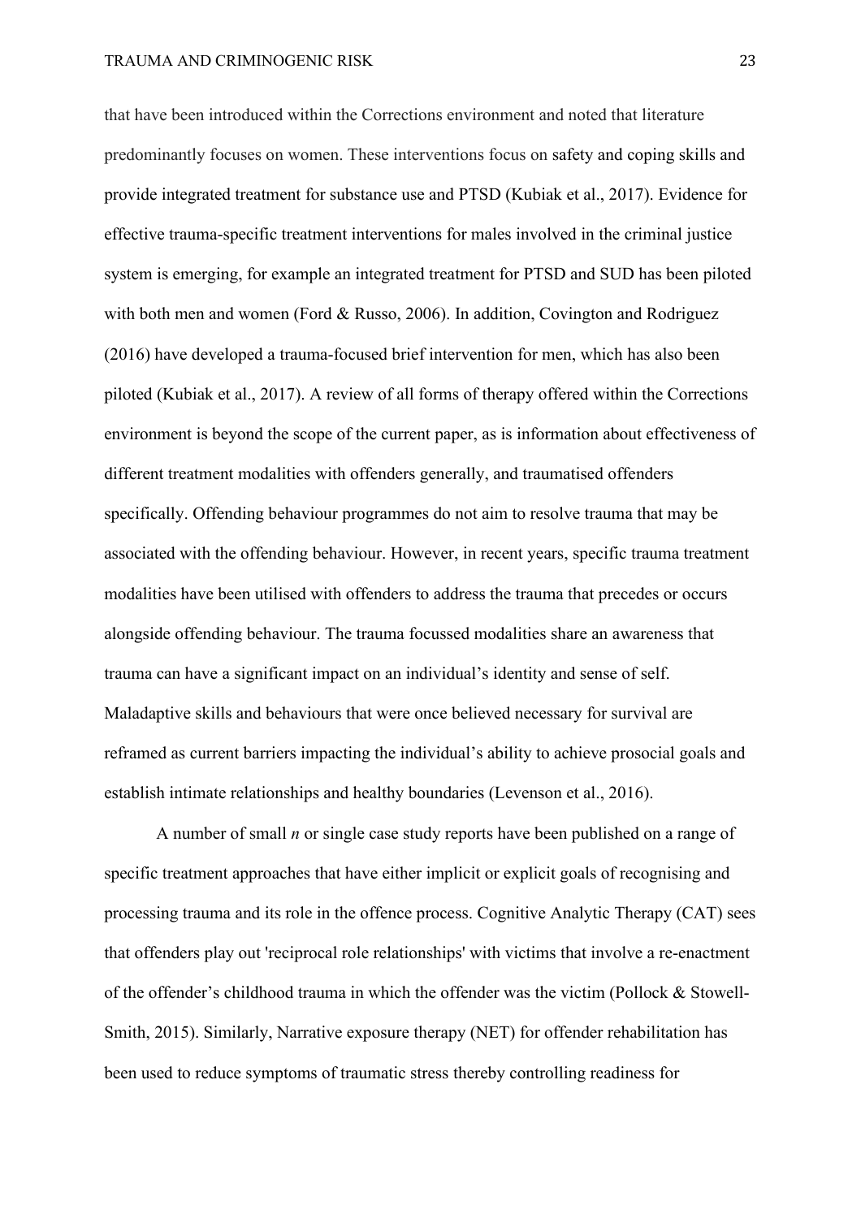that have been introduced within the Corrections environment and noted that literature predominantly focuses on women. These interventions focus on safety and coping skills and provide integrated treatment for substance use and PTSD (Kubiak et al., 2017). Evidence for effective trauma-specific treatment interventions for males involved in the criminal justice system is emerging, for example an integrated treatment for PTSD and SUD has been piloted with both men and women (Ford & Russo, 2006). In addition, Covington and Rodriguez (2016) have developed a trauma-focused brief intervention for men, which has also been piloted (Kubiak et al., 2017). A review of all forms of therapy offered within the Corrections environment is beyond the scope of the current paper, as is information about effectiveness of different treatment modalities with offenders generally, and traumatised offenders specifically. Offending behaviour programmes do not aim to resolve trauma that may be associated with the offending behaviour. However, in recent years, specific trauma treatment modalities have been utilised with offenders to address the trauma that precedes or occurs alongside offending behaviour. The trauma focussed modalities share an awareness that trauma can have a significant impact on an individual's identity and sense of self. Maladaptive skills and behaviours that were once believed necessary for survival are reframed as current barriers impacting the individual's ability to achieve prosocial goals and establish intimate relationships and healthy boundaries (Levenson et al., 2016).

A number of small *n* or single case study reports have been published on a range of specific treatment approaches that have either implicit or explicit goals of recognising and processing trauma and its role in the offence process. Cognitive Analytic Therapy (CAT) sees that offenders play out 'reciprocal role relationships' with victims that involve a re-enactment of the offender's childhood trauma in which the offender was the victim (Pollock & Stowell-Smith, 2015). Similarly, Narrative exposure therapy (NET) for offender rehabilitation has been used to reduce symptoms of traumatic stress thereby controlling readiness for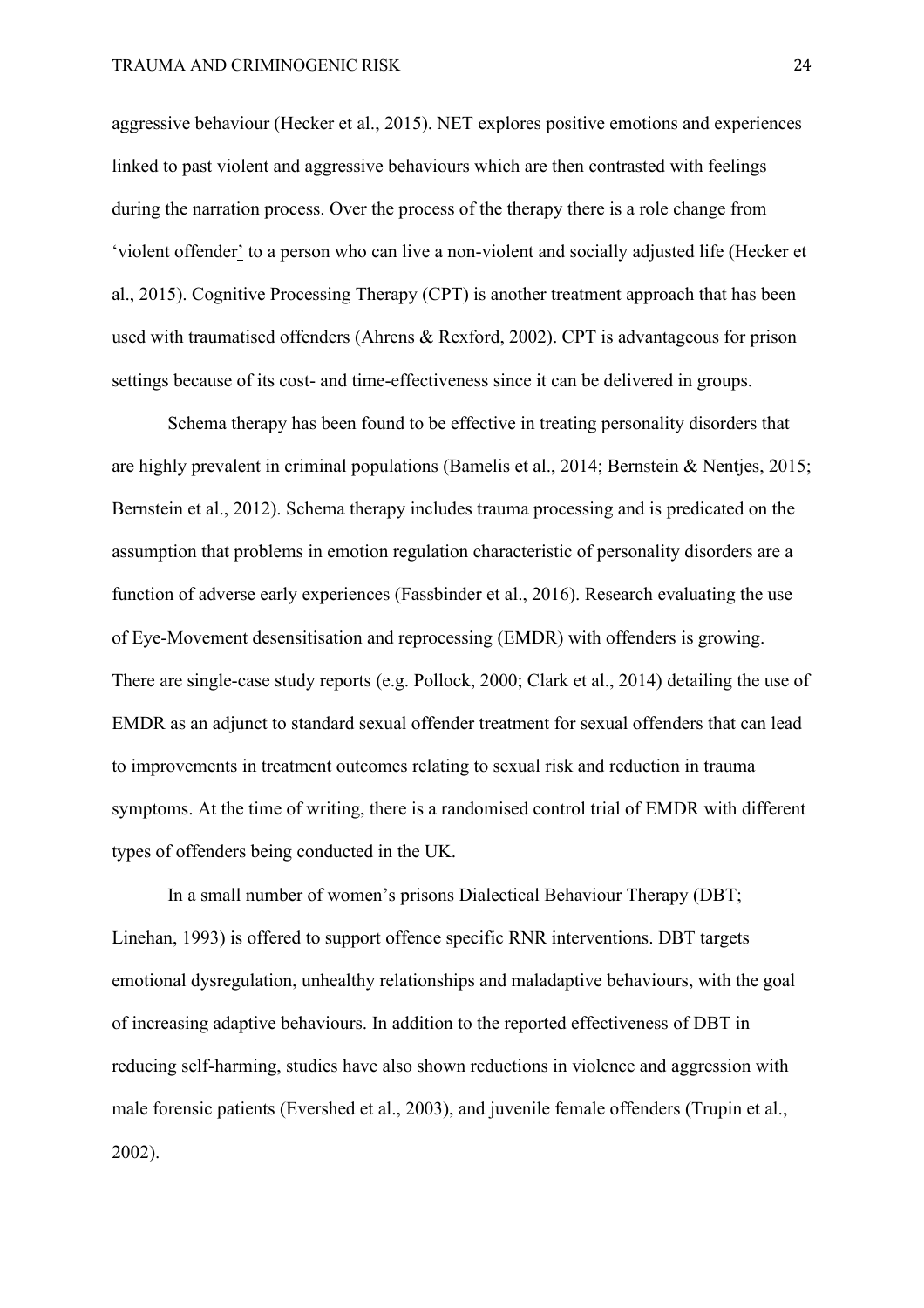aggressive behaviour (Hecker et al., 2015). NET explores positive emotions and experiences linked to past violent and aggressive behaviours which are then contrasted with feelings during the narration process. Over the process of the therapy there is a role change from 'violent offender' to a person who can live a non-violent and socially adjusted life (Hecker et al., 2015). Cognitive Processing Therapy (CPT) is another treatment approach that has been used with traumatised offenders (Ahrens & Rexford, 2002). CPT is advantageous for prison settings because of its cost- and time-effectiveness since it can be delivered in groups.

Schema therapy has been found to be effective in treating personality disorders that are highly prevalent in criminal populations (Bamelis et al., 2014; Bernstein & Nentjes, 2015; Bernstein et al., 2012). Schema therapy includes trauma processing and is predicated on the assumption that problems in emotion regulation characteristic of personality disorders are a function of adverse early experiences (Fassbinder et al., 2016). Research evaluating the use of Eye-Movement desensitisation and reprocessing (EMDR) with offenders is growing. There are single-case study reports (e.g. Pollock, 2000; Clark et al., 2014) detailing the use of EMDR as an adjunct to standard sexual offender treatment for sexual offenders that can lead to improvements in treatment outcomes relating to sexual risk and reduction in trauma symptoms. At the time of writing, there is a randomised control trial of EMDR with different types of offenders being conducted in the UK.

In a small number of women's prisons Dialectical Behaviour Therapy (DBT; Linehan, 1993) is offered to support offence specific RNR interventions. DBT targets emotional dysregulation, unhealthy relationships and maladaptive behaviours, with the goal of increasing adaptive behaviours. In addition to the reported effectiveness of DBT in reducing self-harming, studies have also shown reductions in violence and aggression with male forensic patients (Evershed et al., 2003), and juvenile female offenders (Trupin et al., 2002).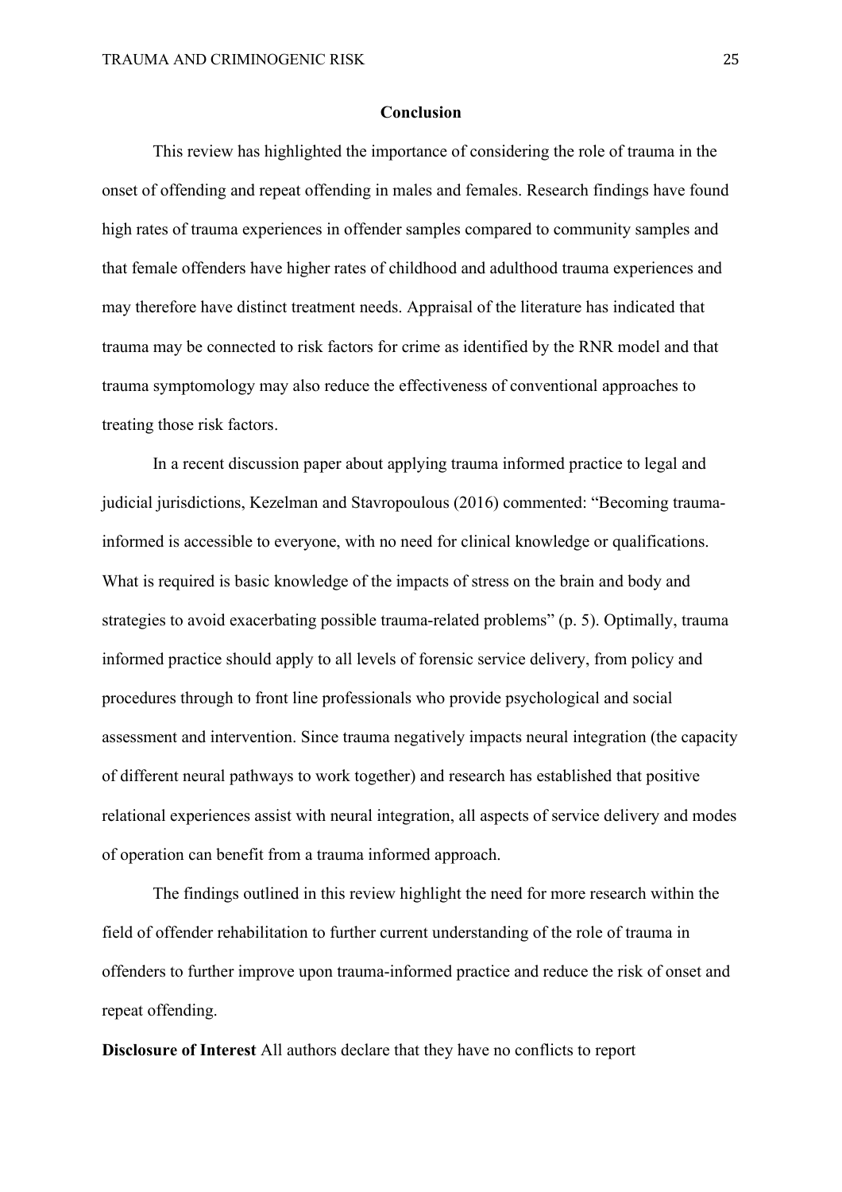## Conclusion

This review has highlighted the importance of considering the role of trauma in the onset of offending and repeat offending in males and females. Research findings have found high rates of trauma experiences in offender samples compared to community samples and that female offenders have higher rates of childhood and adulthood trauma experiences and may therefore have distinct treatment needs. Appraisal of the literature has indicated that trauma may be connected to risk factors for crime as identified by the RNR model and that trauma symptomology may also reduce the effectiveness of conventional approaches to treating those risk factors.

In a recent discussion paper about applying trauma informed practice to legal and judicial jurisdictions, Kezelman and Stavropoulous (2016) commented: "Becoming trauma-informed is accessible to everyone, with no need for clinical knowledge or qualifications. What is required is basic knowledge of the impacts of stress on the brain and body and strategies to avoid exacerbating possible trauma-related problems" (p. 5). Optimally, trauma informed practice should apply to all levels of forensic service delivery, from policy and procedures through to front line professionals who provide psychological and social assessment and intervention. Since trauma negatively impacts neural integration (the capacity of different neural pathways to work together) and research has established that positive relational experiences assist with neural integration, all aspects of service delivery and modes of operation can benefit from a trauma informed approach.

The findings outlined in this review highlight the need for more research within the field of offender rehabilitation to further current understanding of the role of trauma in offenders to further improve upon trauma-informed practice and reduce the risk of onset and repeat offending.

**Disclosure of Interest** All authors declare that they have no conflicts to report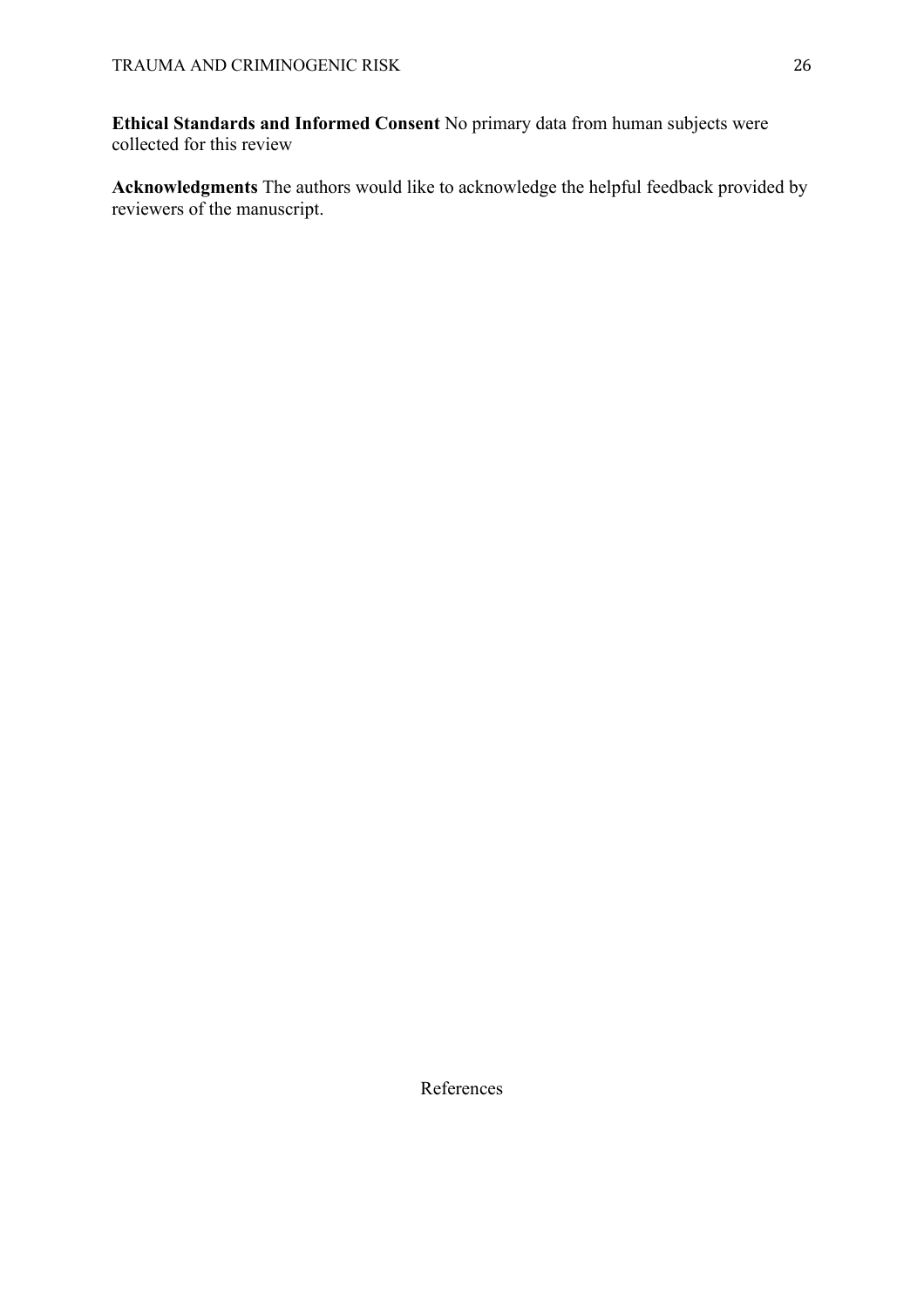**Ethical Standards and Informed Consent** No primary data from human subjects were collected for this review

**Acknowledgments** The authors would like to acknowledge the helpful feedback provided by reviewers of the manuscript.

## References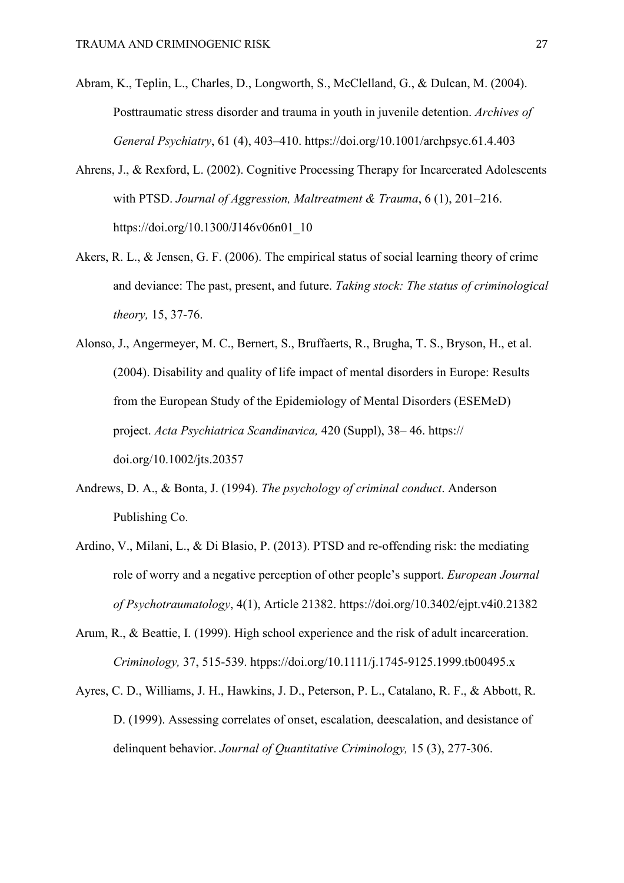Abram, K., Teplin, L., Charles, D., Longworth, S., McClelland, G., & Dulcan, M. (2004). Posttraumatic stress disorder and trauma in youth in juvenile detention. *Archives of General Psychiatry*, 61 (4), 403–410. https://doi.org/10.1001/archpsyc.61.4.403

Ahrens, J., & Rexford, L. (2002). Cognitive Processing Therapy for Incarcerated Adolescents with PTSD. *Journal of Aggression, Maltreatment & Trauma*, 6 (1), 201–216. https://doi.org/10.1300/J146v06n01_10

Akers, R. L., & Jensen, G. F. (2006). The empirical status of social learning theory of crime and deviance: The past, present, and future. *Taking stock: The status of criminological theory,* 15, 37-76.

Alonso, J., Angermeyer, M. C., Bernert, S., Bruffaerts, R., Brugha, T. S., Bryson, H., et al. (2004). Disability and quality of life impact of mental disorders in Europe: Results from the European Study of the Epidemiology of Mental Disorders (ESEMeD) project. *Acta Psychiatrica Scandinavica,* 420 (Suppl), 38– 46. https:// doi.org/10.1002/jts.20357

Andrews, D. A., & Bonta, J. (1994). *The psychology of criminal conduct*. Anderson Publishing Co.

Ardino, V., Milani, L., & Di Blasio, P. (2013). PTSD and re-offending risk: the mediating role of worry and a negative perception of other people's support. *European Journal of Psychotraumatology*, 4(1), Article 21382. https://doi.org/10.3402/ejpt.v4i0.21382

Arum, R., & Beattie, I. (1999). High school experience and the risk of adult incarceration. *Criminology,* 37, 515-539. htpps://doi.org/10.1111/j.1745-9125.1999.tb00495.x

Ayres, C. D., Williams, J. H., Hawkins, J. D., Peterson, P. L., Catalano, R. F., & Abbott, R. D. (1999). Assessing correlates of onset, escalation, deescalation, and desistance of delinquent behavior. *Journal of Quantitative Criminology,* 15 (3), 277-306.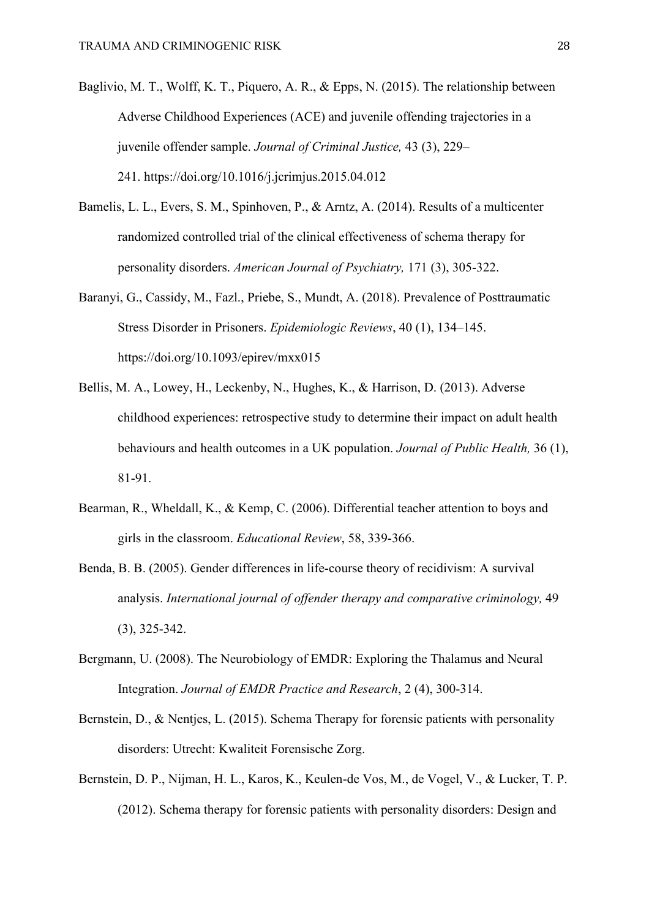Baglivio, M. T., Wolff, K. T., Piquero, A. R., & Epps, N. (2015). The relationship between Adverse Childhood Experiences (ACE) and juvenile offending trajectories in a juvenile offender sample. *Journal of Criminal Justice,* 43 (3), 229–241. https://doi.org/10.1016/j.jcrimjus.2015.04.012

Bamelis, L. L., Evers, S. M., Spinhoven, P., & Arntz, A. (2014). Results of a multicenter randomized controlled trial of the clinical effectiveness of schema therapy for personality disorders. *American Journal of Psychiatry,* 171 (3), 305-322.

Baranyi, G., Cassidy, M., Fazl., Priebe, S., Mundt, A. (2018). Prevalence of Posttraumatic Stress Disorder in Prisoners. *Epidemiologic Reviews*, 40 (1), 134–145. https://doi.org/10.1093/epirev/mxx015

Bellis, M. A., Lowey, H., Leckenby, N., Hughes, K., & Harrison, D. (2013). Adverse childhood experiences: retrospective study to determine their impact on adult health behaviours and health outcomes in a UK population. *Journal of Public Health,* 36 (1), 81-91.

Bearman, R., Wheldall, K., & Kemp, C. (2006). Differential teacher attention to boys and girls in the classroom. *Educational Review*, 58, 339-366.

Benda, B. B. (2005). Gender differences in life-course theory of recidivism: A survival analysis. *International journal of offender therapy and comparative criminology,* 49 (3), 325-342.

Bergmann, U. (2008). The Neurobiology of EMDR: Exploring the Thalamus and Neural Integration. *Journal of EMDR Practice and Research*, 2 (4), 300-314.

Bernstein, D., & Nentjes, L. (2015). Schema Therapy for forensic patients with personality disorders: Utrecht: Kwaliteit Forensische Zorg.

Bernstein, D. P., Nijman, H. L., Karos, K., Keulen-de Vos, M., de Vogel, V., & Lucker, T. P. (2012). Schema therapy for forensic patients with personality disorders: Design and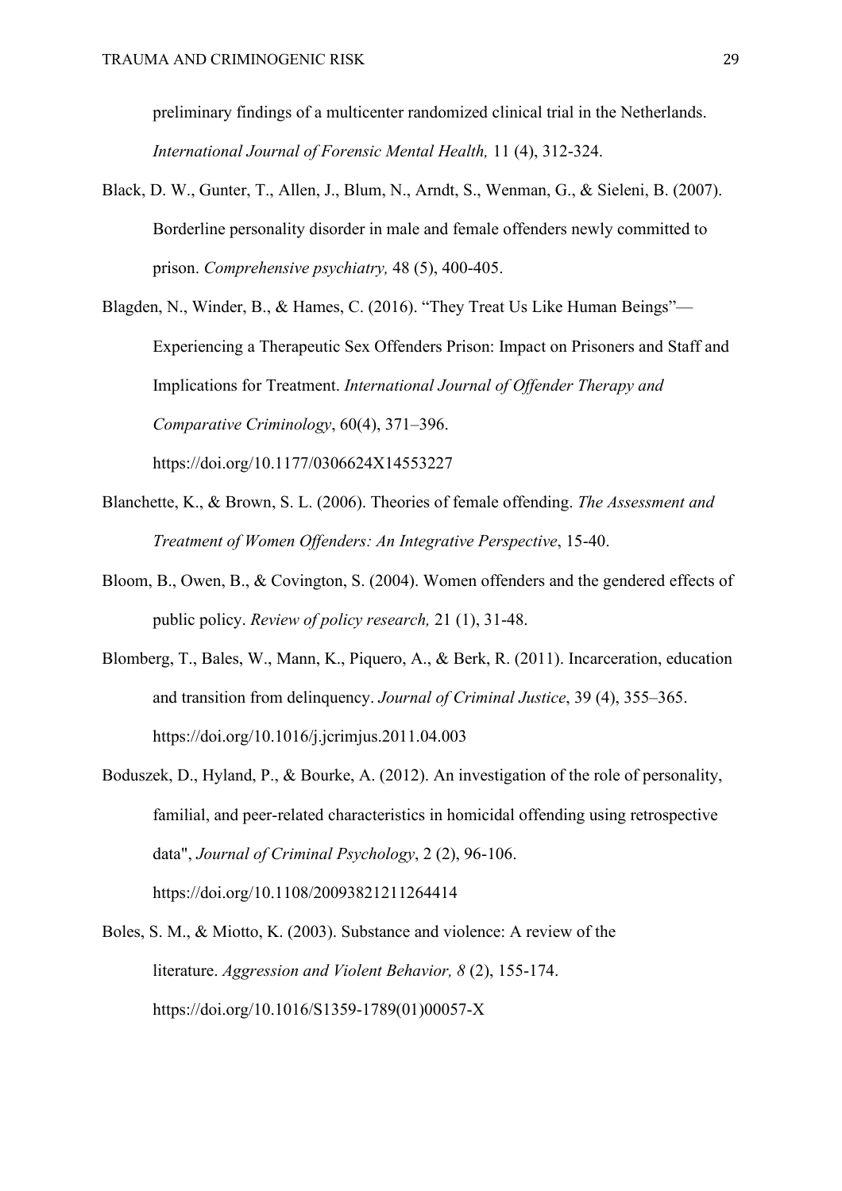preliminary findings of a multicenter randomized clinical trial in the Netherlands. *International Journal of Forensic Mental Health,* 11 (4), 312-324.

Black, D. W., Gunter, T., Allen, J., Blum, N., Arndt, S., Wenman, G., & Sieleni, B. (2007). Borderline personality disorder in male and female offenders newly committed to prison. *Comprehensive psychiatry,* 48 (5), 400-405.

Blagden, N., Winder, B., & Hames, C. (2016). "They Treat Us Like Human Beings"—Experiencing a Therapeutic Sex Offenders Prison: Impact on Prisoners and Staff and Implications for Treatment. *International Journal of Offender Therapy and Comparative Criminology*, 60(4), 371–396. https://doi.org/10.1177/0306624X14553227

Blanchette, K., & Brown, S. L. (2006). Theories of female offending. *The Assessment and Treatment of Women Offenders: An Integrative Perspective*, 15-40.

Bloom, B., Owen, B., & Covington, S. (2004). Women offenders and the gendered effects of public policy. *Review of policy research,* 21 (1), 31-48.

Blomberg, T., Bales, W., Mann, K., Piquero, A., & Berk, R. (2011). Incarceration, education and transition from delinquency. *Journal of Criminal Justice*, 39 (4), 355–365. https://doi.org/10.1016/j.jcrimjus.2011.04.003

Boduszek, D., Hyland, P., & Bourke, A. (2012). An investigation of the role of personality, familial, and peer-related characteristics in homicidal offending using retrospective data", *Journal of Criminal Psychology*, 2 (2), 96-106. https://doi.org/10.1108/20093821211264414

Boles, S. M., & Miotto, K. (2003). Substance and violence: A review of the literature. *Aggression and Violent Behavior, 8* (2), 155-174. https://doi.org/10.1016/S1359-1789(01)00057-X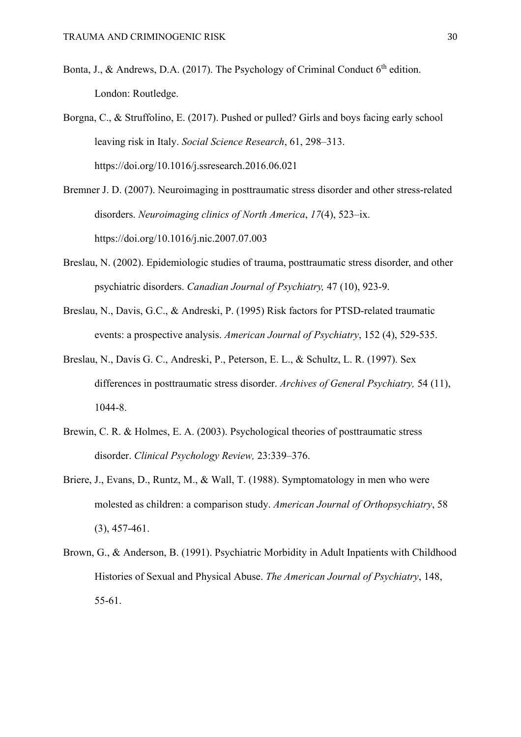Bonta, J., & Andrews, D.A. (2017). The Psychology of Criminal Conduct 6th edition. London: Routledge.

Borgna, C., & Struffolino, E. (2017). Pushed or pulled? Girls and boys facing early school leaving risk in Italy. *Social Science Research*, 61, 298–313. https://doi.org/10.1016/j.ssresearch.2016.06.021

Bremner J. D. (2007). Neuroimaging in posttraumatic stress disorder and other stress-related disorders. *Neuroimaging clinics of North America*, *17*(4), 523–ix. https://doi.org/10.1016/j.nic.2007.07.003

Breslau, N. (2002). Epidemiologic studies of trauma, posttraumatic stress disorder, and other psychiatric disorders. *Canadian Journal of Psychiatry,* 47 (10), 923-9.

Breslau, N., Davis, G.C., & Andreski, P. (1995) Risk factors for PTSD-related traumatic events: a prospective analysis. *American Journal of Psychiatry*, 152 (4), 529-535.

Breslau, N., Davis G. C., Andreski, P., Peterson, E. L., & Schultz, L. R. (1997). Sex differences in posttraumatic stress disorder. *Archives of General Psychiatry,* 54 (11), 1044-8.

Brewin, C. R. & Holmes, E. A. (2003). Psychological theories of posttraumatic stress disorder. *Clinical Psychology Review,* 23:339–376.

Briere, J., Evans, D., Runtz, M., & Wall, T. (1988). Symptomatology in men who were molested as children: a comparison study. *American Journal of Orthopsychiatry*, 58 (3), 457-461.

Brown, G., & Anderson, B. (1991). Psychiatric Morbidity in Adult Inpatients with Childhood Histories of Sexual and Physical Abuse. *The American Journal of Psychiatry*, 148, 55-61.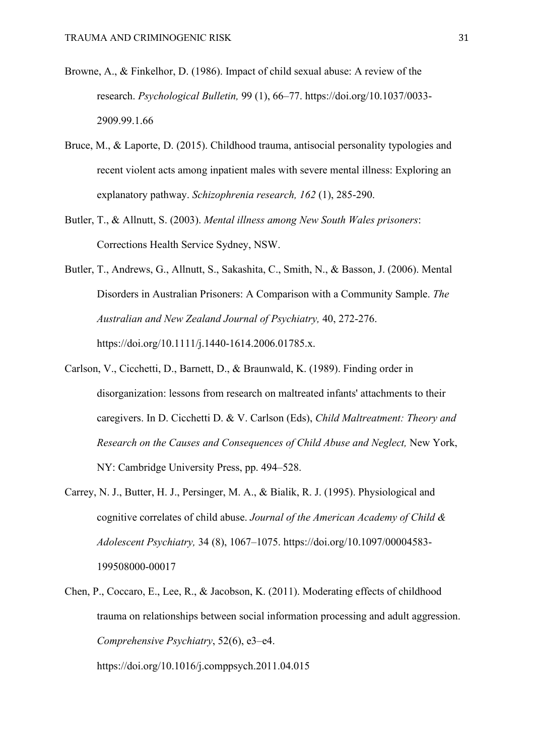Browne, A., & Finkelhor, D. (1986). Impact of child sexual abuse: A review of the research. *Psychological Bulletin,* 99 (1), 66–77. https://doi.org/10.1037/0033-2909.99.1.66

Bruce, M., & Laporte, D. (2015). Childhood trauma, antisocial personality typologies and recent violent acts among inpatient males with severe mental illness: Exploring an explanatory pathway. *Schizophrenia research, 162* (1), 285-290.

Butler, T., & Allnutt, S. (2003). *Mental illness among New South Wales prisoners*: Corrections Health Service Sydney, NSW.

Butler, T., Andrews, G., Allnutt, S., Sakashita, C., Smith, N., & Basson, J. (2006). Mental Disorders in Australian Prisoners: A Comparison with a Community Sample. *The Australian and New Zealand Journal of Psychiatry,* 40, 272-276. https://doi.org/10.1111/j.1440-1614.2006.01785.x.

Carlson, V., Cicchetti, D., Barnett, D., & Braunwald, K. (1989). Finding order in disorganization: lessons from research on maltreated infants' attachments to their caregivers. In D. Cicchetti D. & V. Carlson (Eds), *Child Maltreatment: Theory and Research on the Causes and Consequences of Child Abuse and Neglect,* New York, NY: Cambridge University Press, pp. 494–528.

Carrey, N. J., Butter, H. J., Persinger, M. A., & Bialik, R. J. (1995). Physiological and cognitive correlates of child abuse. *Journal of the American Academy of Child & Adolescent Psychiatry,* 34 (8), 1067–1075. https://doi.org/10.1097/00004583-199508000-00017

Chen, P., Coccaro, E., Lee, R., & Jacobson, K. (2011). Moderating effects of childhood trauma on relationships between social information processing and adult aggression. *Comprehensive Psychiatry*, 52(6), e3–e4. https://doi.org/10.1016/j.comppsych.2011.04.015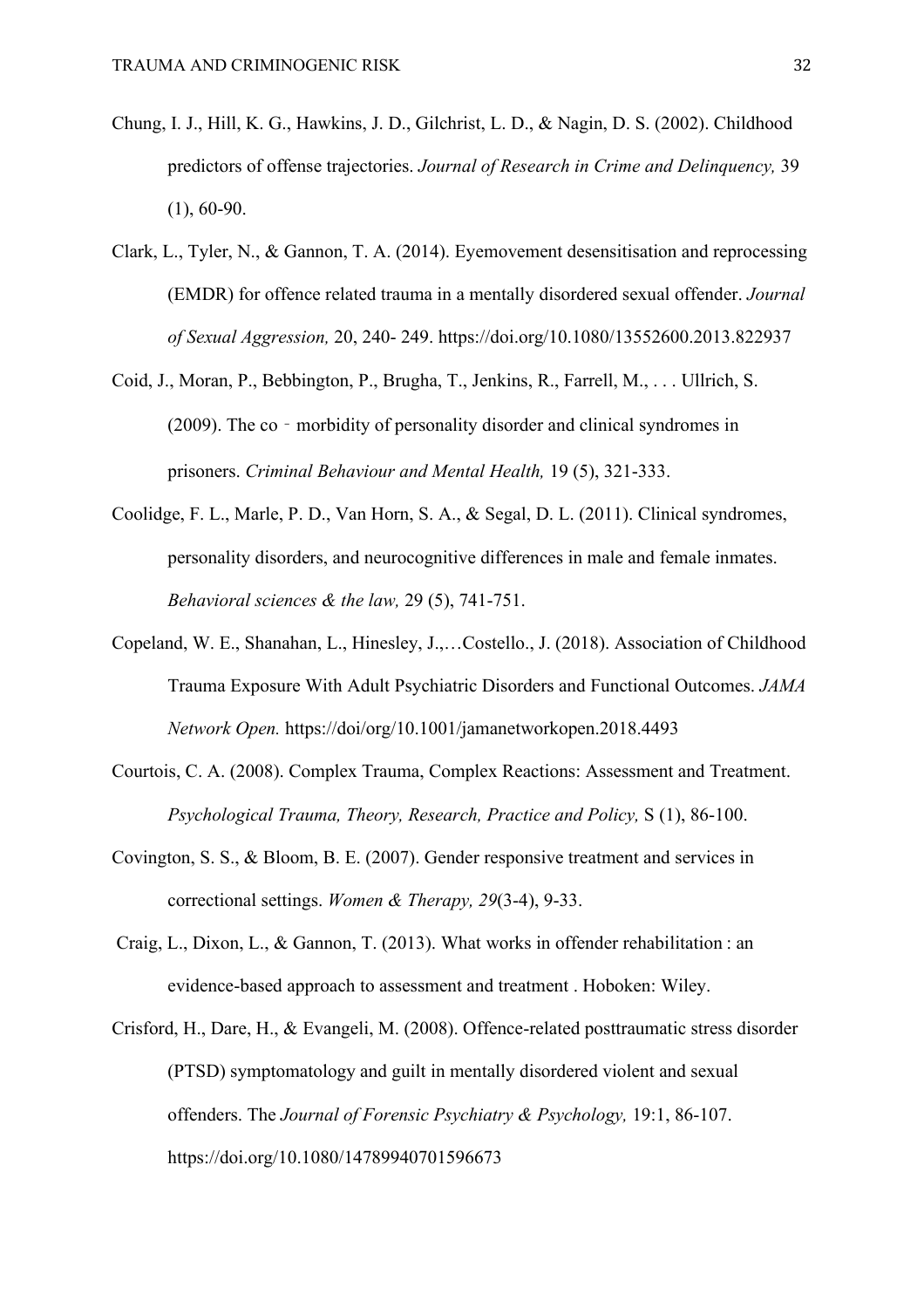Chung, I. J., Hill, K. G., Hawkins, J. D., Gilchrist, L. D., & Nagin, D. S. (2002). Childhood predictors of offense trajectories. *Journal of Research in Crime and Delinquency,* 39 (1), 60-90.

Clark, L., Tyler, N., & Gannon, T. A. (2014). Eyemovement desensitisation and reprocessing (EMDR) for offence related trauma in a mentally disordered sexual offender. *Journal of Sexual Aggression,* 20, 240- 249. https://doi.org/10.1080/13552600.2013.822937

Coid, J., Moran, P., Bebbington, P., Brugha, T., Jenkins, R., Farrell, M., . . . Ullrich, S. (2009). The co‐morbidity of personality disorder and clinical syndromes in prisoners. *Criminal Behaviour and Mental Health,* 19 (5), 321-333.

Coolidge, F. L., Marle, P. D., Van Horn, S. A., & Segal, D. L. (2011). Clinical syndromes, personality disorders, and neurocognitive differences in male and female inmates. *Behavioral sciences & the law,* 29 (5), 741-751.

Copeland, W. E., Shanahan, L., Hinesley, J.,…Costello., J. (2018). Association of Childhood Trauma Exposure With Adult Psychiatric Disorders and Functional Outcomes. *JAMA Network Open.* https://doi/org/10.1001/jamanetworkopen.2018.4493

Courtois, C. A. (2008). Complex Trauma, Complex Reactions: Assessment and Treatment. *Psychological Trauma, Theory, Research, Practice and Policy,* S (1), 86-100.

Covington, S. S., & Bloom, B. E. (2007). Gender responsive treatment and services in correctional settings. *Women & Therapy, 29*(3-4), 9-33.

Craig, L., Dixon, L., & Gannon, T. (2013). What works in offender rehabilitation : an evidence-based approach to assessment and treatment . Hoboken: Wiley.

Crisford, H., Dare, H., & Evangeli, M. (2008). Offence-related posttraumatic stress disorder (PTSD) symptomatology and guilt in mentally disordered violent and sexual offenders. The *Journal of Forensic Psychiatry & Psychology,* 19:1, 86-107. https://doi.org/10.1080/14789940701596673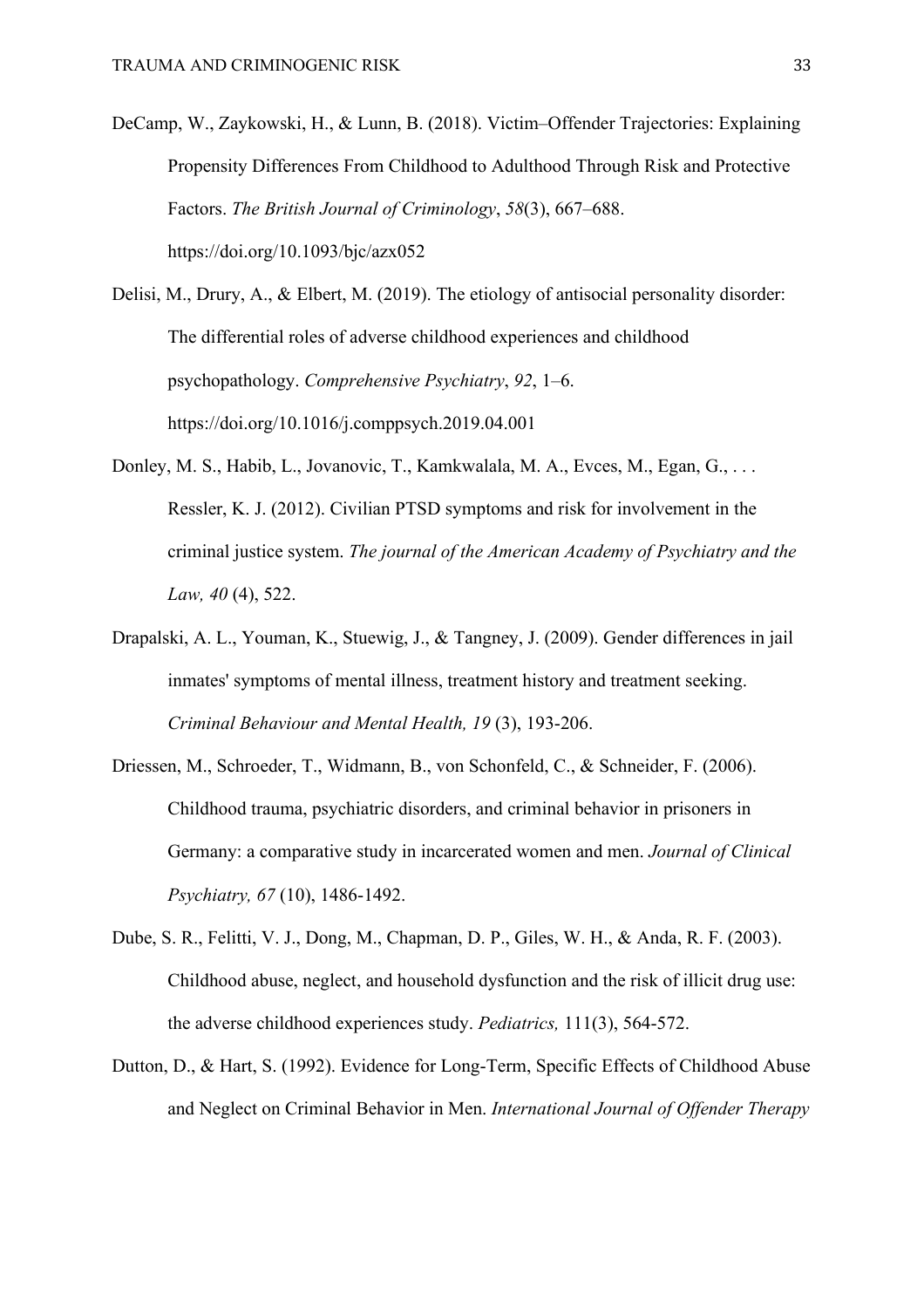DeCamp, W., Zaykowski, H., & Lunn, B. (2018). Victim–Offender Trajectories: Explaining Propensity Differences From Childhood to Adulthood Through Risk and Protective Factors. *The British Journal of Criminology*, *58*(3), 667–688. https://doi.org/10.1093/bjc/azx052

Delisi, M., Drury, A., & Elbert, M. (2019). The etiology of antisocial personality disorder: The differential roles of adverse childhood experiences and childhood psychopathology. *Comprehensive Psychiatry*, *92*, 1–6. https://doi.org/10.1016/j.comppsych.2019.04.001

Donley, M. S., Habib, L., Jovanovic, T., Kamkwalala, M. A., Evces, M., Egan, G., . . . Ressler, K. J. (2012). Civilian PTSD symptoms and risk for involvement in the criminal justice system. *The journal of the American Academy of Psychiatry and the Law, 40* (4), 522.

Drapalski, A. L., Youman, K., Stuewig, J., & Tangney, J. (2009). Gender differences in jail inmates' symptoms of mental illness, treatment history and treatment seeking. *Criminal Behaviour and Mental Health, 19* (3), 193-206.

Driessen, M., Schroeder, T., Widmann, B., von Schonfeld, C., & Schneider, F. (2006). Childhood trauma, psychiatric disorders, and criminal behavior in prisoners in Germany: a comparative study in incarcerated women and men. *Journal of Clinical Psychiatry, 67* (10), 1486-1492.

Dube, S. R., Felitti, V. J., Dong, M., Chapman, D. P., Giles, W. H., & Anda, R. F. (2003). Childhood abuse, neglect, and household dysfunction and the risk of illicit drug use: the adverse childhood experiences study. *Pediatrics,* 111(3), 564-572.

Dutton, D., & Hart, S. (1992). Evidence for Long-Term, Specific Effects of Childhood Abuse and Neglect on Criminal Behavior in Men. *International Journal of Offender Therapy*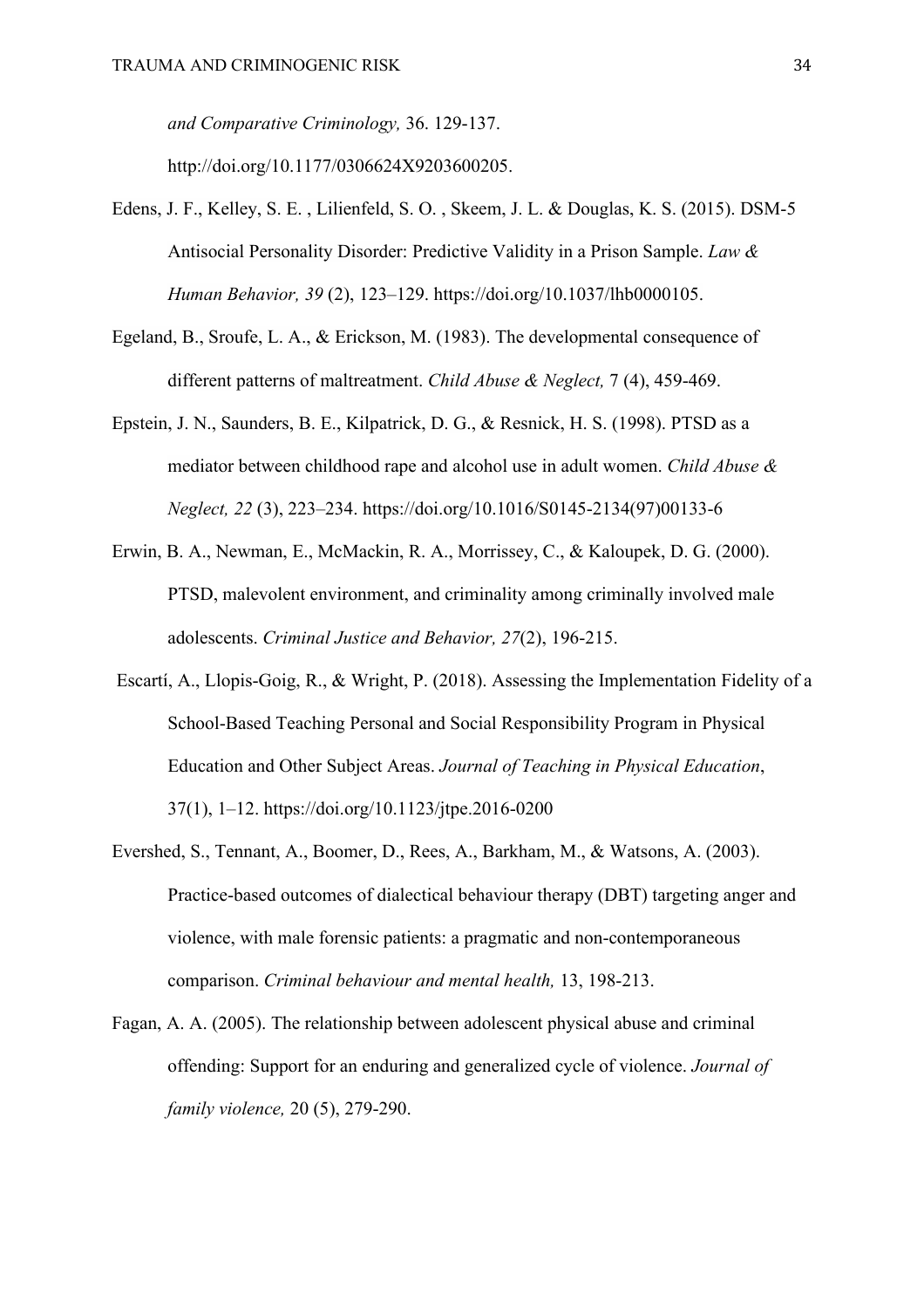*and Comparative Criminology,* 36. 129-137. http://doi.org/10.1177/0306624X9203600205.

Edens, J. F., Kelley, S. E. , Lilienfeld, S. O. , Skeem, J. L. & Douglas, K. S. (2015). DSM-5 Antisocial Personality Disorder: Predictive Validity in a Prison Sample. *Law & Human Behavior, 39* (2), 123–129. https://doi.org/10.1037/lhb0000105.

Egeland, B., Sroufe, L. A., & Erickson, M. (1983). The developmental consequence of different patterns of maltreatment. *Child Abuse & Neglect,* 7 (4), 459-469.

Epstein, J. N., Saunders, B. E., Kilpatrick, D. G., & Resnick, H. S. (1998). PTSD as a mediator between childhood rape and alcohol use in adult women. *Child Abuse & Neglect, 22* (3), 223–234. https://doi.org/10.1016/S0145-2134(97)00133-6

Erwin, B. A., Newman, E., McMackin, R. A., Morrissey, C., & Kaloupek, D. G. (2000). PTSD, malevolent environment, and criminality among criminally involved male adolescents. *Criminal Justice and Behavior, 27*(2), 196-215.

Escartí, A., Llopis-Goig, R., & Wright, P. (2018). Assessing the Implementation Fidelity of a School-Based Teaching Personal and Social Responsibility Program in Physical Education and Other Subject Areas. *Journal of Teaching in Physical Education*, 37(1), 1–12. https://doi.org/10.1123/jtpe.2016-0200

Evershed, S., Tennant, A., Boomer, D., Rees, A., Barkham, M., & Watsons, A. (2003). Practice-based outcomes of dialectical behaviour therapy (DBT) targeting anger and violence, with male forensic patients: a pragmatic and non-contemporaneous comparison. *Criminal behaviour and mental health,* 13, 198-213.

Fagan, A. A. (2005). The relationship between adolescent physical abuse and criminal offending: Support for an enduring and generalized cycle of violence. *Journal of family violence,* 20 (5), 279-290.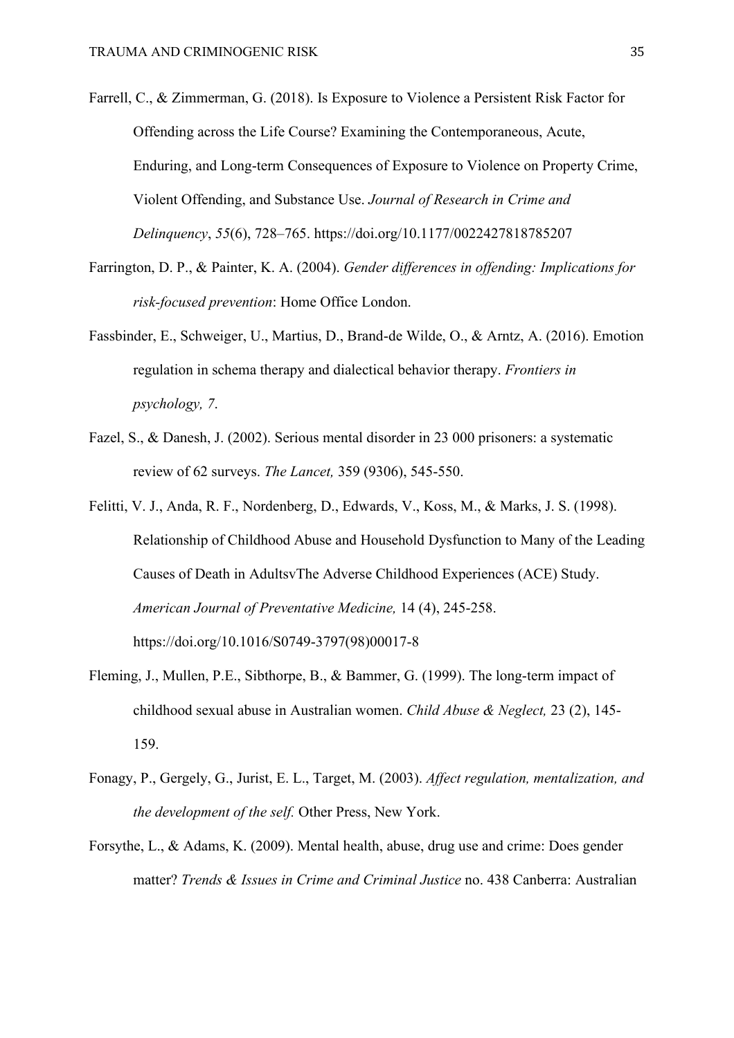Farrell, C., & Zimmerman, G. (2018). Is Exposure to Violence a Persistent Risk Factor for Offending across the Life Course? Examining the Contemporaneous, Acute, Enduring, and Long-term Consequences of Exposure to Violence on Property Crime, Violent Offending, and Substance Use. *Journal of Research in Crime and Delinquency*, *55*(6), 728–765. https://doi.org/10.1177/0022427818785207

Farrington, D. P., & Painter, K. A. (2004). *Gender differences in offending: Implications for risk-focused prevention*: Home Office London.

Fassbinder, E., Schweiger, U., Martius, D., Brand-de Wilde, O., & Arntz, A. (2016). Emotion regulation in schema therapy and dialectical behavior therapy. *Frontiers in psychology, 7*.

Fazel, S., & Danesh, J. (2002). Serious mental disorder in 23 000 prisoners: a systematic review of 62 surveys. *The Lancet,* 359 (9306), 545-550.

Felitti, V. J., Anda, R. F., Nordenberg, D., Edwards, V., Koss, M., & Marks, J. S. (1998). Relationship of Childhood Abuse and Household Dysfunction to Many of the Leading Causes of Death in AdultsvThe Adverse Childhood Experiences (ACE) Study. *American Journal of Preventative Medicine,* 14 (4), 245-258. https://doi.org/10.1016/S0749-3797(98)00017-8

Fleming, J., Mullen, P.E., Sibthorpe, B., & Bammer, G. (1999). The long-term impact of childhood sexual abuse in Australian women. *Child Abuse & Neglect,* 23 (2), 145-159.

Fonagy, P., Gergely, G., Jurist, E. L., Target, M. (2003). *Affect regulation, mentalization, and the development of the self.* Other Press, New York.

Forsythe, L., & Adams, K. (2009). Mental health, abuse, drug use and crime: Does gender matter? *Trends & Issues in Crime and Criminal Justice* no. 438 Canberra: Australian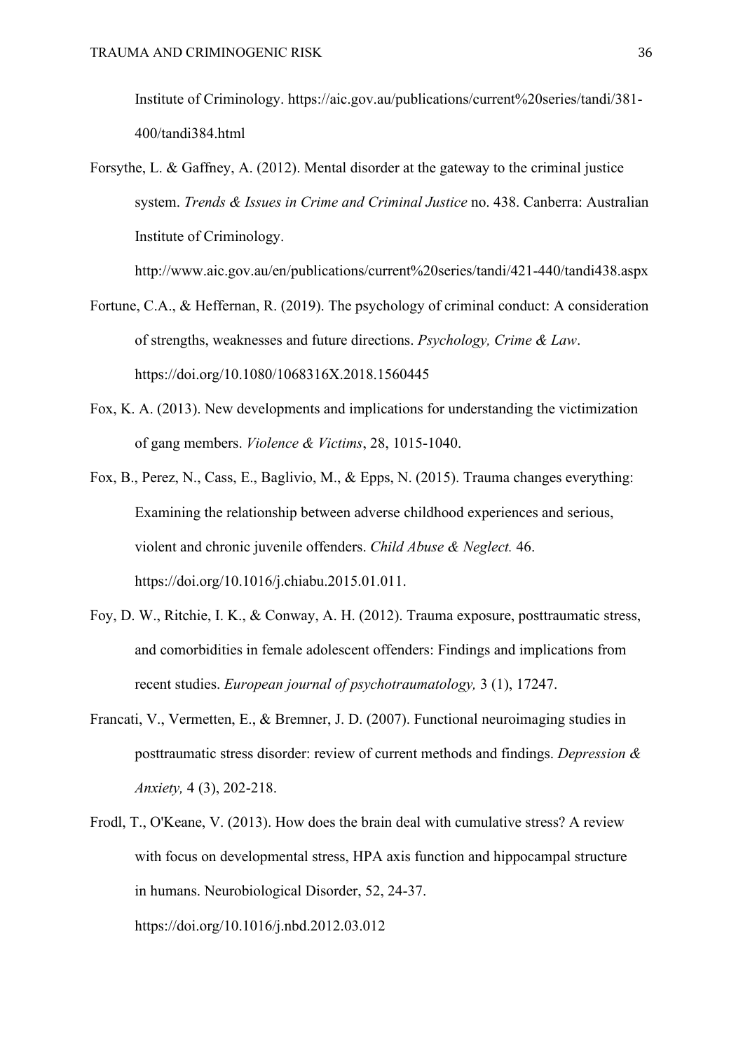Institute of Criminology. https://aic.gov.au/publications/current%20series/tandi/381-400/tandi384.html

Forsythe, L. & Gaffney, A. (2012). Mental disorder at the gateway to the criminal justice system. *Trends & Issues in Crime and Criminal Justice* no. 438. Canberra: Australian Institute of Criminology. http://www.aic.gov.au/en/publications/current%20series/tandi/421-440/tandi438.aspx

Fortune, C.A., & Heffernan, R. (2019). The psychology of criminal conduct: A consideration of strengths, weaknesses and future directions. *Psychology, Crime & Law*. https://doi.org/10.1080/1068316X.2018.1560445

Fox, K. A. (2013). New developments and implications for understanding the victimization of gang members. *Violence & Victims*, 28, 1015-1040.

Fox, B., Perez, N., Cass, E., Baglivio, M., & Epps, N. (2015). Trauma changes everything: Examining the relationship between adverse childhood experiences and serious, violent and chronic juvenile offenders. *Child Abuse & Neglect.* 46. https://doi.org/10.1016/j.chiabu.2015.01.011.

Foy, D. W., Ritchie, I. K., & Conway, A. H. (2012). Trauma exposure, posttraumatic stress, and comorbidities in female adolescent offenders: Findings and implications from recent studies. *European journal of psychotraumatology,* 3 (1), 17247.

Francati, V., Vermetten, E., & Bremner, J. D. (2007). Functional neuroimaging studies in posttraumatic stress disorder: review of current methods and findings. *Depression & Anxiety,* 4 (3), 202-218.

Frodl, T., O'Keane, V. (2013). How does the brain deal with cumulative stress? A review with focus on developmental stress, HPA axis function and hippocampal structure in humans. Neurobiological Disorder, 52, 24-37. https://doi.org/10.1016/j.nbd.2012.03.012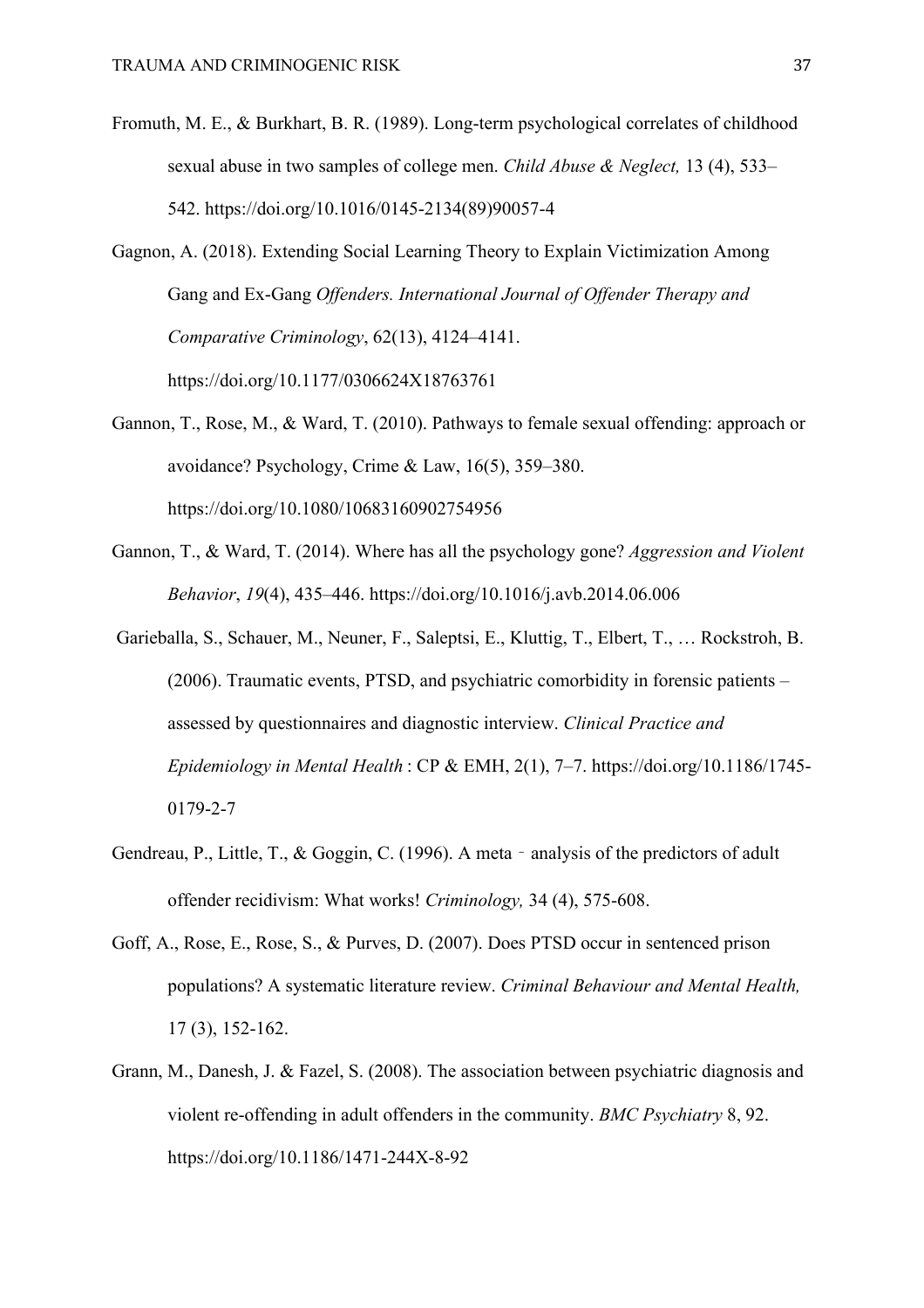Fromuth, M. E., & Burkhart, B. R. (1989). Long-term psychological correlates of childhood sexual abuse in two samples of college men. *Child Abuse & Neglect,* 13 (4), 533–542. https://doi.org/10.1016/0145-2134(89)90057-4

Gagnon, A. (2018). Extending Social Learning Theory to Explain Victimization Among Gang and Ex-Gang *Offenders. International Journal of Offender Therapy and Comparative Criminology*, 62(13), 4124–4141. https://doi.org/10.1177/0306624X18763761

Gannon, T., Rose, M., & Ward, T. (2010). Pathways to female sexual offending: approach or avoidance? Psychology, Crime & Law, 16(5), 359–380. https://doi.org/10.1080/10683160902754956

Gannon, T., & Ward, T. (2014). Where has all the psychology gone? *Aggression and Violent Behavior*, *19*(4), 435–446. https://doi.org/10.1016/j.avb.2014.06.006

Garieballa, S., Schauer, M., Neuner, F., Saleptsi, E., Kluttig, T., Elbert, T., … Rockstroh, B. (2006). Traumatic events, PTSD, and psychiatric comorbidity in forensic patients – assessed by questionnaires and diagnostic interview. *Clinical Practice and Epidemiology in Mental Health* : CP & EMH, 2(1), 7–7. https://doi.org/10.1186/1745-0179-2-7

Gendreau, P., Little, T., & Goggin, C. (1996). A meta‐analysis of the predictors of adult offender recidivism: What works! *Criminology,* 34 (4), 575-608.

Goff, A., Rose, E., Rose, S., & Purves, D. (2007). Does PTSD occur in sentenced prison populations? A systematic literature review. *Criminal Behaviour and Mental Health,* 17 (3), 152-162.

Grann, M., Danesh, J. & Fazel, S. (2008). The association between psychiatric diagnosis and violent re-offending in adult offenders in the community. *BMC Psychiatry* 8, 92. https://doi.org/10.1186/1471-244X-8-92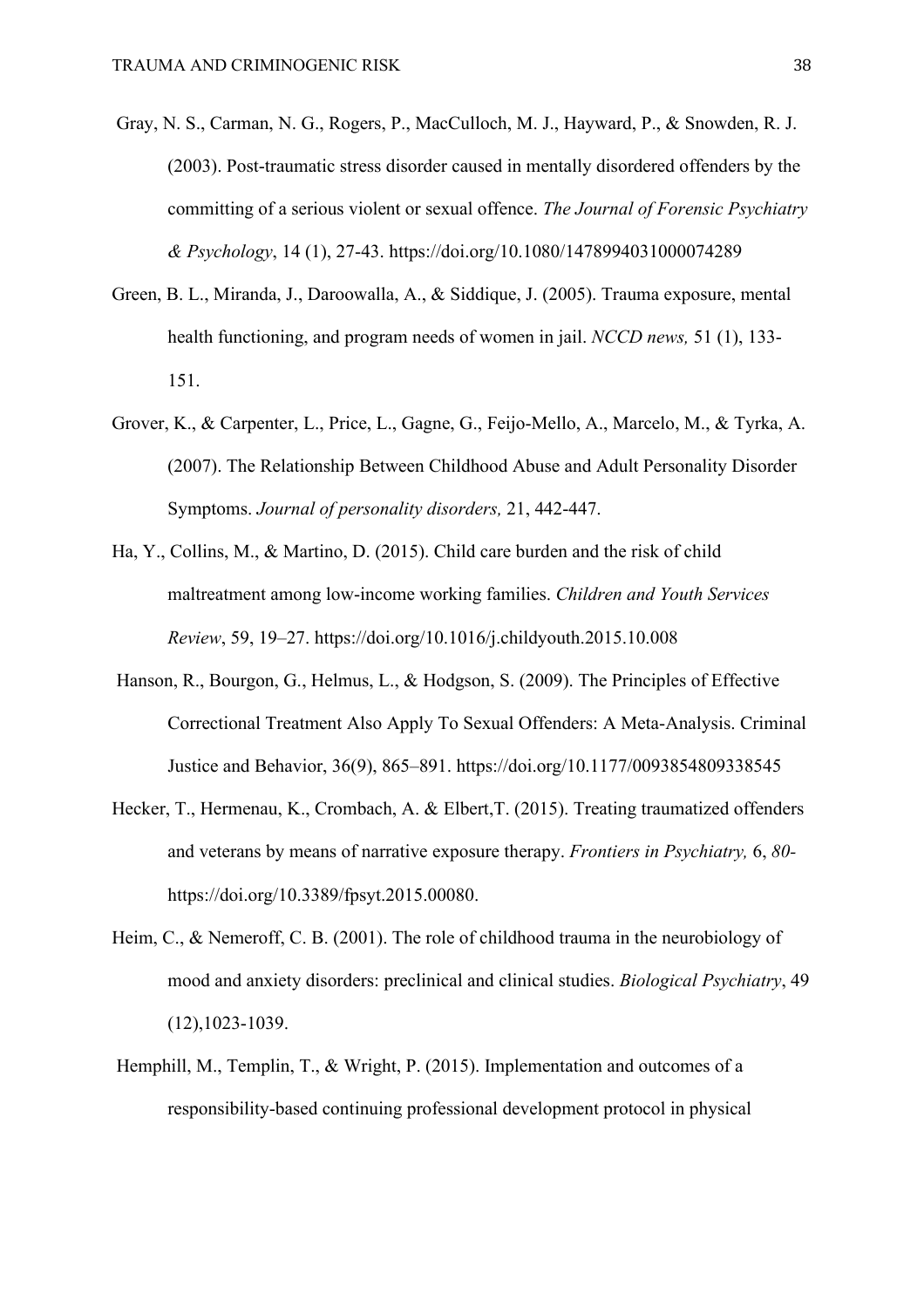Gray, N. S., Carman, N. G., Rogers, P., MacCulloch, M. J., Hayward, P., & Snowden, R. J. (2003). Post-traumatic stress disorder caused in mentally disordered offenders by the committing of a serious violent or sexual offence. *The Journal of Forensic Psychiatry & Psychology*, 14 (1), 27-43. https://doi.org/10.1080/1478994031000074289

Green, B. L., Miranda, J., Daroowalla, A., & Siddique, J. (2005). Trauma exposure, mental health functioning, and program needs of women in jail. *NCCD news,* 51 (1), 133-151.

Grover, K., & Carpenter, L., Price, L., Gagne, G., Feijo-Mello, A., Marcelo, M., & Tyrka, A. (2007). The Relationship Between Childhood Abuse and Adult Personality Disorder Symptoms. *Journal of personality disorders,* 21, 442-447.

Ha, Y., Collins, M., & Martino, D. (2015). Child care burden and the risk of child maltreatment among low-income working families. *Children and Youth Services Review*, 59, 19–27. https://doi.org/10.1016/j.childyouth.2015.10.008

Hanson, R., Bourgon, G., Helmus, L., & Hodgson, S. (2009). The Principles of Effective Correctional Treatment Also Apply To Sexual Offenders: A Meta-Analysis. Criminal Justice and Behavior, 36(9), 865–891. https://doi.org/10.1177/0093854809338545

Hecker, T., Hermenau, K., Crombach, A. & Elbert,T. (2015). Treating traumatized offenders and veterans by means of narrative exposure therapy. *Frontiers in Psychiatry,* 6, *80-* https://doi.org/10.3389/fpsyt.2015.00080.

Heim, C., & Nemeroff, C. B. (2001). The role of childhood trauma in the neurobiology of mood and anxiety disorders: preclinical and clinical studies. *Biological Psychiatry*, 49 (12),1023-1039.

Hemphill, M., Templin, T., & Wright, P. (2015). Implementation and outcomes of a responsibility-based continuing professional development protocol in physical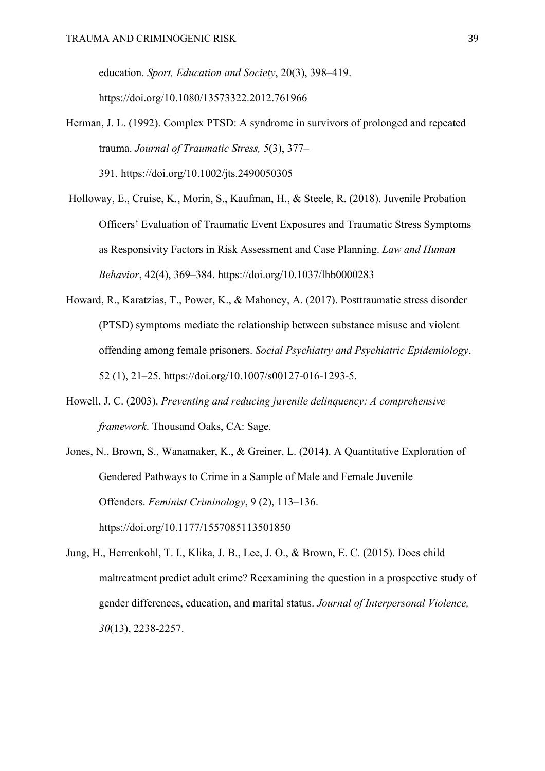education. *Sport, Education and Society*, 20(3), 398–419. https://doi.org/10.1080/13573322.2012.761966

Herman, J. L. (1992). Complex PTSD: A syndrome in survivors of prolonged and repeated trauma. *Journal of Traumatic Stress, 5*(3), 377–391. https://doi.org/10.1002/jts.2490050305

Holloway, E., Cruise, K., Morin, S., Kaufman, H., & Steele, R. (2018). Juvenile Probation Officers' Evaluation of Traumatic Event Exposures and Traumatic Stress Symptoms as Responsivity Factors in Risk Assessment and Case Planning. *Law and Human Behavior*, 42(4), 369–384. https://doi.org/10.1037/lhb0000283

Howard, R., Karatzias, T., Power, K., & Mahoney, A. (2017). Posttraumatic stress disorder (PTSD) symptoms mediate the relationship between substance misuse and violent offending among female prisoners. *Social Psychiatry and Psychiatric Epidemiology*, 52 (1), 21–25. https://doi.org/10.1007/s00127-016-1293-5.

Howell, J. C. (2003). *Preventing and reducing juvenile delinquency: A comprehensive framework*. Thousand Oaks, CA: Sage.

Jones, N., Brown, S., Wanamaker, K., & Greiner, L. (2014). A Quantitative Exploration of Gendered Pathways to Crime in a Sample of Male and Female Juvenile Offenders. *Feminist Criminology*, 9 (2), 113–136. https://doi.org/10.1177/1557085113501850

Jung, H., Herrenkohl, T. I., Klika, J. B., Lee, J. O., & Brown, E. C. (2015). Does child maltreatment predict adult crime? Reexamining the question in a prospective study of gender differences, education, and marital status. *Journal of Interpersonal Violence, 30*(13), 2238-2257.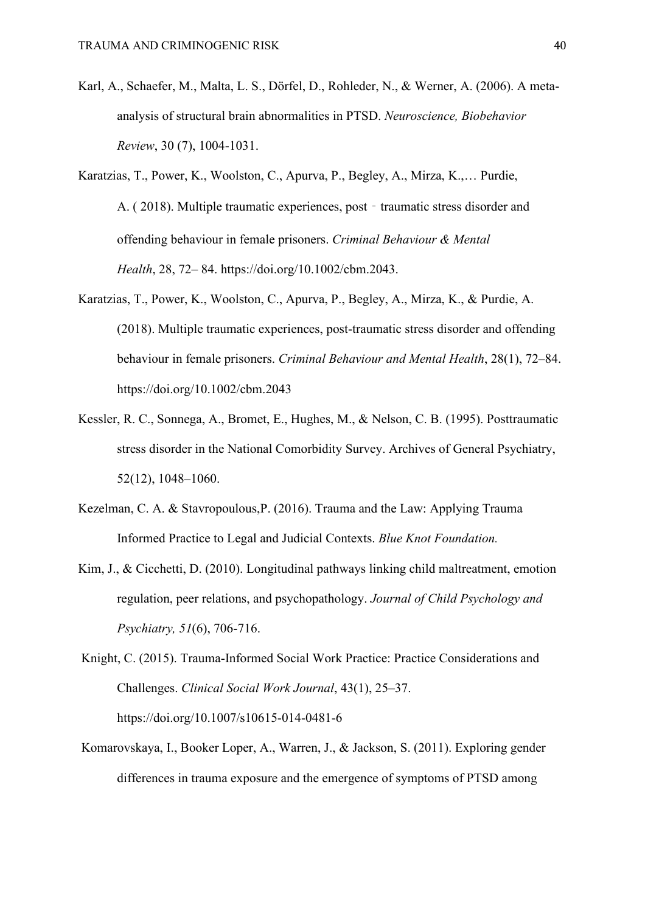Karl, A., Schaefer, M., Malta, L. S., Dörfel, D., Rohleder, N., & Werner, A. (2006). A meta-analysis of structural brain abnormalities in PTSD. *Neuroscience, Biobehavior Review*, 30 (7), 1004-1031.

Karatzias, T., Power, K., Woolston, C., Apurva, P., Begley, A., Mirza, K.,… Purdie, A. ( 2018). Multiple traumatic experiences, post‐traumatic stress disorder and offending behaviour in female prisoners. *Criminal Behaviour & Mental Health*, 28, 72– 84. https://doi.org/10.1002/cbm.2043.

Karatzias, T., Power, K., Woolston, C., Apurva, P., Begley, A., Mirza, K., & Purdie, A. (2018). Multiple traumatic experiences, post-traumatic stress disorder and offending behaviour in female prisoners. *Criminal Behaviour and Mental Health*, 28(1), 72–84. https://doi.org/10.1002/cbm.2043

Kessler, R. C., Sonnega, A., Bromet, E., Hughes, M., & Nelson, C. B. (1995). Posttraumatic stress disorder in the National Comorbidity Survey. Archives of General Psychiatry, 52(12), 1048–1060.

Kezelman, C. A. & Stavropoulous,P. (2016). Trauma and the Law: Applying Trauma Informed Practice to Legal and Judicial Contexts. *Blue Knot Foundation.*

Kim, J., & Cicchetti, D. (2010). Longitudinal pathways linking child maltreatment, emotion regulation, peer relations, and psychopathology. *Journal of Child Psychology and Psychiatry, 51*(6), 706-716.

Knight, C. (2015). Trauma-Informed Social Work Practice: Practice Considerations and Challenges. *Clinical Social Work Journal*, 43(1), 25–37. https://doi.org/10.1007/s10615-014-0481-6

Komarovskaya, I., Booker Loper, A., Warren, J., & Jackson, S. (2011). Exploring gender differences in trauma exposure and the emergence of symptoms of PTSD among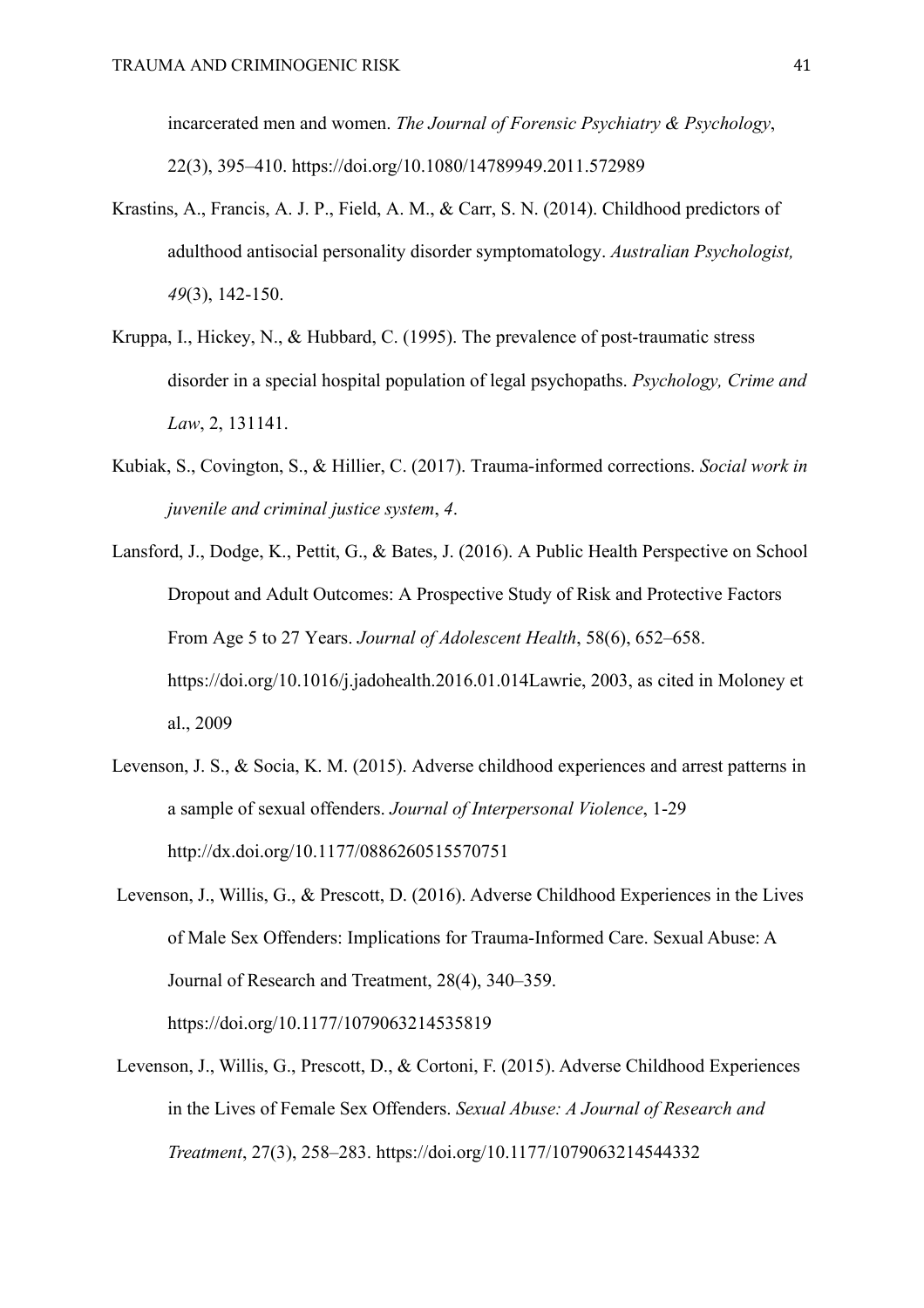incarcerated men and women. *The Journal of Forensic Psychiatry & Psychology*, 22(3), 395–410. https://doi.org/10.1080/14789949.2011.572989

Krastins, A., Francis, A. J. P., Field, A. M., & Carr, S. N. (2014). Childhood predictors of adulthood antisocial personality disorder symptomatology. *Australian Psychologist, 49*(3), 142-150.

Kruppa, I., Hickey, N., & Hubbard, C. (1995). The prevalence of post-traumatic stress disorder in a special hospital population of legal psychopaths. *Psychology, Crime and Law*, 2, 131141.

Kubiak, S., Covington, S., & Hillier, C. (2017). Trauma-informed corrections. *Social work in juvenile and criminal justice system*, *4*.

Lansford, J., Dodge, K., Pettit, G., & Bates, J. (2016). A Public Health Perspective on School Dropout and Adult Outcomes: A Prospective Study of Risk and Protective Factors From Age 5 to 27 Years. *Journal of Adolescent Health*, 58(6), 652–658. https://doi.org/10.1016/j.jadohealth.2016.01.014Lawrie, 2003, as cited in Moloney et al., 2009

Levenson, J. S., & Socia, K. M. (2015). Adverse childhood experiences and arrest patterns in a sample of sexual offenders. *Journal of Interpersonal Violence*, 1-29 http://dx.doi.org/10.1177/0886260515570751

Levenson, J., Willis, G., & Prescott, D. (2016). Adverse Childhood Experiences in the Lives of Male Sex Offenders: Implications for Trauma-Informed Care. Sexual Abuse: A Journal of Research and Treatment, 28(4), 340–359. https://doi.org/10.1177/1079063214535819

Levenson, J., Willis, G., Prescott, D., & Cortoni, F. (2015). Adverse Childhood Experiences in the Lives of Female Sex Offenders. *Sexual Abuse: A Journal of Research and Treatment*, 27(3), 258–283. https://doi.org/10.1177/1079063214544332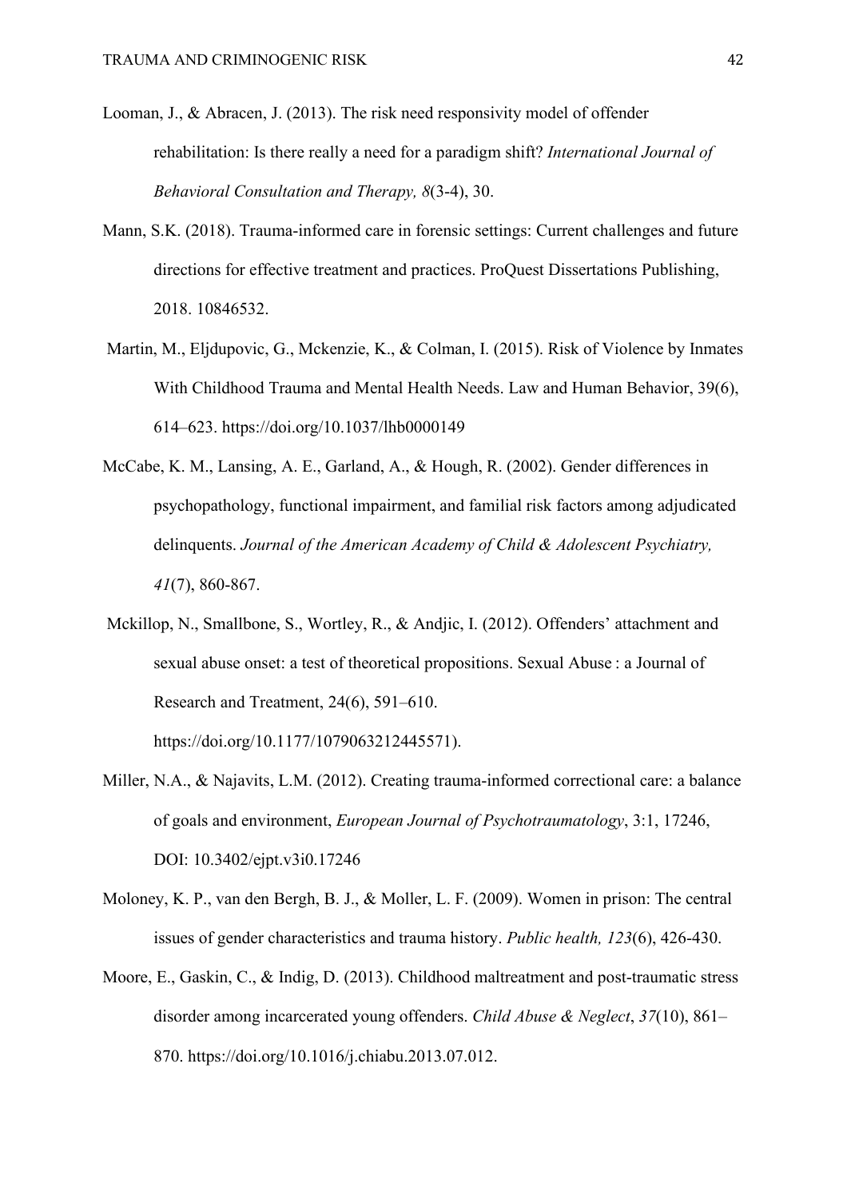Looman, J., & Abracen, J. (2013). The risk need responsivity model of offender rehabilitation: Is there really a need for a paradigm shift? *International Journal of Behavioral Consultation and Therapy, 8*(3-4), 30.

Mann, S.K. (2018). Trauma-informed care in forensic settings: Current challenges and future directions for effective treatment and practices. ProQuest Dissertations Publishing, 2018. 10846532.

Martin, M., Eljdupovic, G., Mckenzie, K., & Colman, I. (2015). Risk of Violence by Inmates With Childhood Trauma and Mental Health Needs. Law and Human Behavior, 39(6), 614–623. https://doi.org/10.1037/lhb0000149

McCabe, K. M., Lansing, A. E., Garland, A., & Hough, R. (2002). Gender differences in psychopathology, functional impairment, and familial risk factors among adjudicated delinquents. *Journal of the American Academy of Child & Adolescent Psychiatry, 41*(7), 860-867.

Mckillop, N., Smallbone, S., Wortley, R., & Andjic, I. (2012). Offenders' attachment and sexual abuse onset: a test of theoretical propositions. Sexual Abuse : a Journal of Research and Treatment, 24(6), 591–610. https://doi.org/10.1177/1079063212445571).

Miller, N.A., & Najavits, L.M. (2012). Creating trauma-informed correctional care: a balance of goals and environment, *European Journal of Psychotraumatology*, 3:1, 17246, DOI: 10.3402/ejpt.v3i0.17246

Moloney, K. P., van den Bergh, B. J., & Moller, L. F. (2009). Women in prison: The central issues of gender characteristics and trauma history. *Public health, 123*(6), 426-430.

Moore, E., Gaskin, C., & Indig, D. (2013). Childhood maltreatment and post-traumatic stress disorder among incarcerated young offenders. *Child Abuse & Neglect*, *37*(10), 861–870. https://doi.org/10.1016/j.chiabu.2013.07.012.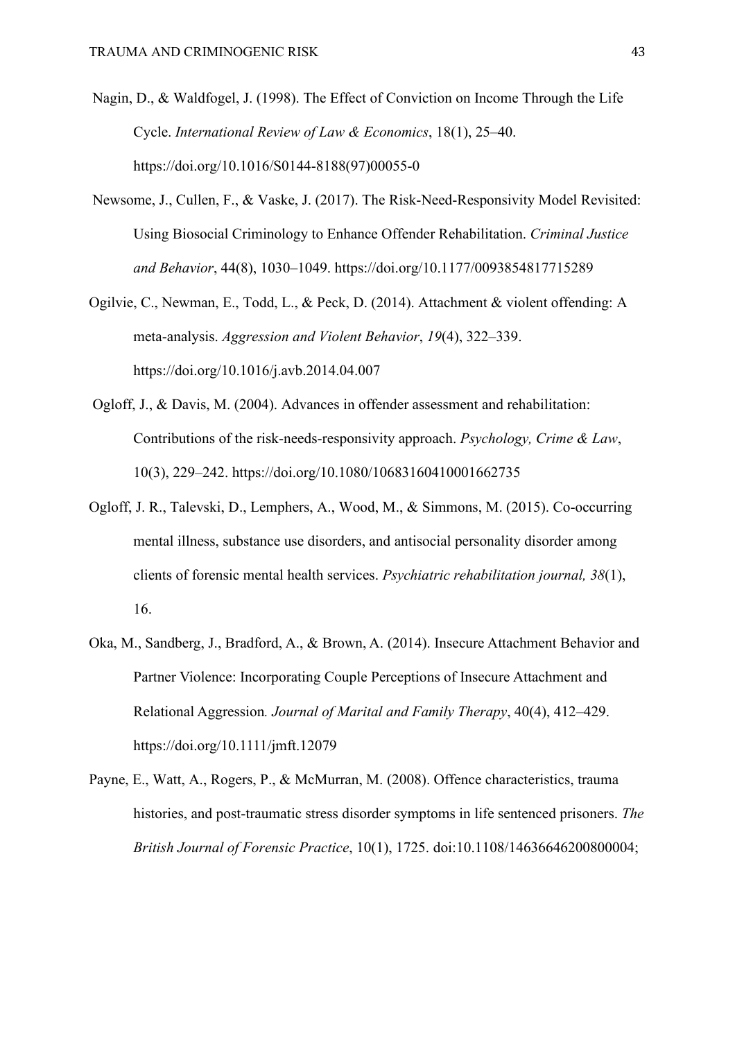Nagin, D., & Waldfogel, J. (1998). The Effect of Conviction on Income Through the Life Cycle. *International Review of Law & Economics*, 18(1), 25–40. https://doi.org/10.1016/S0144-8188(97)00055-0

Newsome, J., Cullen, F., & Vaske, J. (2017). The Risk-Need-Responsivity Model Revisited: Using Biosocial Criminology to Enhance Offender Rehabilitation. *Criminal Justice and Behavior*, 44(8), 1030–1049. https://doi.org/10.1177/0093854817715289

Ogilvie, C., Newman, E., Todd, L., & Peck, D. (2014). Attachment & violent offending: A meta-analysis. *Aggression and Violent Behavior*, *19*(4), 322–339. https://doi.org/10.1016/j.avb.2014.04.007

Ogloff, J., & Davis, M. (2004). Advances in offender assessment and rehabilitation: Contributions of the risk-needs-responsivity approach. *Psychology, Crime & Law*, 10(3), 229–242. https://doi.org/10.1080/10683160410001662735

Ogloff, J. R., Talevski, D., Lemphers, A., Wood, M., & Simmons, M. (2015). Co-occurring mental illness, substance use disorders, and antisocial personality disorder among clients of forensic mental health services. *Psychiatric rehabilitation journal, 38*(1), 16.

Oka, M., Sandberg, J., Bradford, A., & Brown, A. (2014). Insecure Attachment Behavior and Partner Violence: Incorporating Couple Perceptions of Insecure Attachment and Relational Aggression*. Journal of Marital and Family Therapy*, 40(4), 412–429. https://doi.org/10.1111/jmft.12079

Payne, E., Watt, A., Rogers, P., & McMurran, M. (2008). Offence characteristics, trauma histories, and post-traumatic stress disorder symptoms in life sentenced prisoners. *The British Journal of Forensic Practice*, 10(1), 1725. doi:10.1108/14636646200800004;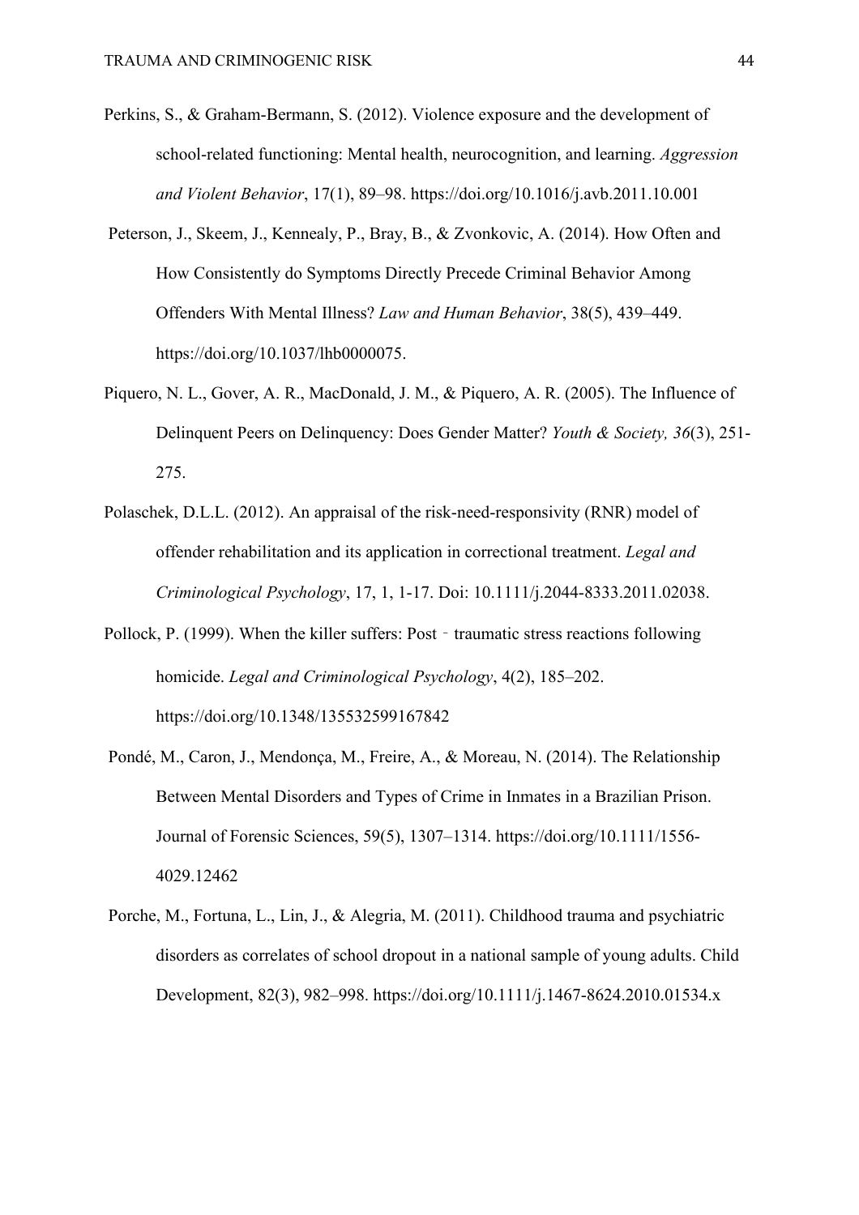Perkins, S., & Graham-Bermann, S. (2012). Violence exposure and the development of school-related functioning: Mental health, neurocognition, and learning. *Aggression and Violent Behavior*, 17(1), 89–98. https://doi.org/10.1016/j.avb.2011.10.001

Peterson, J., Skeem, J., Kennealy, P., Bray, B., & Zvonkovic, A. (2014). How Often and How Consistently do Symptoms Directly Precede Criminal Behavior Among Offenders With Mental Illness? *Law and Human Behavior*, 38(5), 439–449. https://doi.org/10.1037/lhb0000075.

Piquero, N. L., Gover, A. R., MacDonald, J. M., & Piquero, A. R. (2005). The Influence of Delinquent Peers on Delinquency: Does Gender Matter? *Youth & Society, 36*(3), 251-275.

Polaschek, D.L.L. (2012). An appraisal of the risk-need-responsivity (RNR) model of offender rehabilitation and its application in correctional treatment. *Legal and Criminological Psychology*, 17, 1, 1-17. Doi: 10.1111/j.2044-8333.2011.02038.

Pollock, P. (1999). When the killer suffers: Post‐traumatic stress reactions following homicide. *Legal and Criminological Psychology*, 4(2), 185–202. https://doi.org/10.1348/135532599167842

Pondé, M., Caron, J., Mendonça, M., Freire, A., & Moreau, N. (2014). The Relationship Between Mental Disorders and Types of Crime in Inmates in a Brazilian Prison. Journal of Forensic Sciences, 59(5), 1307–1314. https://doi.org/10.1111/1556-4029.12462

Porche, M., Fortuna, L., Lin, J., & Alegria, M. (2011). Childhood trauma and psychiatric disorders as correlates of school dropout in a national sample of young adults. Child Development, 82(3), 982–998. https://doi.org/10.1111/j.1467-8624.2010.01534.x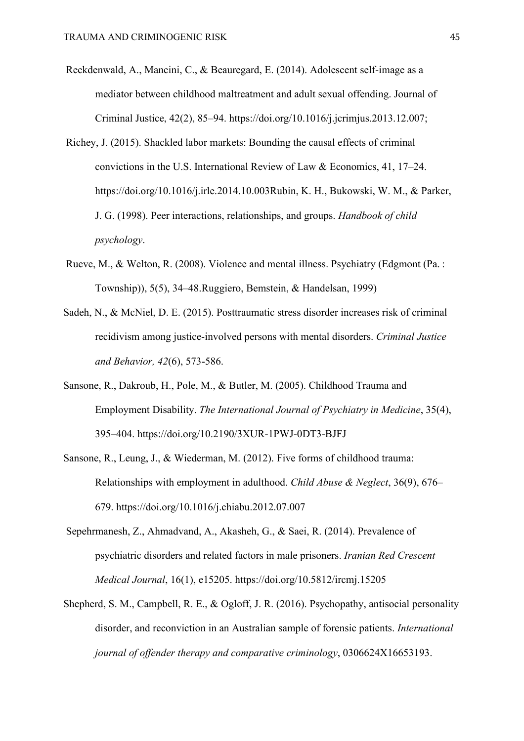Reckdenwald, A., Mancini, C., & Beauregard, E. (2014). Adolescent self-image as a mediator between childhood maltreatment and adult sexual offending. Journal of Criminal Justice, 42(2), 85–94. https://doi.org/10.1016/j.jcrimjus.2013.12.007;

Richey, J. (2015). Shackled labor markets: Bounding the causal effects of criminal convictions in the U.S. International Review of Law & Economics, 41, 17–24. https://doi.org/10.1016/j.irle.2014.10.003Rubin, K. H., Bukowski, W. M., & Parker, J. G. (1998). Peer interactions, relationships, and groups. *Handbook of child psychology*.

Rueve, M., & Welton, R. (2008). Violence and mental illness. Psychiatry (Edgmont (Pa. : Township)), 5(5), 34–48.Ruggiero, Bemstein, & Handelsan, 1999)

Sadeh, N., & McNiel, D. E. (2015). Posttraumatic stress disorder increases risk of criminal recidivism among justice-involved persons with mental disorders. *Criminal Justice and Behavior, 42*(6), 573-586.

Sansone, R., Dakroub, H., Pole, M., & Butler, M. (2005). Childhood Trauma and Employment Disability. *The International Journal of Psychiatry in Medicine*, 35(4), 395–404. https://doi.org/10.2190/3XUR-1PWJ-0DT3-BJFJ

Sansone, R., Leung, J., & Wiederman, M. (2012). Five forms of childhood trauma: Relationships with employment in adulthood. *Child Abuse & Neglect*, 36(9), 676–679. https://doi.org/10.1016/j.chiabu.2012.07.007

Sepehrmanesh, Z., Ahmadvand, A., Akasheh, G., & Saei, R. (2014). Prevalence of psychiatric disorders and related factors in male prisoners. *Iranian Red Crescent Medical Journal*, 16(1), e15205. https://doi.org/10.5812/ircmj.15205

Shepherd, S. M., Campbell, R. E., & Ogloff, J. R. (2016). Psychopathy, antisocial personality disorder, and reconviction in an Australian sample of forensic patients. *International journal of offender therapy and comparative criminology*, 0306624X16653193.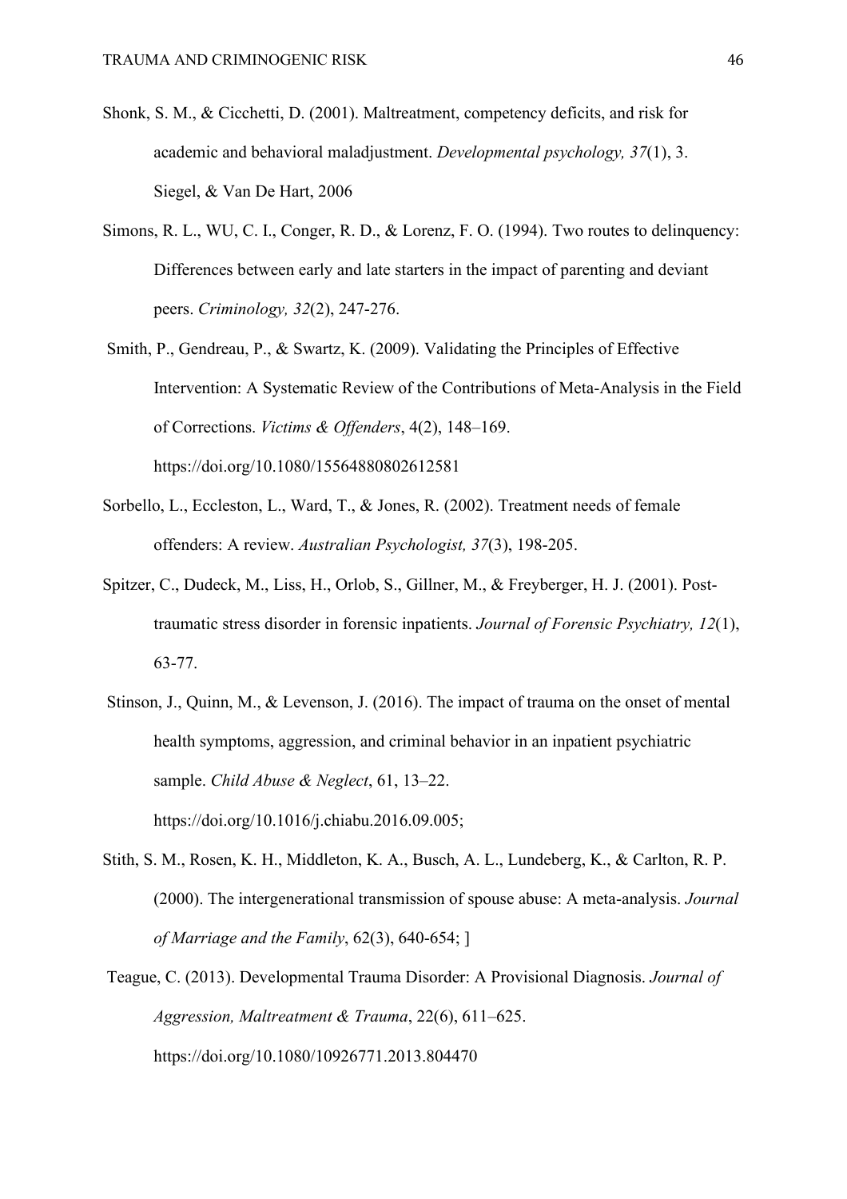Shonk, S. M., & Cicchetti, D. (2001). Maltreatment, competency deficits, and risk for academic and behavioral maladjustment. *Developmental psychology, 37*(1), 3. Siegel, & Van De Hart, 2006

Simons, R. L., WU, C. I., Conger, R. D., & Lorenz, F. O. (1994). Two routes to delinquency: Differences between early and late starters in the impact of parenting and deviant peers. *Criminology, 32*(2), 247-276.

Smith, P., Gendreau, P., & Swartz, K. (2009). Validating the Principles of Effective Intervention: A Systematic Review of the Contributions of Meta-Analysis in the Field of Corrections. *Victims & Offenders*, 4(2), 148–169. https://doi.org/10.1080/15564880802612581

Sorbello, L., Eccleston, L., Ward, T., & Jones, R. (2002). Treatment needs of female offenders: A review. *Australian Psychologist, 37*(3), 198-205.

Spitzer, C., Dudeck, M., Liss, H., Orlob, S., Gillner, M., & Freyberger, H. J. (2001). Post-traumatic stress disorder in forensic inpatients. *Journal of Forensic Psychiatry, 12*(1), 63-77.

Stinson, J., Quinn, M., & Levenson, J. (2016). The impact of trauma on the onset of mental health symptoms, aggression, and criminal behavior in an inpatient psychiatric sample. *Child Abuse & Neglect*, 61, 13–22. https://doi.org/10.1016/j.chiabu.2016.09.005;

Stith, S. M., Rosen, K. H., Middleton, K. A., Busch, A. L., Lundeberg, K., & Carlton, R. P. (2000). The intergenerational transmission of spouse abuse: A meta-analysis. *Journal of Marriage and the Family*, 62(3), 640-654; ]

Teague, C. (2013). Developmental Trauma Disorder: A Provisional Diagnosis. *Journal of Aggression, Maltreatment & Trauma*, 22(6), 611–625. https://doi.org/10.1080/10926771.2013.804470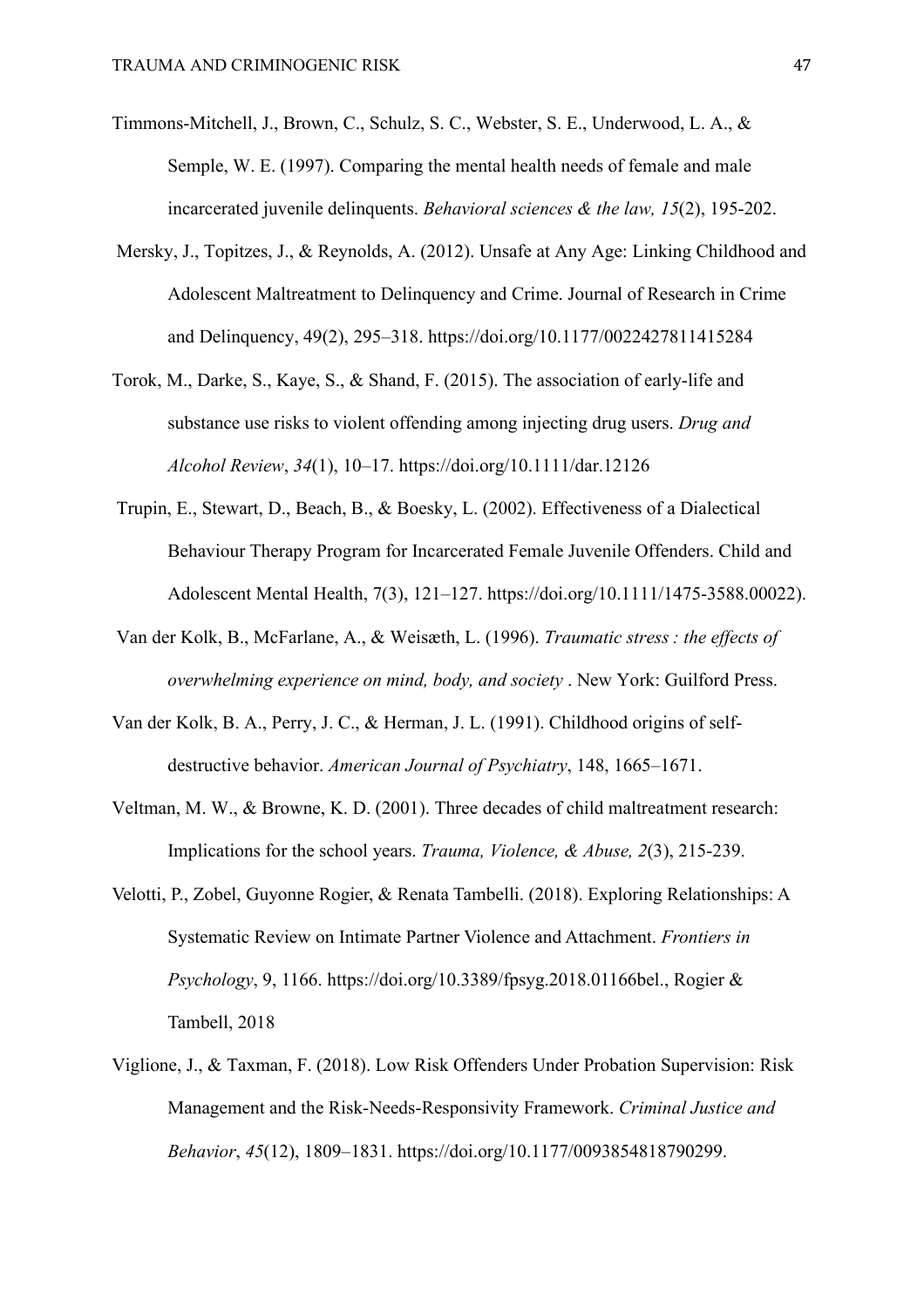Timmons-Mitchell, J., Brown, C., Schulz, S. C., Webster, S. E., Underwood, L. A., & Semple, W. E. (1997). Comparing the mental health needs of female and male incarcerated juvenile delinquents. *Behavioral sciences & the law, 15*(2), 195-202.

Mersky, J., Topitzes, J., & Reynolds, A. (2012). Unsafe at Any Age: Linking Childhood and Adolescent Maltreatment to Delinquency and Crime. Journal of Research in Crime and Delinquency, 49(2), 295–318. https://doi.org/10.1177/0022427811415284

Torok, M., Darke, S., Kaye, S., & Shand, F. (2015). The association of early-life and substance use risks to violent offending among injecting drug users. *Drug and Alcohol Review*, *34*(1), 10–17. https://doi.org/10.1111/dar.12126

Trupin, E., Stewart, D., Beach, B., & Boesky, L. (2002). Effectiveness of a Dialectical Behaviour Therapy Program for Incarcerated Female Juvenile Offenders. Child and Adolescent Mental Health, 7(3), 121–127. https://doi.org/10.1111/1475-3588.00022).

Van der Kolk, B., McFarlane, A., & Weisæth, L. (1996). *Traumatic stress : the effects of overwhelming experience on mind, body, and society* . New York: Guilford Press.

Van der Kolk, B. A., Perry, J. C., & Herman, J. L. (1991). Childhood origins of self-destructive behavior. *American Journal of Psychiatry*, 148, 1665–1671.

Veltman, M. W., & Browne, K. D. (2001). Three decades of child maltreatment research: Implications for the school years. *Trauma, Violence, & Abuse, 2*(3), 215-239.

Velotti, P., Zobel, Guyonne Rogier, & Renata Tambelli. (2018). Exploring Relationships: A Systematic Review on Intimate Partner Violence and Attachment. *Frontiers in Psychology*, 9, 1166. https://doi.org/10.3389/fpsyg.2018.01166bel., Rogier & Tambell, 2018

Viglione, J., & Taxman, F. (2018). Low Risk Offenders Under Probation Supervision: Risk Management and the Risk-Needs-Responsivity Framework. *Criminal Justice and Behavior*, *45*(12), 1809–1831. https://doi.org/10.1177/0093854818790299.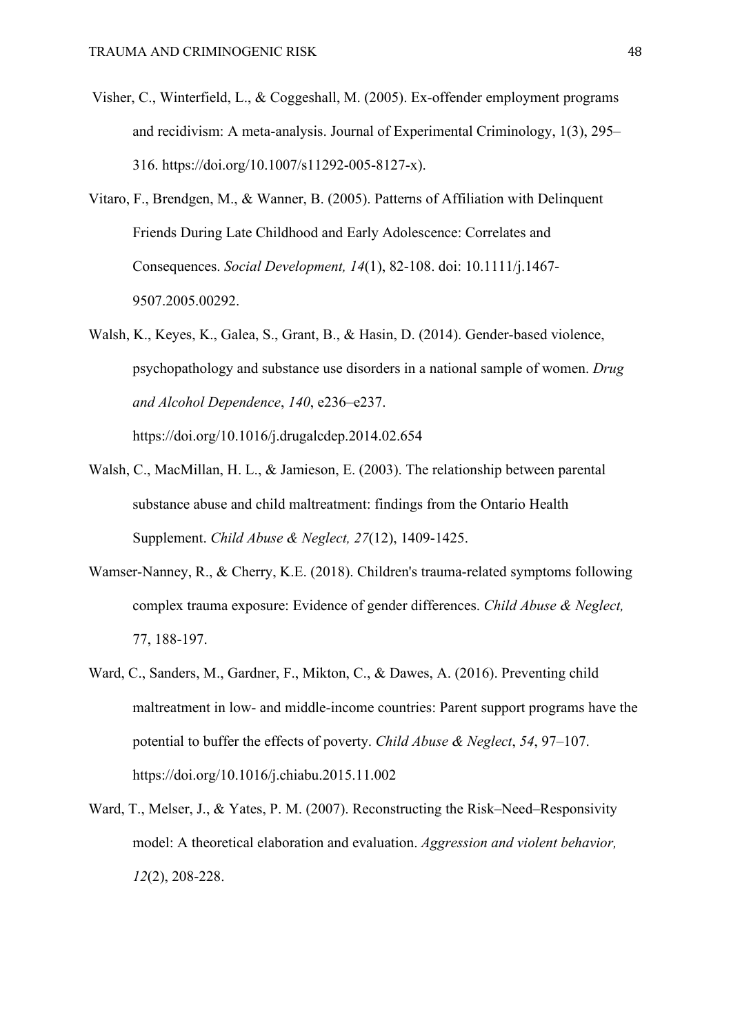Visher, C., Winterfield, L., & Coggeshall, M. (2005). Ex-offender employment programs and recidivism: A meta-analysis. Journal of Experimental Criminology, 1(3), 295–316. https://doi.org/10.1007/s11292-005-8127-x).

Vitaro, F., Brendgen, M., & Wanner, B. (2005). Patterns of Affiliation with Delinquent Friends During Late Childhood and Early Adolescence: Correlates and Consequences. *Social Development, 14*(1), 82-108. doi: 10.1111/j.1467-9507.2005.00292.

Walsh, K., Keyes, K., Galea, S., Grant, B., & Hasin, D. (2014). Gender-based violence, psychopathology and substance use disorders in a national sample of women. *Drug and Alcohol Dependence*, *140*, e236–e237. https://doi.org/10.1016/j.drugalcdep.2014.02.654

Walsh, C., MacMillan, H. L., & Jamieson, E. (2003). The relationship between parental substance abuse and child maltreatment: findings from the Ontario Health Supplement. *Child Abuse & Neglect, 27*(12), 1409-1425.

Wamser-Nanney, R., & Cherry, K.E. (2018). Children's trauma-related symptoms following complex trauma exposure: Evidence of gender differences. *Child Abuse & Neglect,* 77, 188-197.

Ward, C., Sanders, M., Gardner, F., Mikton, C., & Dawes, A. (2016). Preventing child maltreatment in low- and middle-income countries: Parent support programs have the potential to buffer the effects of poverty. *Child Abuse & Neglect*, *54*, 97–107. https://doi.org/10.1016/j.chiabu.2015.11.002

Ward, T., Melser, J., & Yates, P. M. (2007). Reconstructing the Risk–Need–Responsivity model: A theoretical elaboration and evaluation. *Aggression and violent behavior, 12*(2), 208-228.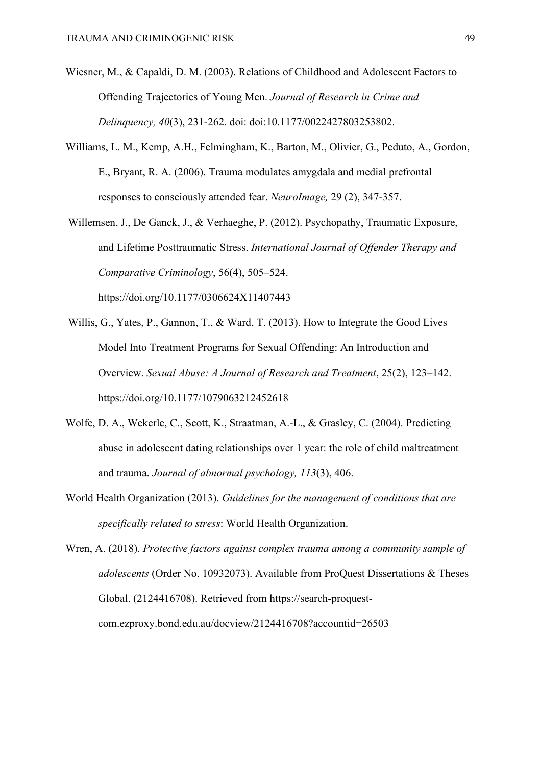Wiesner, M., & Capaldi, D. M. (2003). Relations of Childhood and Adolescent Factors to Offending Trajectories of Young Men. *Journal of Research in Crime and Delinquency, 40*(3), 231-262. doi: doi:10.1177/0022427803253802.

Williams, L. M., Kemp, A.H., Felmingham, K., Barton, M., Olivier, G., Peduto, A., Gordon, E., Bryant, R. A. (2006). Trauma modulates amygdala and medial prefrontal responses to consciously attended fear. *NeuroImage,* 29 (2), 347-357.

Willemsen, J., De Ganck, J., & Verhaeghe, P. (2012). Psychopathy, Traumatic Exposure, and Lifetime Posttraumatic Stress. *International Journal of Offender Therapy and Comparative Criminology*, 56(4), 505–524. https://doi.org/10.1177/0306624X11407443

Willis, G., Yates, P., Gannon, T., & Ward, T. (2013). How to Integrate the Good Lives Model Into Treatment Programs for Sexual Offending: An Introduction and Overview. *Sexual Abuse: A Journal of Research and Treatment*, 25(2), 123–142. https://doi.org/10.1177/1079063212452618

Wolfe, D. A., Wekerle, C., Scott, K., Straatman, A.-L., & Grasley, C. (2004). Predicting abuse in adolescent dating relationships over 1 year: the role of child maltreatment and trauma. *Journal of abnormal psychology, 113*(3), 406.

World Health Organization (2013). *Guidelines for the management of conditions that are specifically related to stress*: World Health Organization.

Wren, A. (2018). *Protective factors against complex trauma among a community sample of adolescents* (Order No. 10932073). Available from ProQuest Dissertations & Theses Global. (2124416708). Retrieved from https://search-proquest-com.ezproxy.bond.edu.au/docview/2124416708?accountid=26503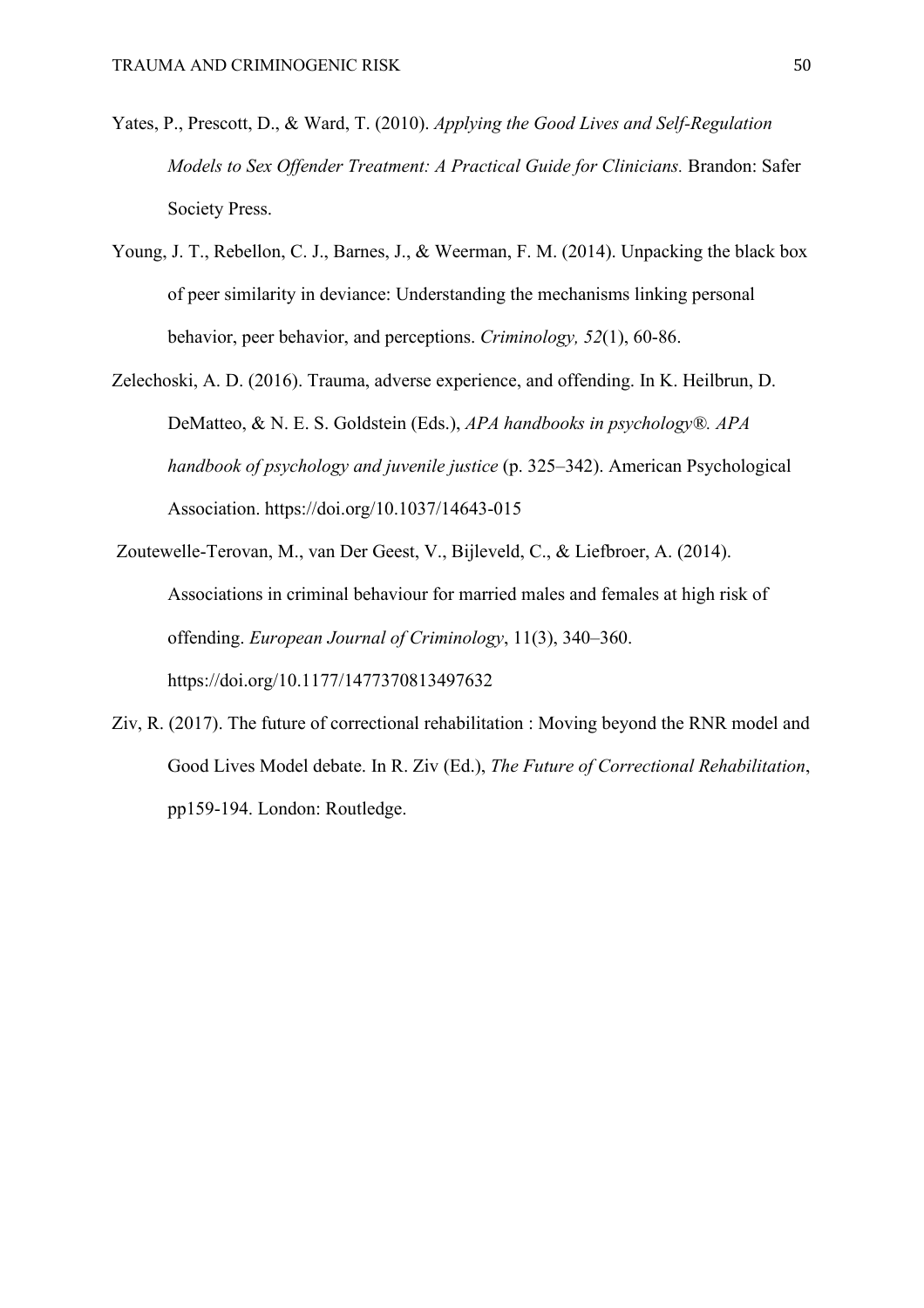Yates, P., Prescott, D., & Ward, T. (2010). *Applying the Good Lives and Self-Regulation Models to Sex Offender Treatment: A Practical Guide for Clinicians.* Brandon: Safer Society Press.

Young, J. T., Rebellon, C. J., Barnes, J., & Weerman, F. M. (2014). Unpacking the black box of peer similarity in deviance: Understanding the mechanisms linking personal behavior, peer behavior, and perceptions. *Criminology, 52*(1), 60-86.

Zelechoski, A. D. (2016). Trauma, adverse experience, and offending. In K. Heilbrun, D. DeMatteo, & N. E. S. Goldstein (Eds.), *APA handbooks in psychology®. APA handbook of psychology and juvenile justice* (p. 325–342). American Psychological Association. https://doi.org/10.1037/14643-015

Zoutewelle-Terovan, M., van Der Geest, V., Bijleveld, C., & Liefbroer, A. (2014). Associations in criminal behaviour for married males and females at high risk of offending. *European Journal of Criminology*, 11(3), 340–360. https://doi.org/10.1177/1477370813497632

Ziv, R. (2017). The future of correctional rehabilitation : Moving beyond the RNR model and Good Lives Model debate. In R. Ziv (Ed.), *The Future of Correctional Rehabilitation*, pp159-194. London: Routledge.